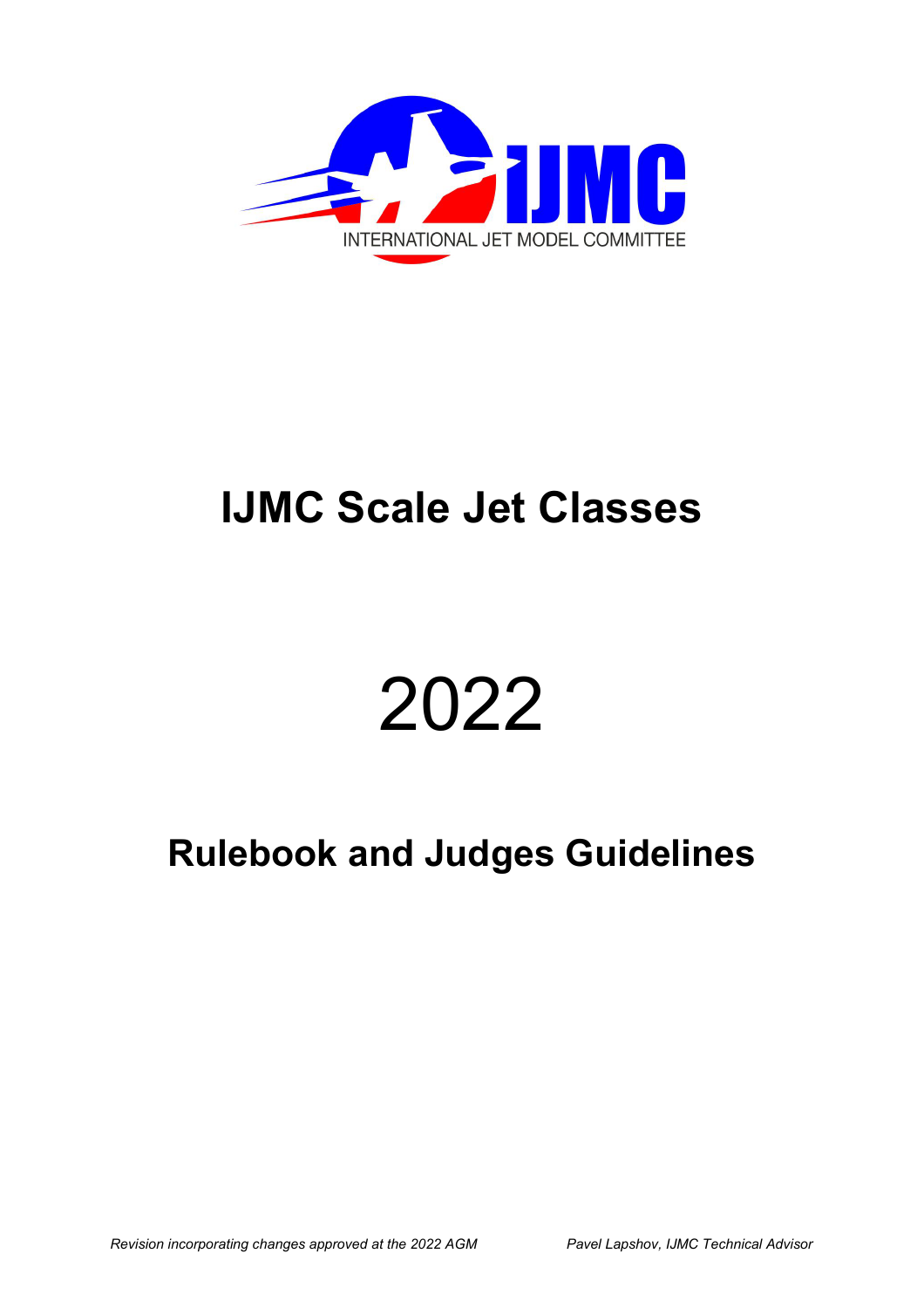IJMC

INTERNATIONAL JET MODEL COMMITTEE

# IJMC Scale Jet Classes

# 2022

## Rulebook and Judges Guidelines

*Revision incorporating changes approved at the 2022 AGM*

*Pavel Lapshov, IJMC Technical Advisor*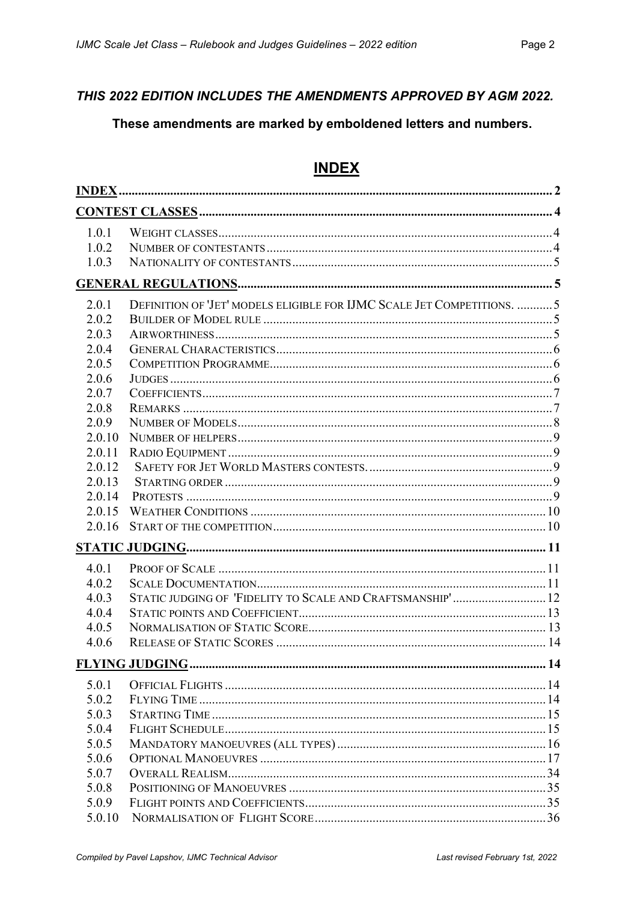***THIS 2022 EDITION INCLUDES THE AMENDMENTS APPROVED BY AGM 2022.***

**These amendments are marked by emboldened letters and numbers.**

# INDEX

| | | |
|---|---|---|
| **INDEX** | | **2** |
| **CONTEST CLASSES** | | **4** |
| 1.0.1 | WEIGHT CLASSES | 4 |
| 1.0.2 | NUMBER OF CONTESTANTS | 4 |
| 1.0.3 | NATIONALITY OF CONTESTANTS | 5 |
| **GENERAL REGULATIONS** | | **5** |
| 2.0.1 | DEFINITION OF 'JET' MODELS ELIGIBLE FOR IJMC SCALE JET COMPETITIONS. | 5 |
| 2.0.2 | BUILDER OF MODEL RULE | 5 |
| 2.0.3 | AIRWORTHINESS | 5 |
| 2.0.4 | GENERAL CHARACTERISTICS | 6 |
| 2.0.5 | COMPETITION PROGRAMME | 6 |
| 2.0.6 | JUDGES | 6 |
| 2.0.7 | COEFFICIENTS | 7 |
| 2.0.8 | REMARKS | 7 |
| 2.0.9 | NUMBER OF MODELS | 8 |
| 2.0.10 | NUMBER OF HELPERS | 9 |
| 2.0.11 | RADIO EQUIPMENT | 9 |
| 2.0.12 | SAFETY FOR JET WORLD MASTERS CONTESTS. | 9 |
| 2.0.13 | STARTING ORDER | 9 |
| 2.0.14 | PROTESTS | 9 |
| 2.0.15 | WEATHER CONDITIONS | 10 |
| 2.0.16 | START OF THE COMPETITION | 10 |
| **STATIC JUDGING** | | **11** |
| 4.0.1 | PROOF OF SCALE | 11 |
| 4.0.2 | SCALE DOCUMENTATION | 11 |
| 4.0.3 | STATIC JUDGING OF 'FIDELITY TO SCALE AND CRAFTSMANSHIP' | 12 |
| 4.0.4 | STATIC POINTS AND COEFFICIENT | 13 |
| 4.0.5 | NORMALISATION OF STATIC SCORE | 13 |
| 4.0.6 | RELEASE OF STATIC SCORES | 14 |
| **FLYING JUDGING** | | **14** |
| 5.0.1 | OFFICIAL FLIGHTS | 14 |
| 5.0.2 | FLYING TIME | 14 |
| 5.0.3 | STARTING TIME | 15 |
| 5.0.4 | FLIGHT SCHEDULE | 15 |
| 5.0.5 | MANDATORY MANOEUVRES (ALL TYPES) | 16 |
| 5.0.6 | OPTIONAL MANOEUVRES | 17 |
| 5.0.7 | OVERALL REALISM | 34 |
| 5.0.8 | POSITIONING OF MANOEUVRES | 35 |
| 5.0.9 | FLIGHT POINTS AND COEFFICIENTS | 35 |
| 5.0.10 | NORMALISATION OF FLIGHT SCORE | 36 |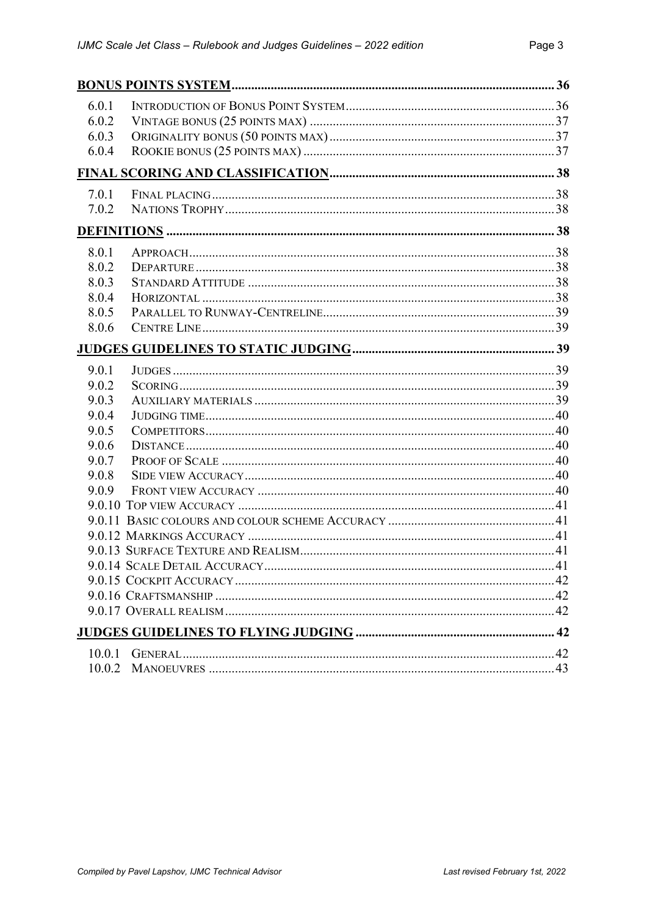| | | |
|---|---|---|
| **BONUS POINTS SYSTEM** | | **36** |
| 6.0.1 | INTRODUCTION OF BONUS POINT SYSTEM | 36 |
| 6.0.2 | VINTAGE BONUS (25 POINTS MAX) | 37 |
| 6.0.3 | ORIGINALITY BONUS (50 POINTS MAX) | 37 |
| 6.0.4 | ROOKIE BONUS (25 POINTS MAX) | 37 |
| **FINAL SCORING AND CLASSIFICATION** | | **38** |
| 7.0.1 | FINAL PLACING | 38 |
| 7.0.2 | NATIONS TROPHY | 38 |
| **DEFINITIONS** | | **38** |
| 8.0.1 | APPROACH | 38 |
| 8.0.2 | DEPARTURE | 38 |
| 8.0.3 | STANDARD ATTITUDE | 38 |
| 8.0.4 | HORIZONTAL | 38 |
| 8.0.5 | PARALLEL TO RUNWAY-CENTRELINE | 39 |
| 8.0.6 | CENTRE LINE | 39 |
| **JUDGES GUIDELINES TO STATIC JUDGING** | | **39** |
| 9.0.1 | JUDGES | 39 |
| 9.0.2 | SCORING | 39 |
| 9.0.3 | AUXILIARY MATERIALS | 39 |
| 9.0.4 | JUDGING TIME | 40 |
| 9.0.5 | COMPETITORS | 40 |
| 9.0.6 | DISTANCE | 40 |
| 9.0.7 | PROOF OF SCALE | 40 |
| 9.0.8 | SIDE VIEW ACCURACY | 40 |
| 9.0.9 | FRONT VIEW ACCURACY | 40 |
| 9.0.10 | TOP VIEW ACCURACY | 41 |
| 9.0.11 | BASIC COLOURS AND COLOUR SCHEME ACCURACY | 41 |
| 9.0.12 | MARKINGS ACCURACY | 41 |
| 9.0.13 | SURFACE TEXTURE AND REALISM | 41 |
| 9.0.14 | SCALE DETAIL ACCURACY | 41 |
| 9.0.15 | COCKPIT ACCURACY | 42 |
| 9.0.16 | CRAFTSMANSHIP | 42 |
| 9.0.17 | OVERALL REALISM | 42 |
| **JUDGES GUIDELINES TO FLYING JUDGING** | | **42** |
| 10.0.1 | GENERAL | 42 |
| 10.0.2 | MANOEUVRES | 43 |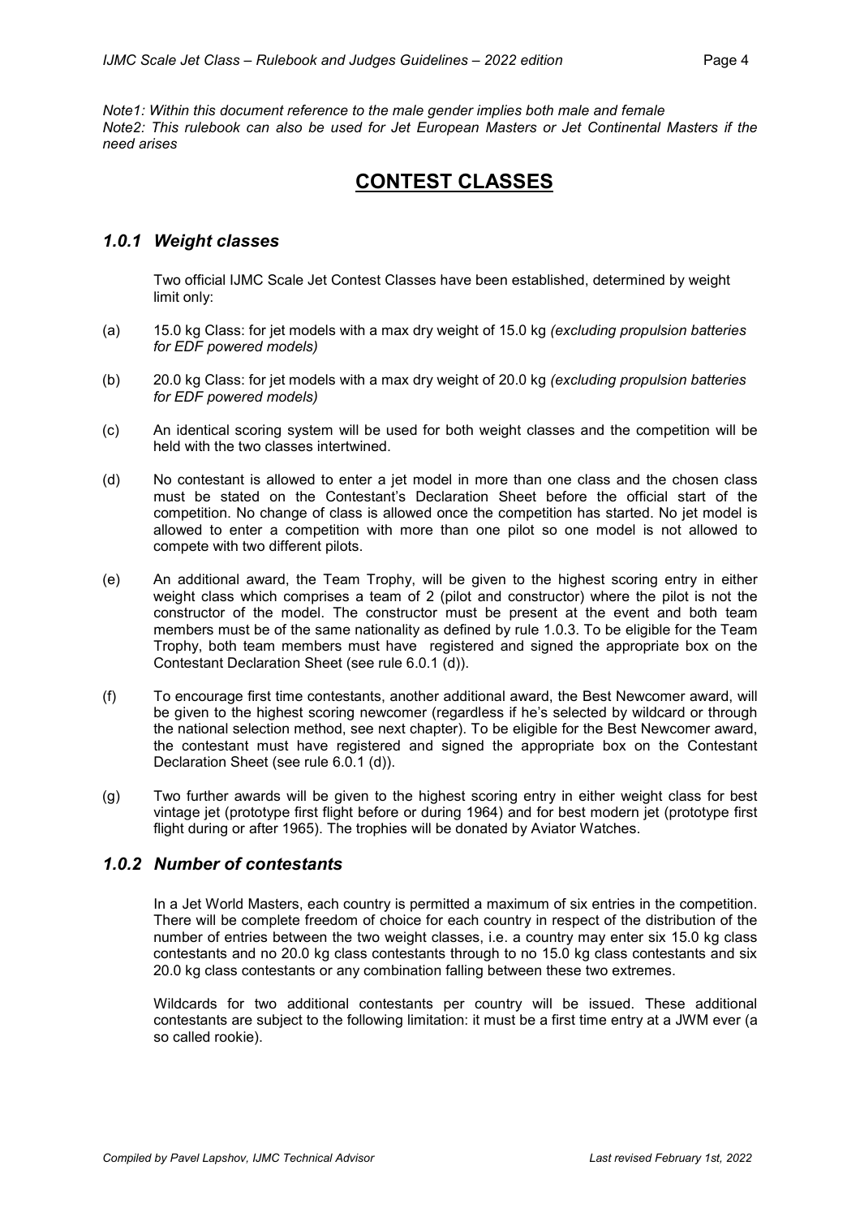*Note1: Within this document reference to the male gender implies both male and female*
*Note2: This rulebook can also be used for Jet European Masters or Jet Continental Masters if the need arises*

# CONTEST CLASSES

### *1.0.1 Weight classes*

Two official IJMC Scale Jet Contest Classes have been established, determined by weight limit only:

(a) 15.0 kg Class: for jet models with a max dry weight of 15.0 kg *(excluding propulsion batteries for EDF powered models)*

(b) 20.0 kg Class: for jet models with a max dry weight of 20.0 kg *(excluding propulsion batteries for EDF powered models)*

(c) An identical scoring system will be used for both weight classes and the competition will be held with the two classes intertwined.

(d) No contestant is allowed to enter a jet model in more than one class and the chosen class must be stated on the Contestant's Declaration Sheet before the official start of the competition. No change of class is allowed once the competition has started. No jet model is allowed to enter a competition with more than one pilot so one model is not allowed to compete with two different pilots.

(e) An additional award, the Team Trophy, will be given to the highest scoring entry in either weight class which comprises a team of 2 (pilot and constructor) where the pilot is not the constructor of the model. The constructor must be present at the event and both team members must be of the same nationality as defined by rule 1.0.3. To be eligible for the Team Trophy, both team members must have registered and signed the appropriate box on the Contestant Declaration Sheet (see rule 6.0.1 (d)).

(f) To encourage first time contestants, another additional award, the Best Newcomer award, will be given to the highest scoring newcomer (regardless if he's selected by wildcard or through the national selection method, see next chapter). To be eligible for the Best Newcomer award, the contestant must have registered and signed the appropriate box on the Contestant Declaration Sheet (see rule 6.0.1 (d)).

(g) Two further awards will be given to the highest scoring entry in either weight class for best vintage jet (prototype first flight before or during 1964) and for best modern jet (prototype first flight during or after 1965). The trophies will be donated by Aviator Watches.

### *1.0.2 Number of contestants*

In a Jet World Masters, each country is permitted a maximum of six entries in the competition. There will be complete freedom of choice for each country in respect of the distribution of the number of entries between the two weight classes, i.e. a country may enter six 15.0 kg class contestants and no 20.0 kg class contestants through to no 15.0 kg class contestants and six 20.0 kg class contestants or any combination falling between these two extremes.

Wildcards for two additional contestants per country will be issued. These additional contestants are subject to the following limitation: it must be a first time entry at a JWM ever (a so called rookie).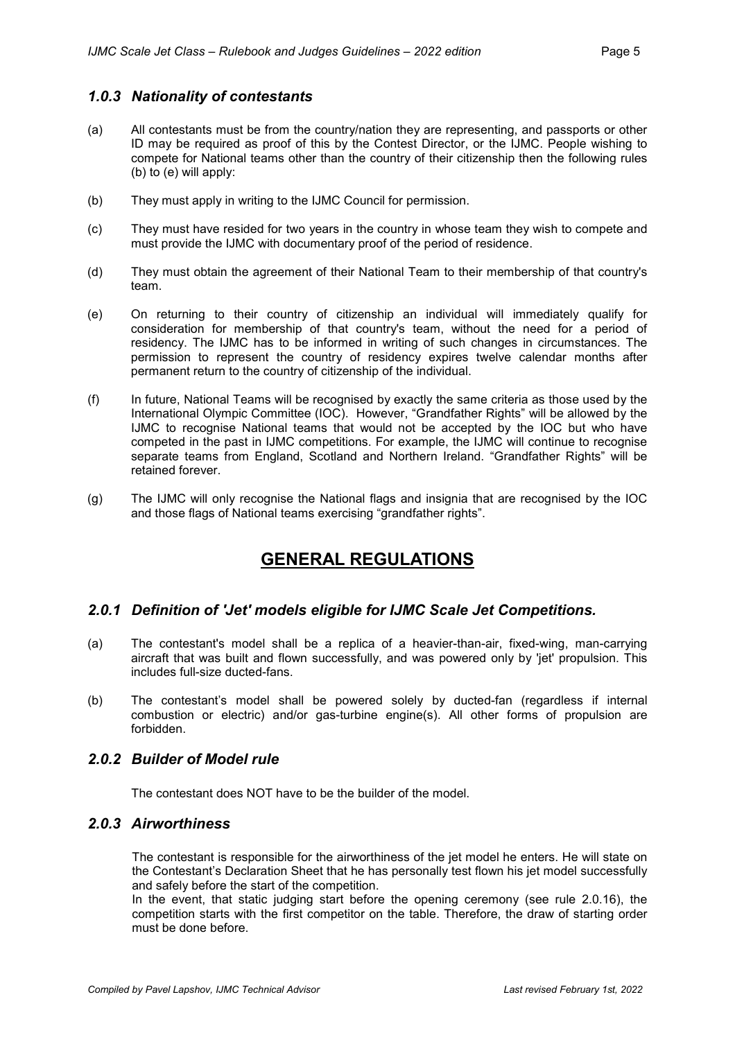### *1.0.3 Nationality of contestants*

(a) All contestants must be from the country/nation they are representing, and passports or other ID may be required as proof of this by the Contest Director, or the IJMC. People wishing to compete for National teams other than the country of their citizenship then the following rules (b) to (e) will apply:

(b) They must apply in writing to the IJMC Council for permission.

(c) They must have resided for two years in the country in whose team they wish to compete and must provide the IJMC with documentary proof of the period of residence.

(d) They must obtain the agreement of their National Team to their membership of that country's team.

(e) On returning to their country of citizenship an individual will immediately qualify for consideration for membership of that country's team, without the need for a period of residency. The IJMC has to be informed in writing of such changes in circumstances. The permission to represent the country of residency expires twelve calendar months after permanent return to the country of citizenship of the individual.

(f) In future, National Teams will be recognised by exactly the same criteria as those used by the International Olympic Committee (IOC). However, "Grandfather Rights" will be allowed by the IJMC to recognise National teams that would not be accepted by the IOC but who have competed in the past in IJMC competitions. For example, the IJMC will continue to recognise separate teams from England, Scotland and Northern Ireland. "Grandfather Rights" will be retained forever.

(g) The IJMC will only recognise the National flags and insignia that are recognised by the IOC and those flags of National teams exercising "grandfather rights".

# GENERAL REGULATIONS

### *2.0.1 Definition of 'Jet' models eligible for IJMC Scale Jet Competitions.*

(a) The contestant's model shall be a replica of a heavier-than-air, fixed-wing, man-carrying aircraft that was built and flown successfully, and was powered only by 'jet' propulsion. This includes full-size ducted-fans.

(b) The contestant's model shall be powered solely by ducted-fan (regardless if internal combustion or electric) and/or gas-turbine engine(s). All other forms of propulsion are forbidden.

### *2.0.2 Builder of Model rule*

The contestant does NOT have to be the builder of the model.

### *2.0.3 Airworthiness*

The contestant is responsible for the airworthiness of the jet model he enters. He will state on the Contestant's Declaration Sheet that he has personally test flown his jet model successfully and safely before the start of the competition.

In the event, that static judging start before the opening ceremony (see rule 2.0.16), the competition starts with the first competitor on the table. Therefore, the draw of starting order must be done before.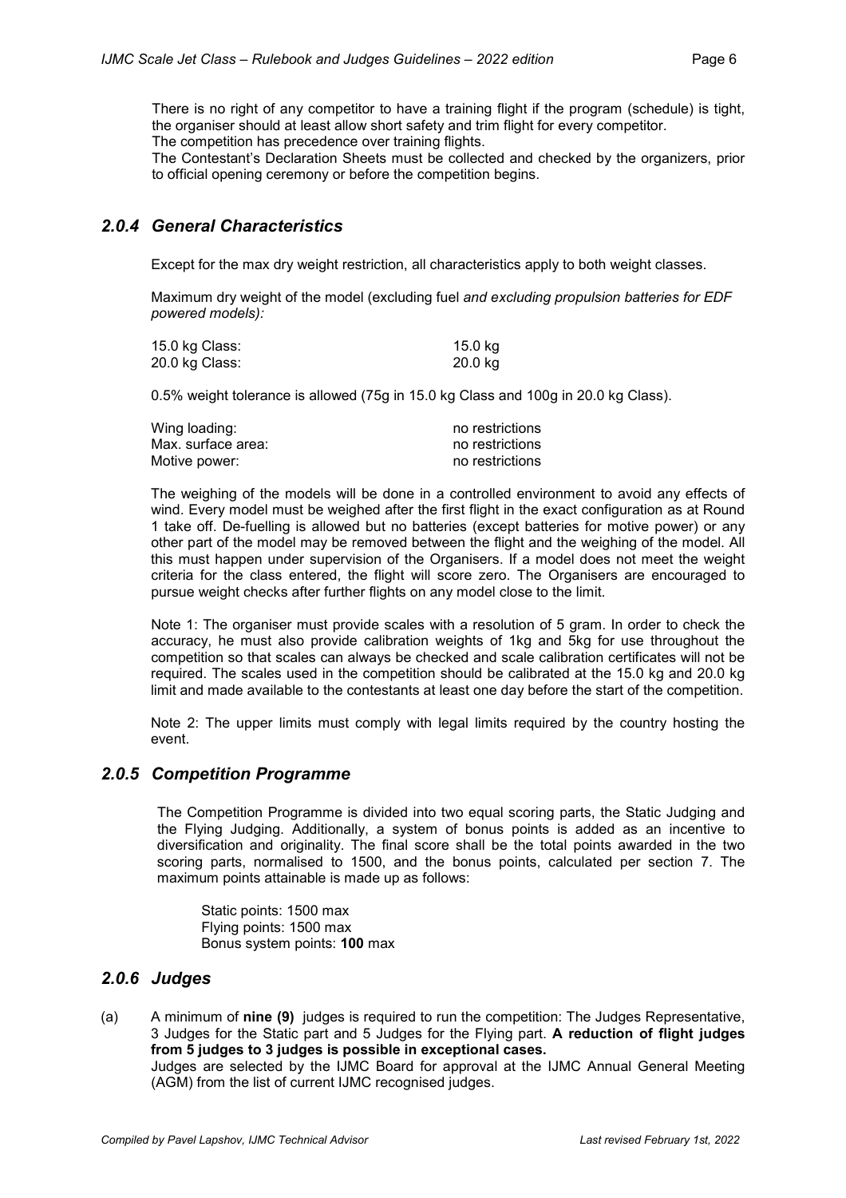There is no right of any competitor to have a training flight if the program (schedule) is tight, the organiser should at least allow short safety and trim flight for every competitor.
The competition has precedence over training flights.
The Contestant's Declaration Sheets must be collected and checked by the organizers, prior to official opening ceremony or before the competition begins.

### *2.0.4 General Characteristics*

Except for the max dry weight restriction, all characteristics apply to both weight classes.

Maximum dry weight of the model (excluding fuel *and excluding propulsion batteries for EDF powered models):*

| | |
|---|---|
| 15.0 kg Class: | 15.0 kg |
| 20.0 kg Class: | 20.0 kg |

0.5% weight tolerance is allowed (75g in 15.0 kg Class and 100g in 20.0 kg Class).

| | |
|---|---|
| Wing loading: | no restrictions |
| Max. surface area: | no restrictions |
| Motive power: | no restrictions |

The weighing of the models will be done in a controlled environment to avoid any effects of wind. Every model must be weighed after the first flight in the exact configuration as at Round 1 take off. De-fuelling is allowed but no batteries (except batteries for motive power) or any other part of the model may be removed between the flight and the weighing of the model. All this must happen under supervision of the Organisers. If a model does not meet the weight criteria for the class entered, the flight will score zero. The Organisers are encouraged to pursue weight checks after further flights on any model close to the limit.

Note 1: The organiser must provide scales with a resolution of 5 gram. In order to check the accuracy, he must also provide calibration weights of 1kg and 5kg for use throughout the competition so that scales can always be checked and scale calibration certificates will not be required. The scales used in the competition should be calibrated at the 15.0 kg and 20.0 kg limit and made available to the contestants at least one day before the start of the competition.

Note 2: The upper limits must comply with legal limits required by the country hosting the event.

### *2.0.5 Competition Programme*

The Competition Programme is divided into two equal scoring parts, the Static Judging and the Flying Judging. Additionally, a system of bonus points is added as an incentive to diversification and originality. The final score shall be the total points awarded in the two scoring parts, normalised to 1500, and the bonus points, calculated per section 7. The maximum points attainable is made up as follows:

Static points: 1500 max
Flying points: 1500 max
Bonus system points: **100** max

### *2.0.6 Judges*

(a) A minimum of **nine (9)** judges is required to run the competition: The Judges Representative, 3 Judges for the Static part and 5 Judges for the Flying part. **A reduction of flight judges from 5 judges to 3 judges is possible in exceptional cases.**
Judges are selected by the IJMC Board for approval at the IJMC Annual General Meeting (AGM) from the list of current IJMC recognised judges.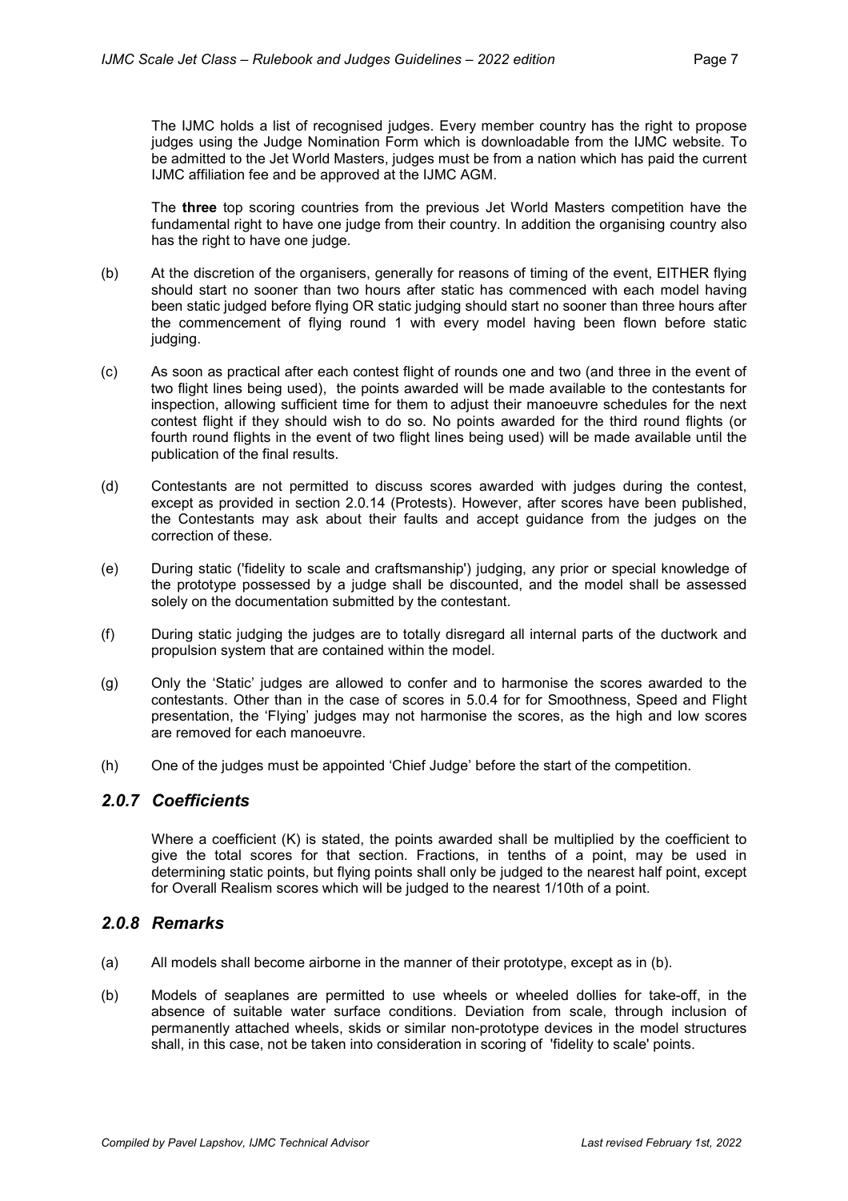The IJMC holds a list of recognised judges. Every member country has the right to propose judges using the Judge Nomination Form which is downloadable from the IJMC website. To be admitted to the Jet World Masters, judges must be from a nation which has paid the current IJMC affiliation fee and be approved at the IJMC AGM.

The **three** top scoring countries from the previous Jet World Masters competition have the fundamental right to have one judge from their country. In addition the organising country also has the right to have one judge.

(b) At the discretion of the organisers, generally for reasons of timing of the event, EITHER flying should start no sooner than two hours after static has commenced with each model having been static judged before flying OR static judging should start no sooner than three hours after the commencement of flying round 1 with every model having been flown before static judging.

(c) As soon as practical after each contest flight of rounds one and two (and three in the event of two flight lines being used), the points awarded will be made available to the contestants for inspection, allowing sufficient time for them to adjust their manoeuvre schedules for the next contest flight if they should wish to do so. No points awarded for the third round flights (or fourth round flights in the event of two flight lines being used) will be made available until the publication of the final results.

(d) Contestants are not permitted to discuss scores awarded with judges during the contest, except as provided in section 2.0.14 (Protests). However, after scores have been published, the Contestants may ask about their faults and accept guidance from the judges on the correction of these.

(e) During static ('fidelity to scale and craftsmanship') judging, any prior or special knowledge of the prototype possessed by a judge shall be discounted, and the model shall be assessed solely on the documentation submitted by the contestant.

(f) During static judging the judges are to totally disregard all internal parts of the ductwork and propulsion system that are contained within the model.

(g) Only the 'Static' judges are allowed to confer and to harmonise the scores awarded to the contestants. Other than in the case of scores in 5.0.4 for for Smoothness, Speed and Flight presentation, the 'Flying' judges may not harmonise the scores, as the high and low scores are removed for each manoeuvre.

(h) One of the judges must be appointed 'Chief Judge' before the start of the competition.

### *2.0.7 Coefficients*

Where a coefficient (K) is stated, the points awarded shall be multiplied by the coefficient to give the total scores for that section. Fractions, in tenths of a point, may be used in determining static points, but flying points shall only be judged to the nearest half point, except for Overall Realism scores which will be judged to the nearest 1/10th of a point.

### *2.0.8 Remarks*

(a) All models shall become airborne in the manner of their prototype, except as in (b).

(b) Models of seaplanes are permitted to use wheels or wheeled dollies for take-off, in the absence of suitable water surface conditions. Deviation from scale, through inclusion of permanently attached wheels, skids or similar non-prototype devices in the model structures shall, in this case, not be taken into consideration in scoring of 'fidelity to scale' points.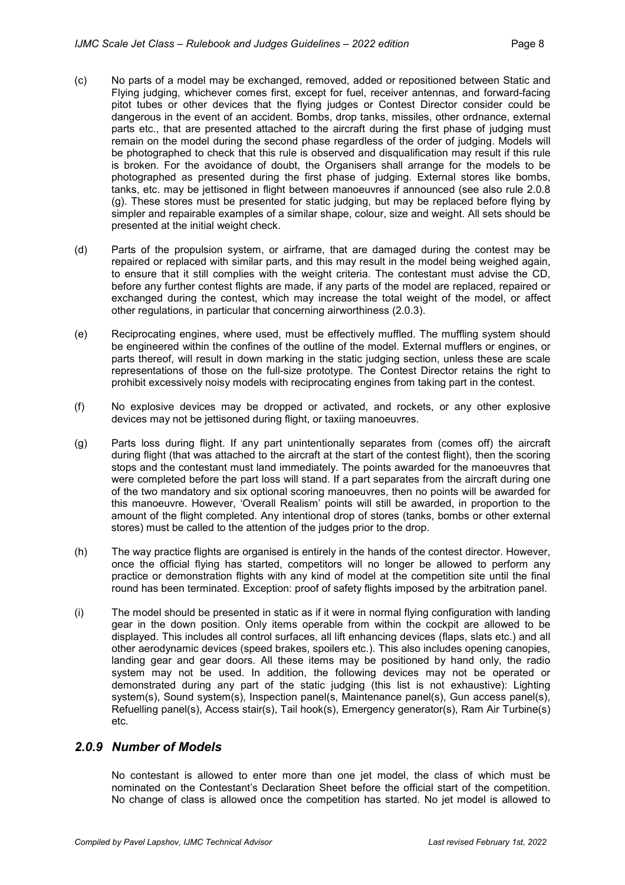(c) No parts of a model may be exchanged, removed, added or repositioned between Static and Flying judging, whichever comes first, except for fuel, receiver antennas, and forward-facing pitot tubes or other devices that the flying judges or Contest Director consider could be dangerous in the event of an accident. Bombs, drop tanks, missiles, other ordnance, external parts etc., that are presented attached to the aircraft during the first phase of judging must remain on the model during the second phase regardless of the order of judging. Models will be photographed to check that this rule is observed and disqualification may result if this rule is broken. For the avoidance of doubt, the Organisers shall arrange for the models to be photographed as presented during the first phase of judging. External stores like bombs, tanks, etc. may be jettisoned in flight between manoeuvres if announced (see also rule 2.0.8 (g). These stores must be presented for static judging, but may be replaced before flying by simpler and repairable examples of a similar shape, colour, size and weight. All sets should be presented at the initial weight check.

(d) Parts of the propulsion system, or airframe, that are damaged during the contest may be repaired or replaced with similar parts, and this may result in the model being weighed again, to ensure that it still complies with the weight criteria. The contestant must advise the CD, before any further contest flights are made, if any parts of the model are replaced, repaired or exchanged during the contest, which may increase the total weight of the model, or affect other regulations, in particular that concerning airworthiness (2.0.3).

(e) Reciprocating engines, where used, must be effectively muffled. The muffling system should be engineered within the confines of the outline of the model. External mufflers or engines, or parts thereof, will result in down marking in the static judging section, unless these are scale representations of those on the full-size prototype. The Contest Director retains the right to prohibit excessively noisy models with reciprocating engines from taking part in the contest.

(f) No explosive devices may be dropped or activated, and rockets, or any other explosive devices may not be jettisoned during flight, or taxiing manoeuvres.

(g) Parts loss during flight. If any part unintentionally separates from (comes off) the aircraft during flight (that was attached to the aircraft at the start of the contest flight), then the scoring stops and the contestant must land immediately. The points awarded for the manoeuvres that were completed before the part loss will stand. If a part separates from the aircraft during one of the two mandatory and six optional scoring manoeuvres, then no points will be awarded for this manoeuvre. However, 'Overall Realism' points will still be awarded, in proportion to the amount of the flight completed. Any intentional drop of stores (tanks, bombs or other external stores) must be called to the attention of the judges prior to the drop.

(h) The way practice flights are organised is entirely in the hands of the contest director. However, once the official flying has started, competitors will no longer be allowed to perform any practice or demonstration flights with any kind of model at the competition site until the final round has been terminated. Exception: proof of safety flights imposed by the arbitration panel.

(i) The model should be presented in static as if it were in normal flying configuration with landing gear in the down position. Only items operable from within the cockpit are allowed to be displayed. This includes all control surfaces, all lift enhancing devices (flaps, slats etc.) and all other aerodynamic devices (speed brakes, spoilers etc.). This also includes opening canopies, landing gear and gear doors. All these items may be positioned by hand only, the radio system may not be used. In addition, the following devices may not be operated or demonstrated during any part of the static judging (this list is not exhaustive): Lighting system(s), Sound system(s), Inspection panel(s, Maintenance panel(s), Gun access panel(s), Refuelling panel(s), Access stair(s), Tail hook(s), Emergency generator(s), Ram Air Turbine(s) etc.

### *2.0.9 Number of Models*

No contestant is allowed to enter more than one jet model, the class of which must be nominated on the Contestant's Declaration Sheet before the official start of the competition. No change of class is allowed once the competition has started. No jet model is allowed to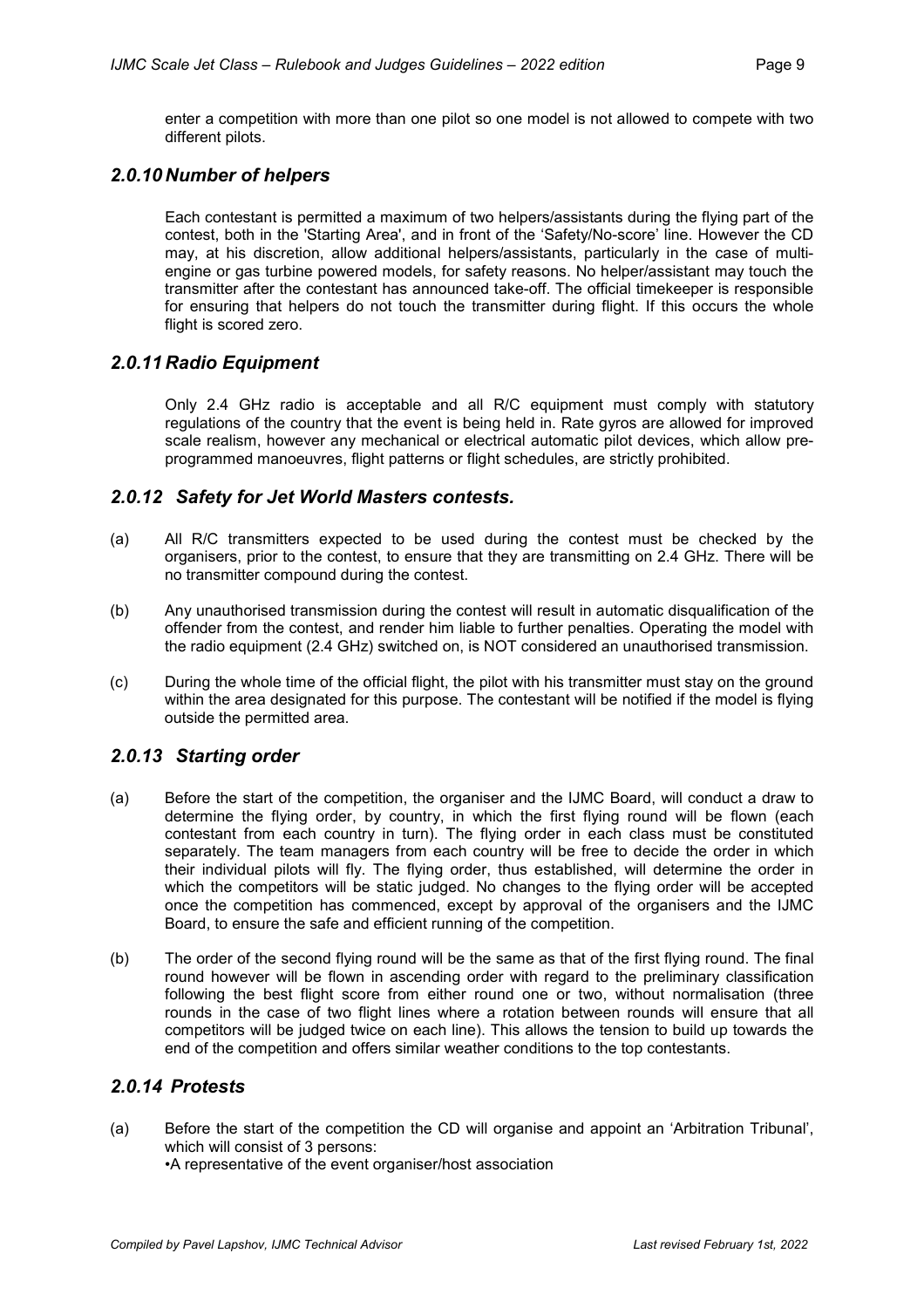enter a competition with more than one pilot so one model is not allowed to compete with two different pilots.

### *2.0.10 Number of helpers*

Each contestant is permitted a maximum of two helpers/assistants during the flying part of the contest, both in the 'Starting Area', and in front of the 'Safety/No-score' line. However the CD may, at his discretion, allow additional helpers/assistants, particularly in the case of multi-engine or gas turbine powered models, for safety reasons. No helper/assistant may touch the transmitter after the contestant has announced take-off. The official timekeeper is responsible for ensuring that helpers do not touch the transmitter during flight. If this occurs the whole flight is scored zero.

### *2.0.11 Radio Equipment*

Only 2.4 GHz radio is acceptable and all R/C equipment must comply with statutory regulations of the country that the event is being held in. Rate gyros are allowed for improved scale realism, however any mechanical or electrical automatic pilot devices, which allow pre-programmed manoeuvres, flight patterns or flight schedules, are strictly prohibited.

### *2.0.12 Safety for Jet World Masters contests.*

(a) All R/C transmitters expected to be used during the contest must be checked by the organisers, prior to the contest, to ensure that they are transmitting on 2.4 GHz. There will be no transmitter compound during the contest.

(b) Any unauthorised transmission during the contest will result in automatic disqualification of the offender from the contest, and render him liable to further penalties. Operating the model with the radio equipment (2.4 GHz) switched on, is NOT considered an unauthorised transmission.

(c) During the whole time of the official flight, the pilot with his transmitter must stay on the ground within the area designated for this purpose. The contestant will be notified if the model is flying outside the permitted area.

### *2.0.13 Starting order*

(a) Before the start of the competition, the organiser and the IJMC Board, will conduct a draw to determine the flying order, by country, in which the first flying round will be flown (each contestant from each country in turn). The flying order in each class must be constituted separately. The team managers from each country will be free to decide the order in which their individual pilots will fly. The flying order, thus established, will determine the order in which the competitors will be static judged. No changes to the flying order will be accepted once the competition has commenced, except by approval of the organisers and the IJMC Board, to ensure the safe and efficient running of the competition.

(b) The order of the second flying round will be the same as that of the first flying round. The final round however will be flown in ascending order with regard to the preliminary classification following the best flight score from either round one or two, without normalisation (three rounds in the case of two flight lines where a rotation between rounds will ensure that all competitors will be judged twice on each line). This allows the tension to build up towards the end of the competition and offers similar weather conditions to the top contestants.

### *2.0.14 Protests*

(a) Before the start of the competition the CD will organise and appoint an 'Arbitration Tribunal', which will consist of 3 persons:
•A representative of the event organiser/host association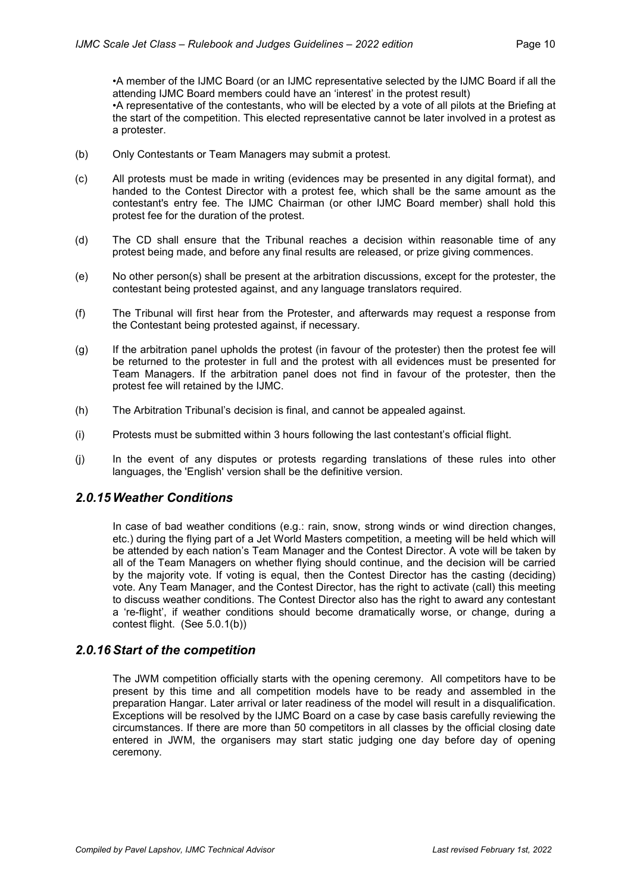•A member of the IJMC Board (or an IJMC representative selected by the IJMC Board if all the attending IJMC Board members could have an 'interest' in the protest result)
•A representative of the contestants, who will be elected by a vote of all pilots at the Briefing at the start of the competition. This elected representative cannot be later involved in a protest as a protester.

(b) Only Contestants or Team Managers may submit a protest.

(c) All protests must be made in writing (evidences may be presented in any digital format), and handed to the Contest Director with a protest fee, which shall be the same amount as the contestant's entry fee. The IJMC Chairman (or other IJMC Board member) shall hold this protest fee for the duration of the protest.

(d) The CD shall ensure that the Tribunal reaches a decision within reasonable time of any protest being made, and before any final results are released, or prize giving commences.

(e) No other person(s) shall be present at the arbitration discussions, except for the protester, the contestant being protested against, and any language translators required.

(f) The Tribunal will first hear from the Protester, and afterwards may request a response from the Contestant being protested against, if necessary.

(g) If the arbitration panel upholds the protest (in favour of the protester) then the protest fee will be returned to the protester in full and the protest with all evidences must be presented for Team Managers. If the arbitration panel does not find in favour of the protester, then the protest fee will retained by the IJMC.

(h) The Arbitration Tribunal's decision is final, and cannot be appealed against.

(i) Protests must be submitted within 3 hours following the last contestant's official flight.

(j) In the event of any disputes or protests regarding translations of these rules into other languages, the 'English' version shall be the definitive version.

## *2.0.15 Weather Conditions*

In case of bad weather conditions (e.g.: rain, snow, strong winds or wind direction changes, etc.) during the flying part of a Jet World Masters competition, a meeting will be held which will be attended by each nation's Team Manager and the Contest Director. A vote will be taken by all of the Team Managers on whether flying should continue, and the decision will be carried by the majority vote. If voting is equal, then the Contest Director has the casting (deciding) vote. Any Team Manager, and the Contest Director, has the right to activate (call) this meeting to discuss weather conditions. The Contest Director also has the right to award any contestant a 're-flight', if weather conditions should become dramatically worse, or change, during a contest flight. (See 5.0.1(b))

## *2.0.16 Start of the competition*

The JWM competition officially starts with the opening ceremony. All competitors have to be present by this time and all competition models have to be ready and assembled in the preparation Hangar. Later arrival or later readiness of the model will result in a disqualification. Exceptions will be resolved by the IJMC Board on a case by case basis carefully reviewing the circumstances. If there are more than 50 competitors in all classes by the official closing date entered in JWM, the organisers may start static judging one day before day of opening ceremony.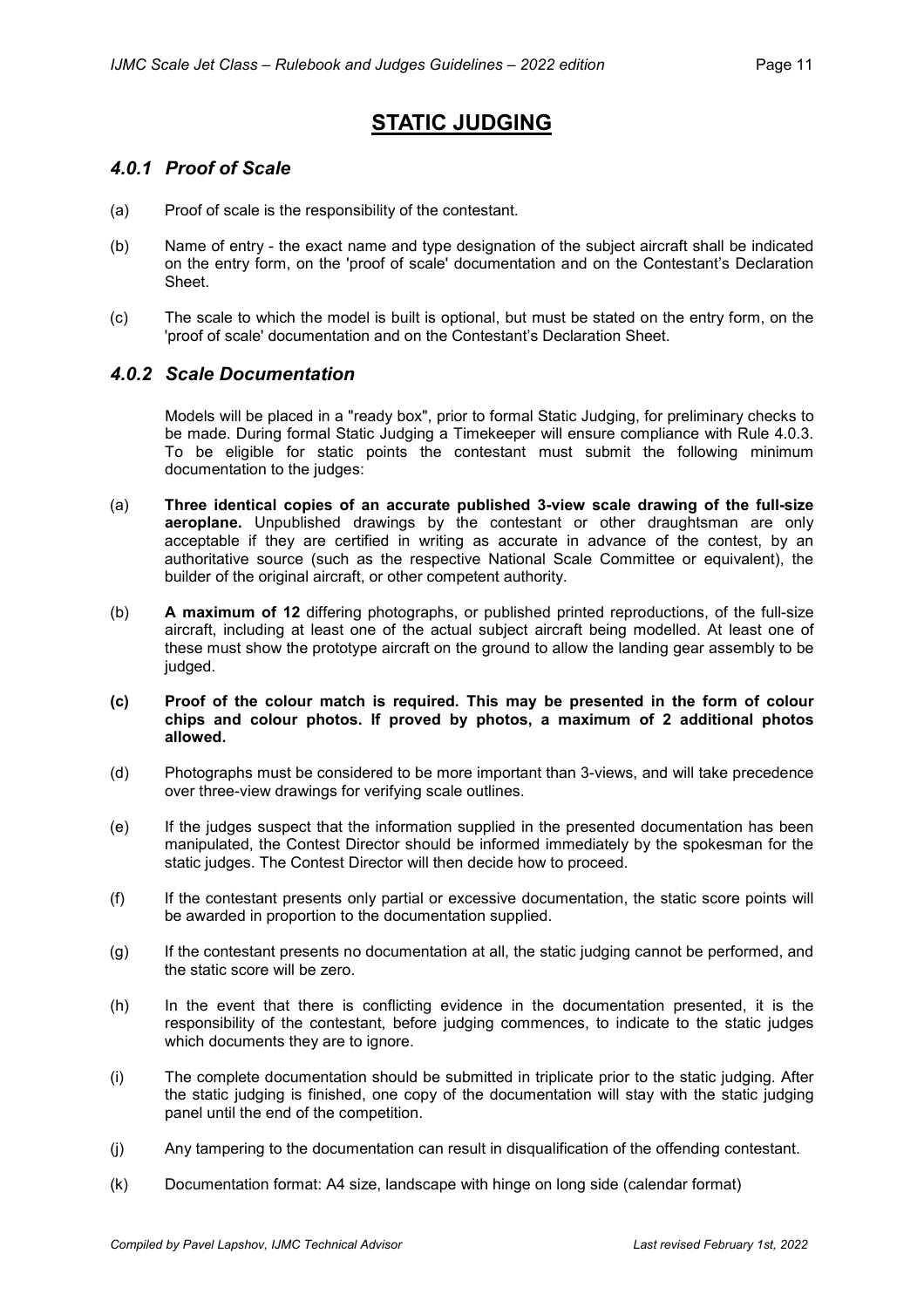# STATIC JUDGING

## *4.0.1 Proof of Scale*

(a) Proof of scale is the responsibility of the contestant.

(b) Name of entry - the exact name and type designation of the subject aircraft shall be indicated on the entry form, on the 'proof of scale' documentation and on the Contestant's Declaration Sheet.

(c) The scale to which the model is built is optional, but must be stated on the entry form, on the 'proof of scale' documentation and on the Contestant's Declaration Sheet.

## *4.0.2 Scale Documentation*

Models will be placed in a "ready box", prior to formal Static Judging, for preliminary checks to be made. During formal Static Judging a Timekeeper will ensure compliance with Rule 4.0.3. To be eligible for static points the contestant must submit the following minimum documentation to the judges:

(a) **Three identical copies of an accurate published 3-view scale drawing of the full-size aeroplane.** Unpublished drawings by the contestant or other draughtsman are only acceptable if they are certified in writing as accurate in advance of the contest, by an authoritative source (such as the respective National Scale Committee or equivalent), the builder of the original aircraft, or other competent authority.

(b) **A maximum of 12** differing photographs, or published printed reproductions, of the full-size aircraft, including at least one of the actual subject aircraft being modelled. At least one of these must show the prototype aircraft on the ground to allow the landing gear assembly to be judged.

**(c) Proof of the colour match is required. This may be presented in the form of colour chips and colour photos. If proved by photos, a maximum of 2 additional photos allowed.**

(d) Photographs must be considered to be more important than 3-views, and will take precedence over three-view drawings for verifying scale outlines.

(e) If the judges suspect that the information supplied in the presented documentation has been manipulated, the Contest Director should be informed immediately by the spokesman for the static judges. The Contest Director will then decide how to proceed.

(f) If the contestant presents only partial or excessive documentation, the static score points will be awarded in proportion to the documentation supplied.

(g) If the contestant presents no documentation at all, the static judging cannot be performed, and the static score will be zero.

(h) In the event that there is conflicting evidence in the documentation presented, it is the responsibility of the contestant, before judging commences, to indicate to the static judges which documents they are to ignore.

(i) The complete documentation should be submitted in triplicate prior to the static judging. After the static judging is finished, one copy of the documentation will stay with the static judging panel until the end of the competition.

(j) Any tampering to the documentation can result in disqualification of the offending contestant.

(k) Documentation format: A4 size, landscape with hinge on long side (calendar format)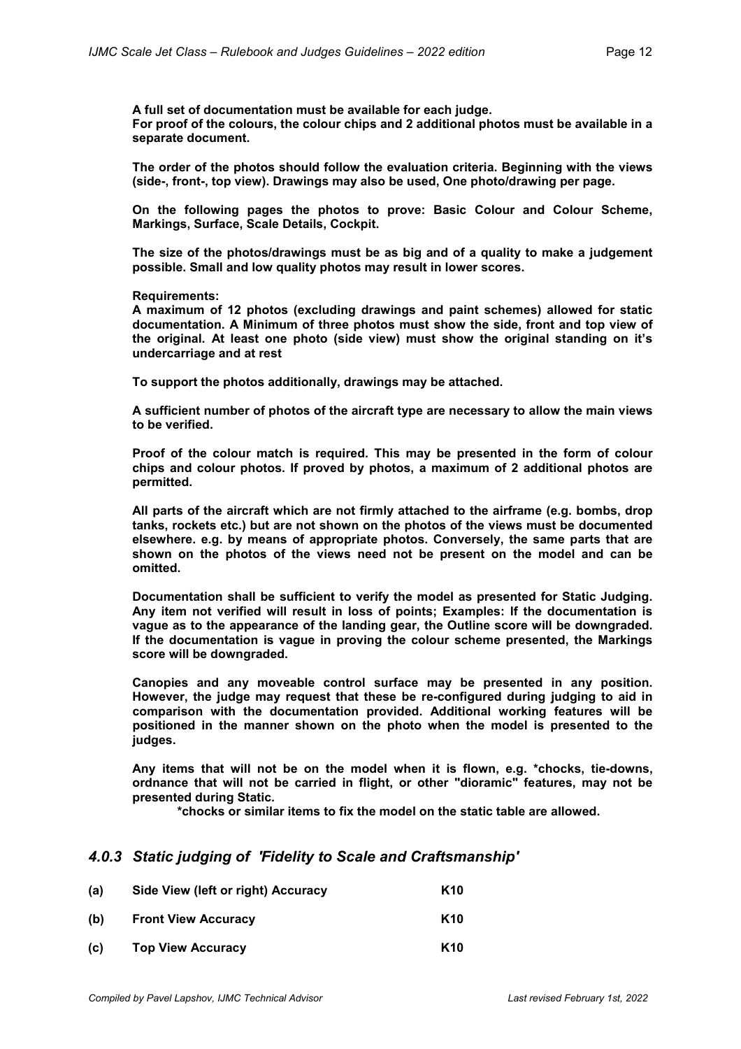**A full set of documentation must be available for each judge.**
**For proof of the colours, the colour chips and 2 additional photos must be available in a separate document.**

**The order of the photos should follow the evaluation criteria. Beginning with the views (side-, front-, top view). Drawings may also be used, One photo/drawing per page.**

**On the following pages the photos to prove: Basic Colour and Colour Scheme, Markings, Surface, Scale Details, Cockpit.**

**The size of the photos/drawings must be as big and of a quality to make a judgement possible. Small and low quality photos may result in lower scores.**

**Requirements:**
**A maximum of 12 photos (excluding drawings and paint schemes) allowed for static documentation. A Minimum of three photos must show the side, front and top view of the original. At least one photo (side view) must show the original standing on it's undercarriage and at rest**

**To support the photos additionally, drawings may be attached.**

**A sufficient number of photos of the aircraft type are necessary to allow the main views to be verified.**

**Proof of the colour match is required. This may be presented in the form of colour chips and colour photos. If proved by photos, a maximum of 2 additional photos are permitted.**

**All parts of the aircraft which are not firmly attached to the airframe (e.g. bombs, drop tanks, rockets etc.) but are not shown on the photos of the views must be documented elsewhere. e.g. by means of appropriate photos. Conversely, the same parts that are shown on the photos of the views need not be present on the model and can be omitted.**

**Documentation shall be sufficient to verify the model as presented for Static Judging. Any item not verified will result in loss of points; Examples: If the documentation is vague as to the appearance of the landing gear, the Outline score will be downgraded. If the documentation is vague in proving the colour scheme presented, the Markings score will be downgraded.**

**Canopies and any moveable control surface may be presented in any position. However, the judge may request that these be re-configured during judging to aid in comparison with the documentation provided. Additional working features will be positioned in the manner shown on the photo when the model is presented to the judges.**

**Any items that will not be on the model when it is flown, e.g. *chocks, tie-downs, ordnance that will not be carried in flight, or other "dioramic" features, may not be presented during Static.**

**\*chocks or similar items to fix the model on the static table are allowed.**

### *4.0.3 Static judging of 'Fidelity to Scale and Craftsmanship'*

| | | |
|---|---|---|
| **(a)** | **Side View (left or right) Accuracy** | **K10** |
| **(b)** | **Front View Accuracy** | **K10** |
| **(c)** | **Top View Accuracy** | **K10** |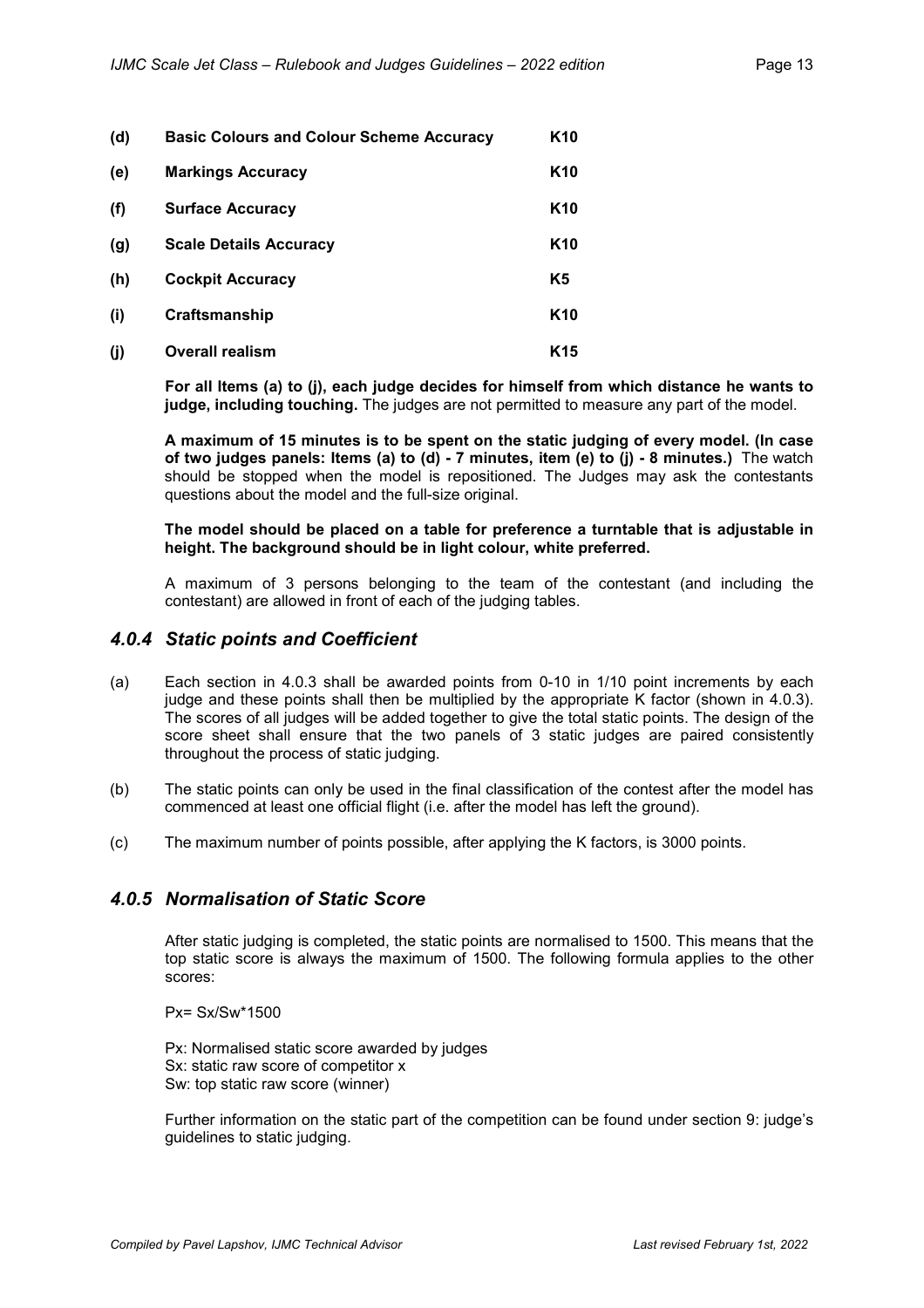| | | |
|---|---|---|
| **(d)** | **Basic Colours and Colour Scheme Accuracy** | **K10** |
| **(e)** | **Markings Accuracy** | **K10** |
| **(f)** | **Surface Accuracy** | **K10** |
| **(g)** | **Scale Details Accuracy** | **K10** |
| **(h)** | **Cockpit Accuracy** | **K5** |
| **(i)** | **Craftsmanship** | **K10** |
| **(j)** | **Overall realism** | **K15** |

**For all Items (a) to (j), each judge decides for himself from which distance he wants to judge, including touching.** The judges are not permitted to measure any part of the model.

**A maximum of 15 minutes is to be spent on the static judging of every model. (In case of two judges panels: Items (a) to (d) - 7 minutes, item (e) to (j) - 8 minutes.)** The watch should be stopped when the model is repositioned. The Judges may ask the contestants questions about the model and the full-size original.

**The model should be placed on a table for preference a turntable that is adjustable in height. The background should be in light colour, white preferred.**

A maximum of 3 persons belonging to the team of the contestant (and including the contestant) are allowed in front of each of the judging tables.

### *4.0.4 Static points and Coefficient*

(a) Each section in 4.0.3 shall be awarded points from 0-10 in 1/10 point increments by each judge and these points shall then be multiplied by the appropriate K factor (shown in 4.0.3). The scores of all judges will be added together to give the total static points. The design of the score sheet shall ensure that the two panels of 3 static judges are paired consistently throughout the process of static judging.

(b) The static points can only be used in the final classification of the contest after the model has commenced at least one official flight (i.e. after the model has left the ground).

(c) The maximum number of points possible, after applying the K factors, is 3000 points.

### *4.0.5 Normalisation of Static Score*

After static judging is completed, the static points are normalised to 1500. This means that the top static score is always the maximum of 1500. The following formula applies to the other scores:

$$P_x = S_x / S_w * 1500$$

$P_x$: Normalised static score awarded by judges
$S_x$: static raw score of competitor x
$S_w$: top static raw score (winner)

Further information on the static part of the competition can be found under section 9: judge's guidelines to static judging.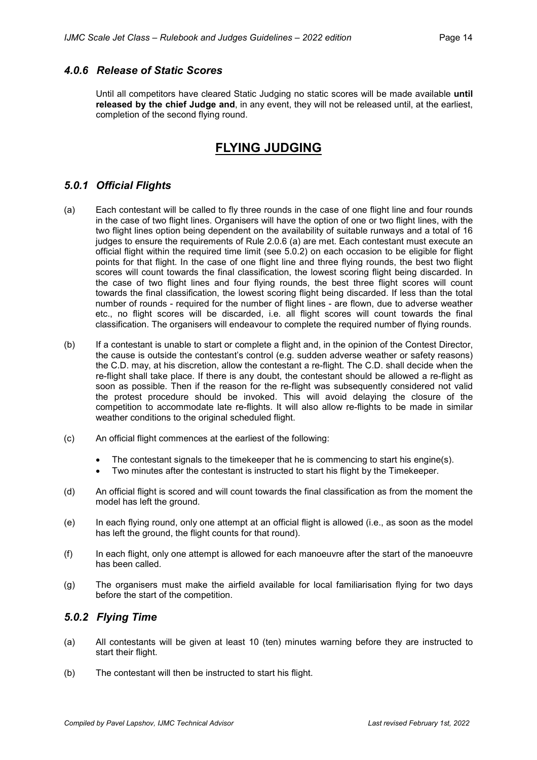### *4.0.6 Release of Static Scores*

Until all competitors have cleared Static Judging no static scores will be made available **until released by the chief Judge and**, in any event, they will not be released until, at the earliest, completion of the second flying round.

## FLYING JUDGING

### *5.0.1 Official Flights*

(a) Each contestant will be called to fly three rounds in the case of one flight line and four rounds in the case of two flight lines. Organisers will have the option of one or two flight lines, with the two flight lines option being dependent on the availability of suitable runways and a total of 16 judges to ensure the requirements of Rule 2.0.6 (a) are met. Each contestant must execute an official flight within the required time limit (see 5.0.2) on each occasion to be eligible for flight points for that flight. In the case of one flight line and three flying rounds, the best two flight scores will count towards the final classification, the lowest scoring flight being discarded. In the case of two flight lines and four flying rounds, the best three flight scores will count towards the final classification, the lowest scoring flight being discarded. If less than the total number of rounds - required for the number of flight lines - are flown, due to adverse weather etc., no flight scores will be discarded, i.e. all flight scores will count towards the final classification. The organisers will endeavour to complete the required number of flying rounds.

(b) If a contestant is unable to start or complete a flight and, in the opinion of the Contest Director, the cause is outside the contestant's control (e.g. sudden adverse weather or safety reasons) the C.D. may, at his discretion, allow the contestant a re-flight. The C.D. shall decide when the re-flight shall take place. If there is any doubt, the contestant should be allowed a re-flight as soon as possible. Then if the reason for the re-flight was subsequently considered not valid the protest procedure should be invoked. This will avoid delaying the closure of the competition to accommodate late re-flights. It will also allow re-flights to be made in similar weather conditions to the original scheduled flight.

(c) An official flight commences at the earliest of the following:

- The contestant signals to the timekeeper that he is commencing to start his engine(s).
- Two minutes after the contestant is instructed to start his flight by the Timekeeper.

(d) An official flight is scored and will count towards the final classification as from the moment the model has left the ground.

(e) In each flying round, only one attempt at an official flight is allowed (i.e., as soon as the model has left the ground, the flight counts for that round).

(f) In each flight, only one attempt is allowed for each manoeuvre after the start of the manoeuvre has been called.

(g) The organisers must make the airfield available for local familiarisation flying for two days before the start of the competition.

### *5.0.2 Flying Time*

(a) All contestants will be given at least 10 (ten) minutes warning before they are instructed to start their flight.

(b) The contestant will then be instructed to start his flight.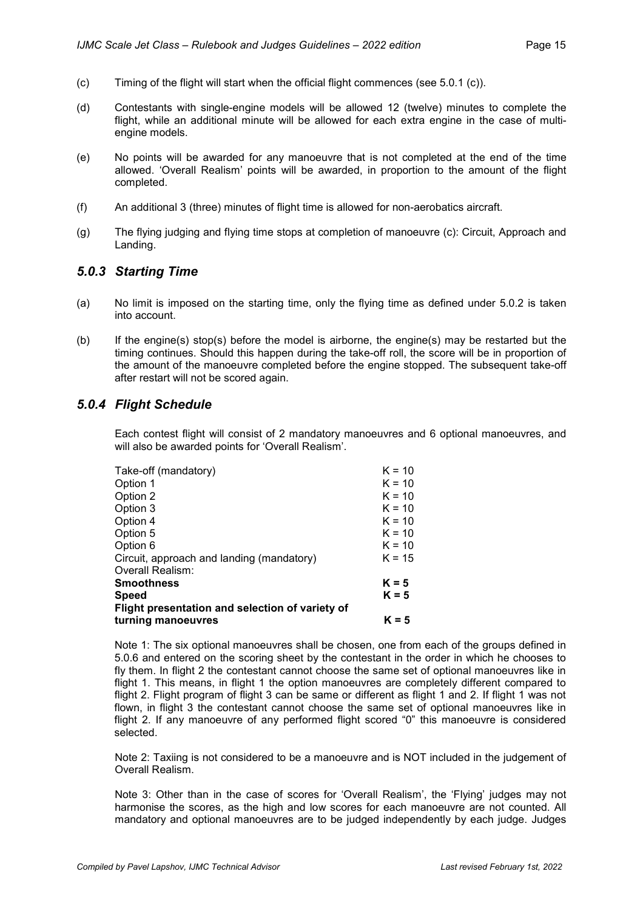(c) Timing of the flight will start when the official flight commences (see 5.0.1 (c)).

(d) Contestants with single-engine models will be allowed 12 (twelve) minutes to complete the flight, while an additional minute will be allowed for each extra engine in the case of multi-engine models.

(e) No points will be awarded for any manoeuvre that is not completed at the end of the time allowed. 'Overall Realism' points will be awarded, in proportion to the amount of the flight completed.

(f) An additional 3 (three) minutes of flight time is allowed for non-aerobatics aircraft.

(g) The flying judging and flying time stops at completion of manoeuvre (c): Circuit, Approach and Landing.

### *5.0.3 Starting Time*

(a) No limit is imposed on the starting time, only the flying time as defined under 5.0.2 is taken into account.

(b) If the engine(s) stop(s) before the model is airborne, the engine(s) may be restarted but the timing continues. Should this happen during the take-off roll, the score will be in proportion of the amount of the manoeuvre completed before the engine stopped. The subsequent take-off after restart will not be scored again.

### *5.0.4 Flight Schedule*

Each contest flight will consist of 2 mandatory manoeuvres and 6 optional manoeuvres, and will also be awarded points for 'Overall Realism'.

| Manoeuvre | K |
|---|---|
| Take-off (mandatory) | K = 10 |
| Option 1 | K = 10 |
| Option 2 | K = 10 |
| Option 3 | K = 10 |
| Option 4 | K = 10 |
| Option 5 | K = 10 |
| Option 6 | K = 10 |
| Circuit, approach and landing (mandatory) | K = 15 |
| Overall Realism: | |
| **Smoothness** | **K = 5** |
| **Speed** | **K = 5** |
| **Flight presentation and selection of variety of turning manoeuvres** | **K = 5** |

Note 1: The six optional manoeuvres shall be chosen, one from each of the groups defined in 5.0.6 and entered on the scoring sheet by the contestant in the order in which he chooses to fly them. In flight 2 the contestant cannot choose the same set of optional manoeuvres like in flight 1. This means, in flight 1 the option manoeuvres are completely different compared to flight 2. Flight program of flight 3 can be same or different as flight 1 and 2. If flight 1 was not flown, in flight 3 the contestant cannot choose the same set of optional manoeuvres like in flight 2. If any manoeuvre of any performed flight scored "0" this manoeuvre is considered selected.

Note 2: Taxiing is not considered to be a manoeuvre and is NOT included in the judgement of Overall Realism.

Note 3: Other than in the case of scores for 'Overall Realism', the 'Flying' judges may not harmonise the scores, as the high and low scores for each manoeuvre are not counted. All mandatory and optional manoeuvres are to be judged independently by each judge. Judges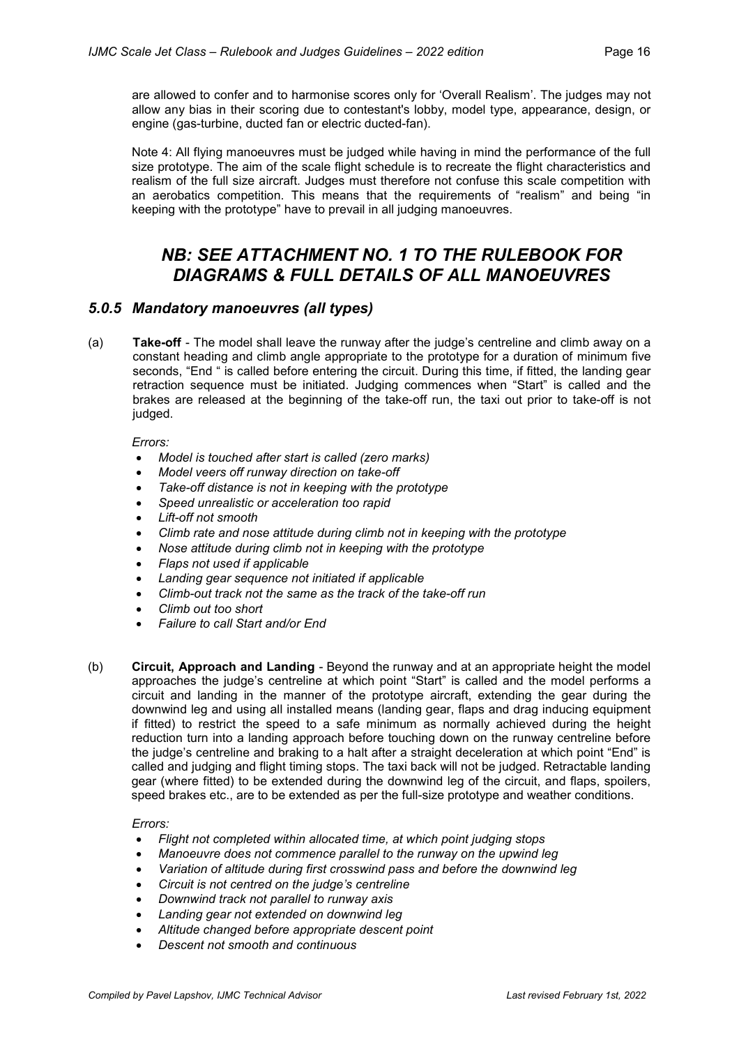are allowed to confer and to harmonise scores only for 'Overall Realism'. The judges may not allow any bias in their scoring due to contestant's lobby, model type, appearance, design, or engine (gas-turbine, ducted fan or electric ducted-fan).

Note 4: All flying manoeuvres must be judged while having in mind the performance of the full size prototype. The aim of the scale flight schedule is to recreate the flight characteristics and realism of the full size aircraft. Judges must therefore not confuse this scale competition with an aerobatics competition. This means that the requirements of "realism" and being "in keeping with the prototype" have to prevail in all judging manoeuvres.

## *NB: SEE ATTACHMENT NO. 1 TO THE RULEBOOK FOR DIAGRAMS & FULL DETAILS OF ALL MANOEUVRES*

### *5.0.5 Mandatory manoeuvres (all types)*

(a) **Take-off** - The model shall leave the runway after the judge's centreline and climb away on a constant heading and climb angle appropriate to the prototype for a duration of minimum five seconds, "End " is called before entering the circuit. During this time, if fitted, the landing gear retraction sequence must be initiated. Judging commences when "Start" is called and the brakes are released at the beginning of the take-off run, the taxi out prior to take-off is not judged.

*Errors:*

- *Model is touched after start is called (zero marks)*
- *Model veers off runway direction on take-off*
- *Take-off distance is not in keeping with the prototype*
- *Speed unrealistic or acceleration too rapid*
- *Lift-off not smooth*
- *Climb rate and nose attitude during climb not in keeping with the prototype*
- *Nose attitude during climb not in keeping with the prototype*
- *Flaps not used if applicable*
- *Landing gear sequence not initiated if applicable*
- *Climb-out track not the same as the track of the take-off run*
- *Climb out too short*
- *Failure to call Start and/or End*

(b) **Circuit, Approach and Landing** - Beyond the runway and at an appropriate height the model approaches the judge's centreline at which point "Start" is called and the model performs a circuit and landing in the manner of the prototype aircraft, extending the gear during the downwind leg and using all installed means (landing gear, flaps and drag inducing equipment if fitted) to restrict the speed to a safe minimum as normally achieved during the height reduction turn into a landing approach before touching down on the runway centreline before the judge's centreline and braking to a halt after a straight deceleration at which point "End" is called and judging and flight timing stops. The taxi back will not be judged. Retractable landing gear (where fitted) to be extended during the downwind leg of the circuit, and flaps, spoilers, speed brakes etc., are to be extended as per the full-size prototype and weather conditions.

*Errors:*

- *Flight not completed within allocated time, at which point judging stops*
- *Manoeuvre does not commence parallel to the runway on the upwind leg*
- *Variation of altitude during first crosswind pass and before the downwind leg*
- *Circuit is not centred on the judge's centreline*
- *Downwind track not parallel to runway axis*
- *Landing gear not extended on downwind leg*
- *Altitude changed before appropriate descent point*
- *Descent not smooth and continuous*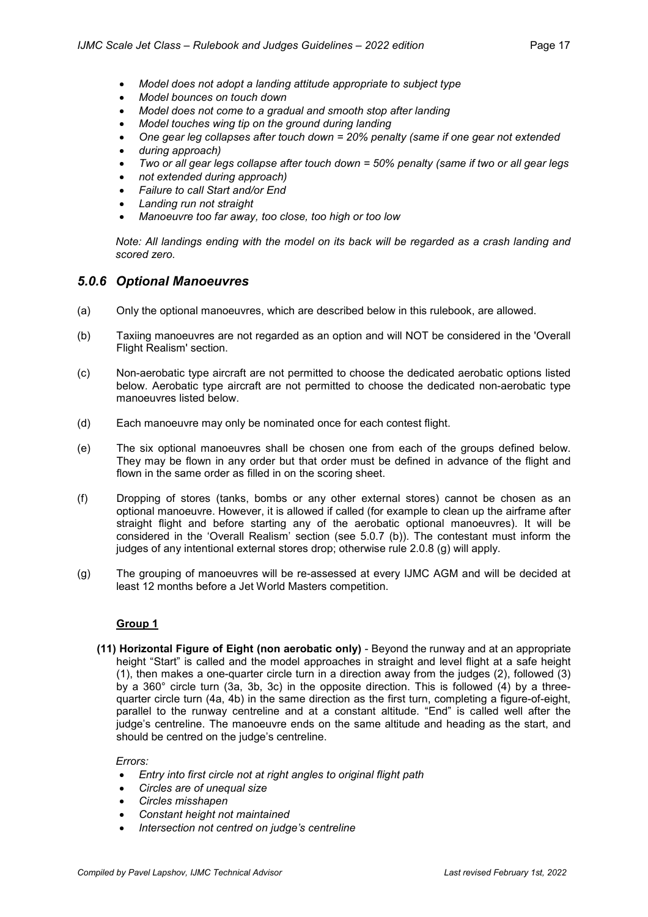- *Model does not adopt a landing attitude appropriate to subject type*
- *Model bounces on touch down*
- *Model does not come to a gradual and smooth stop after landing*
- *Model touches wing tip on the ground during landing*
- *One gear leg collapses after touch down = 20% penalty (same if one gear not extended*
- *during approach)*
- *Two or all gear legs collapse after touch down = 50% penalty (same if two or all gear legs*
- *not extended during approach)*
- *Failure to call Start and/or End*
- *Landing run not straight*
- *Manoeuvre too far away, too close, too high or too low*

*Note: All landings ending with the model on its back will be regarded as a crash landing and scored zero.*

### *5.0.6 Optional Manoeuvres*

(a) Only the optional manoeuvres, which are described below in this rulebook, are allowed.

(b) Taxiing manoeuvres are not regarded as an option and will NOT be considered in the 'Overall Flight Realism' section.

(c) Non-aerobatic type aircraft are not permitted to choose the dedicated aerobatic options listed below. Aerobatic type aircraft are not permitted to choose the dedicated non-aerobatic type manoeuvres listed below.

(d) Each manoeuvre may only be nominated once for each contest flight.

(e) The six optional manoeuvres shall be chosen one from each of the groups defined below. They may be flown in any order but that order must be defined in advance of the flight and flown in the same order as filled in on the scoring sheet.

(f) Dropping of stores (tanks, bombs or any other external stores) cannot be chosen as an optional manoeuvre. However, it is allowed if called (for example to clean up the airframe after straight flight and before starting any of the aerobatic optional manoeuvres). It will be considered in the 'Overall Realism' section (see 5.0.7 (b)). The contestant must inform the judges of any intentional external stores drop; otherwise rule 2.0.8 (g) will apply.

(g) The grouping of manoeuvres will be re-assessed at every IJMC AGM and will be decided at least 12 months before a Jet World Masters competition.

**<u>Group 1</u>**

**(11) Horizontal Figure of Eight (non aerobatic only)** - Beyond the runway and at an appropriate height "Start" is called and the model approaches in straight and level flight at a safe height (1), then makes a one-quarter circle turn in a direction away from the judges (2), followed (3) by a 360° circle turn (3a, 3b, 3c) in the opposite direction. This is followed (4) by a three-quarter circle turn (4a, 4b) in the same direction as the first turn, completing a figure-of-eight, parallel to the runway centreline and at a constant altitude. "End" is called well after the judge's centreline. The manoeuvre ends on the same altitude and heading as the start, and should be centred on the judge's centreline.

*Errors:*

- *Entry into first circle not at right angles to original flight path*
- *Circles are of unequal size*
- *Circles misshapen*
- *Constant height not maintained*
- *Intersection not centred on judge's centreline*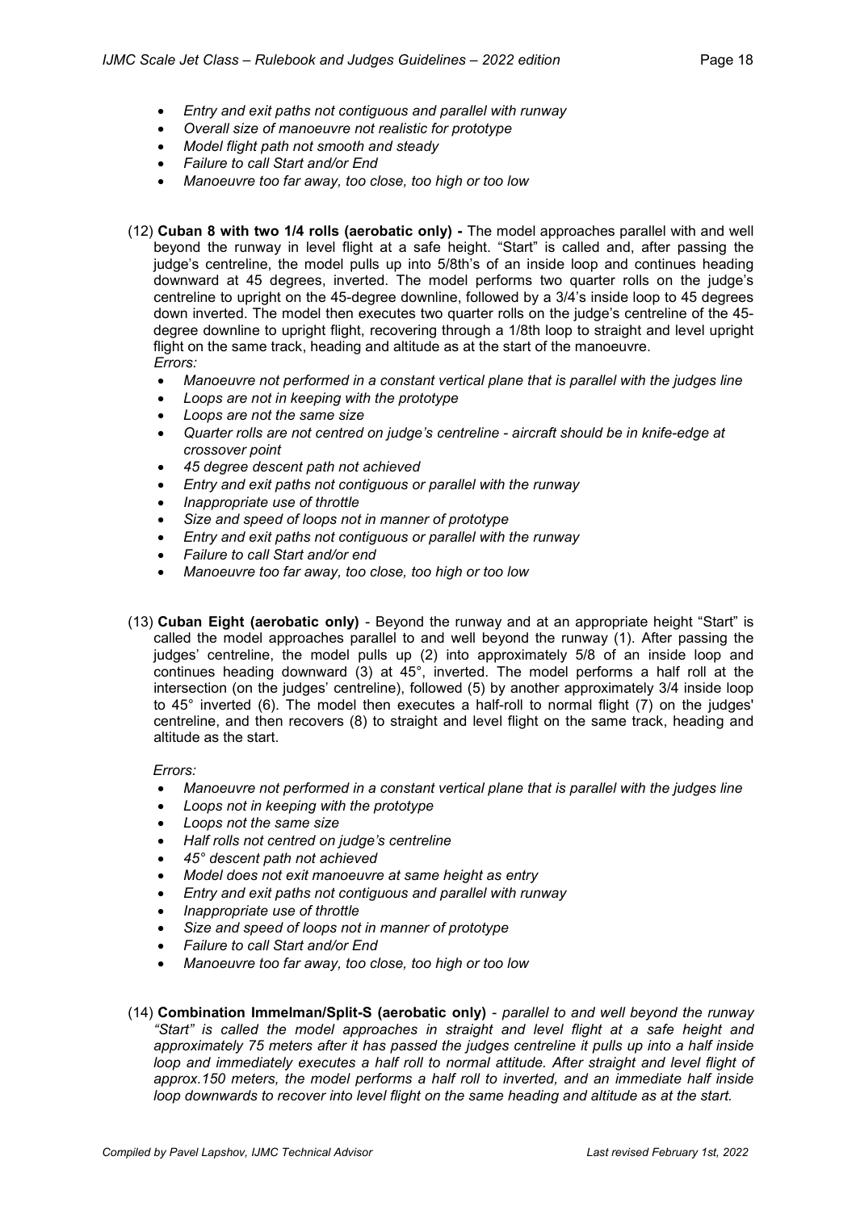- *Entry and exit paths not contiguous and parallel with runway*
- *Overall size of manoeuvre not realistic for prototype*
- *Model flight path not smooth and steady*
- *Failure to call Start and/or End*
- *Manoeuvre too far away, too close, too high or too low*

(12) **Cuban 8 with two 1/4 rolls (aerobatic only) -** The model approaches parallel with and well beyond the runway in level flight at a safe height. "Start" is called and, after passing the judge's centreline, the model pulls up into 5/8th's of an inside loop and continues heading downward at 45 degrees, inverted. The model performs two quarter rolls on the judge's centreline to upright on the 45-degree downline, followed by a 3/4's inside loop to 45 degrees down inverted. The model then executes two quarter rolls on the judge's centreline of the 45-degree downline to upright flight, recovering through a 1/8th loop to straight and level upright flight on the same track, heading and altitude as at the start of the manoeuvre.
*Errors:*

- *Manoeuvre not performed in a constant vertical plane that is parallel with the judges line*
- *Loops are not in keeping with the prototype*
- *Loops are not the same size*
- *Quarter rolls are not centred on judge's centreline - aircraft should be in knife-edge at crossover point*
- *45 degree descent path not achieved*
- *Entry and exit paths not contiguous or parallel with the runway*
- *Inappropriate use of throttle*
- *Size and speed of loops not in manner of prototype*
- *Entry and exit paths not contiguous or parallel with the runway*
- *Failure to call Start and/or end*
- *Manoeuvre too far away, too close, too high or too low*

(13) **Cuban Eight (aerobatic only)** - Beyond the runway and at an appropriate height "Start" is called the model approaches parallel to and well beyond the runway (1). After passing the judges' centreline, the model pulls up (2) into approximately 5/8 of an inside loop and continues heading downward (3) at 45°, inverted. The model performs a half roll at the intersection (on the judges' centreline), followed (5) by another approximately 3/4 inside loop to 45° inverted (6). The model then executes a half-roll to normal flight (7) on the judges' centreline, and then recovers (8) to straight and level flight on the same track, heading and altitude as the start.

*Errors:*

- *Manoeuvre not performed in a constant vertical plane that is parallel with the judges line*
- *Loops not in keeping with the prototype*
- *Loops not the same size*
- *Half rolls not centred on judge's centreline*
- *45° descent path not achieved*
- *Model does not exit manoeuvre at same height as entry*
- *Entry and exit paths not contiguous and parallel with runway*
- *Inappropriate use of throttle*
- *Size and speed of loops not in manner of prototype*
- *Failure to call Start and/or End*
- *Manoeuvre too far away, too close, too high or too low*

(14) **Combination Immelman/Split-S (aerobatic only)** - *parallel to and well beyond the runway "Start" is called the model approaches in straight and level flight at a safe height and approximately 75 meters after it has passed the judges centreline it pulls up into a half inside loop and immediately executes a half roll to normal attitude. After straight and level flight of approx.150 meters, the model performs a half roll to inverted, and an immediate half inside loop downwards to recover into level flight on the same heading and altitude as at the start.*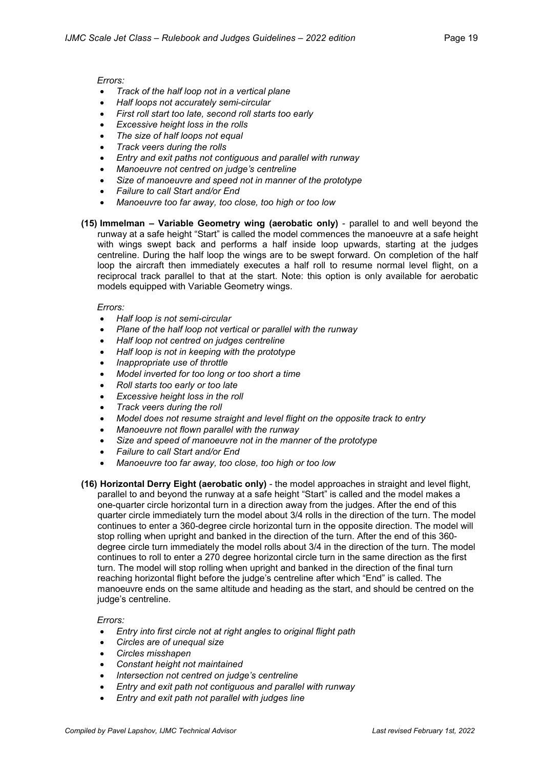*Errors:*

- *Track of the half loop not in a vertical plane*
- *Half loops not accurately semi-circular*
- *First roll start too late, second roll starts too early*
- *Excessive height loss in the rolls*
- *The size of half loops not equal*
- *Track veers during the rolls*
- *Entry and exit paths not contiguous and parallel with runway*
- *Manoeuvre not centred on judge's centreline*
- *Size of manoeuvre and speed not in manner of the prototype*
- *Failure to call Start and/or End*
- *Manoeuvre too far away, too close, too high or too low*

**(15) Immelman – Variable Geometry wing (aerobatic only)** - parallel to and well beyond the runway at a safe height "Start" is called the model commences the manoeuvre at a safe height with wings swept back and performs a half inside loop upwards, starting at the judges centreline. During the half loop the wings are to be swept forward. On completion of the half loop the aircraft then immediately executes a half roll to resume normal level flight, on a reciprocal track parallel to that at the start. Note: this option is only available for aerobatic models equipped with Variable Geometry wings.

*Errors:*

- *Half loop is not semi-circular*
- *Plane of the half loop not vertical or parallel with the runway*
- *Half loop not centred on judges centreline*
- *Half loop is not in keeping with the prototype*
- *Inappropriate use of throttle*
- *Model inverted for too long or too short a time*
- *Roll starts too early or too late*
- *Excessive height loss in the roll*
- *Track veers during the roll*
- *Model does not resume straight and level flight on the opposite track to entry*
- *Manoeuvre not flown parallel with the runway*
- *Size and speed of manoeuvre not in the manner of the prototype*
- *Failure to call Start and/or End*
- *Manoeuvre too far away, too close, too high or too low*

**(16) Horizontal Derry Eight (aerobatic only)** - the model approaches in straight and level flight, parallel to and beyond the runway at a safe height "Start" is called and the model makes a one-quarter circle horizontal turn in a direction away from the judges. After the end of this quarter circle immediately turn the model about 3/4 rolls in the direction of the turn. The model continues to enter a 360-degree circle horizontal turn in the opposite direction. The model will stop rolling when upright and banked in the direction of the turn. After the end of this 360-degree circle turn immediately the model rolls about 3/4 in the direction of the turn. The model continues to roll to enter a 270 degree horizontal circle turn in the same direction as the first turn. The model will stop rolling when upright and banked in the direction of the final turn reaching horizontal flight before the judge's centreline after which "End" is called. The manoeuvre ends on the same altitude and heading as the start, and should be centred on the judge's centreline.

*Errors:*

- *Entry into first circle not at right angles to original flight path*
- *Circles are of unequal size*
- *Circles misshapen*
- *Constant height not maintained*
- *Intersection not centred on judge's centreline*
- *Entry and exit path not contiguous and parallel with runway*
- *Entry and exit path not parallel with judges line*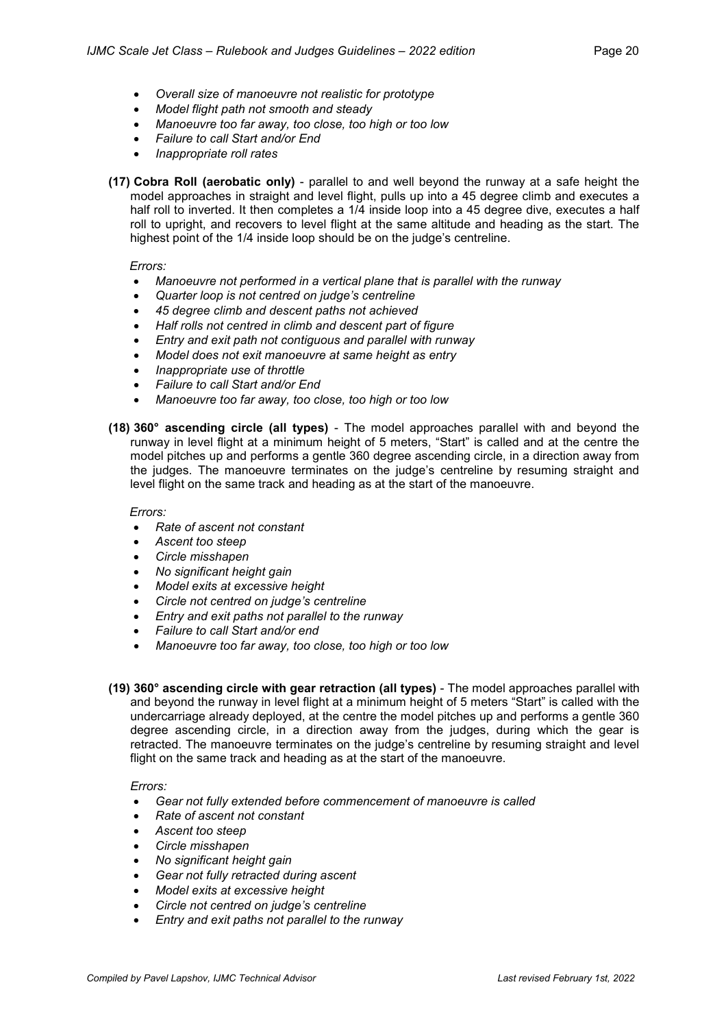- *Overall size of manoeuvre not realistic for prototype*
- *Model flight path not smooth and steady*
- *Manoeuvre too far away, too close, too high or too low*
- *Failure to call Start and/or End*
- *Inappropriate roll rates*

**(17) Cobra Roll (aerobatic only)** - parallel to and well beyond the runway at a safe height the model approaches in straight and level flight, pulls up into a 45 degree climb and executes a half roll to inverted. It then completes a 1/4 inside loop into a 45 degree dive, executes a half roll to upright, and recovers to level flight at the same altitude and heading as the start. The highest point of the 1/4 inside loop should be on the judge's centreline.

*Errors:*

- *Manoeuvre not performed in a vertical plane that is parallel with the runway*
- *Quarter loop is not centred on judge's centreline*
- *45 degree climb and descent paths not achieved*
- *Half rolls not centred in climb and descent part of figure*
- *Entry and exit path not contiguous and parallel with runway*
- *Model does not exit manoeuvre at same height as entry*
- *Inappropriate use of throttle*
- *Failure to call Start and/or End*
- *Manoeuvre too far away, too close, too high or too low*

**(18) 360° ascending circle (all types)** - The model approaches parallel with and beyond the runway in level flight at a minimum height of 5 meters, "Start" is called and at the centre the model pitches up and performs a gentle 360 degree ascending circle, in a direction away from the judges. The manoeuvre terminates on the judge's centreline by resuming straight and level flight on the same track and heading as at the start of the manoeuvre.

*Errors:*

- *Rate of ascent not constant*
- *Ascent too steep*
- *Circle misshapen*
- *No significant height gain*
- *Model exits at excessive height*
- *Circle not centred on judge's centreline*
- *Entry and exit paths not parallel to the runway*
- *Failure to call Start and/or end*
- *Manoeuvre too far away, too close, too high or too low*

**(19) 360° ascending circle with gear retraction (all types)** - The model approaches parallel with and beyond the runway in level flight at a minimum height of 5 meters "Start" is called with the undercarriage already deployed, at the centre the model pitches up and performs a gentle 360 degree ascending circle, in a direction away from the judges, during which the gear is retracted. The manoeuvre terminates on the judge's centreline by resuming straight and level flight on the same track and heading as at the start of the manoeuvre.

*Errors:*

- *Gear not fully extended before commencement of manoeuvre is called*
- *Rate of ascent not constant*
- *Ascent too steep*
- *Circle misshapen*
- *No significant height gain*
- *Gear not fully retracted during ascent*
- *Model exits at excessive height*
- *Circle not centred on judge's centreline*
- *Entry and exit paths not parallel to the runway*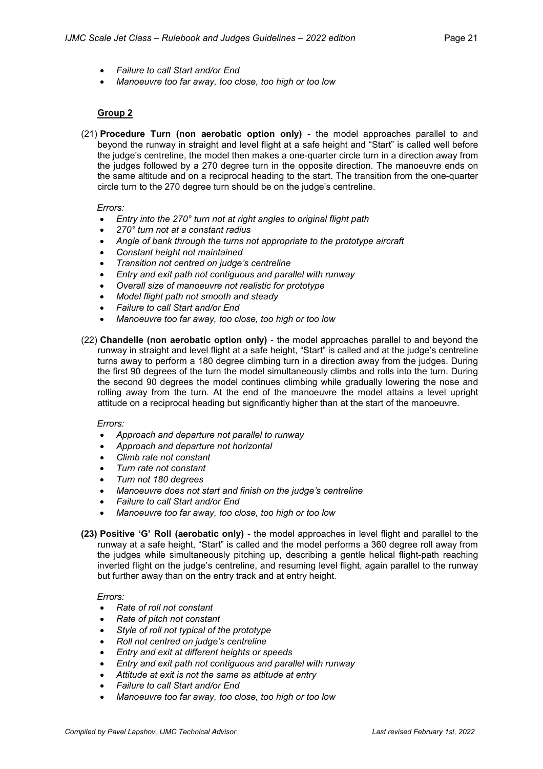- *Failure to call Start and/or End*
- *Manoeuvre too far away, too close, too high or too low*

**Group 2**

(21) **Procedure Turn (non aerobatic option only)** - the model approaches parallel to and beyond the runway in straight and level flight at a safe height and "Start" is called well before the judge's centreline, the model then makes a one-quarter circle turn in a direction away from the judges followed by a 270 degree turn in the opposite direction. The manoeuvre ends on the same altitude and on a reciprocal heading to the start. The transition from the one-quarter circle turn to the 270 degree turn should be on the judge's centreline.

*Errors:*

- *Entry into the 270° turn not at right angles to original flight path*
- *270° turn not at a constant radius*
- *Angle of bank through the turns not appropriate to the prototype aircraft*
- *Constant height not maintained*
- *Transition not centred on judge's centreline*
- *Entry and exit path not contiguous and parallel with runway*
- *Overall size of manoeuvre not realistic for prototype*
- *Model flight path not smooth and steady*
- *Failure to call Start and/or End*
- *Manoeuvre too far away, too close, too high or too low*

(22) **Chandelle (non aerobatic option only)** - the model approaches parallel to and beyond the runway in straight and level flight at a safe height, "Start" is called and at the judge's centreline turns away to perform a 180 degree climbing turn in a direction away from the judges. During the first 90 degrees of the turn the model simultaneously climbs and rolls into the turn. During the second 90 degrees the model continues climbing while gradually lowering the nose and rolling away from the turn. At the end of the manoeuvre the model attains a level upright attitude on a reciprocal heading but significantly higher than at the start of the manoeuvre.

*Errors:*

- *Approach and departure not parallel to runway*
- *Approach and departure not horizontal*
- *Climb rate not constant*
- *Turn rate not constant*
- *Turn not 180 degrees*
- *Manoeuvre does not start and finish on the judge's centreline*
- *Failure to call Start and/or End*
- *Manoeuvre too far away, too close, too high or too low*

**(23) Positive 'G' Roll (aerobatic only)** - the model approaches in level flight and parallel to the runway at a safe height, "Start" is called and the model performs a 360 degree roll away from the judges while simultaneously pitching up, describing a gentle helical flight-path reaching inverted flight on the judge's centreline, and resuming level flight, again parallel to the runway but further away than on the entry track and at entry height.

*Errors:*

- *Rate of roll not constant*
- *Rate of pitch not constant*
- *Style of roll not typical of the prototype*
- *Roll not centred on judge's centreline*
- *Entry and exit at different heights or speeds*
- *Entry and exit path not contiguous and parallel with runway*
- *Attitude at exit is not the same as attitude at entry*
- *Failure to call Start and/or End*
- *Manoeuvre too far away, too close, too high or too low*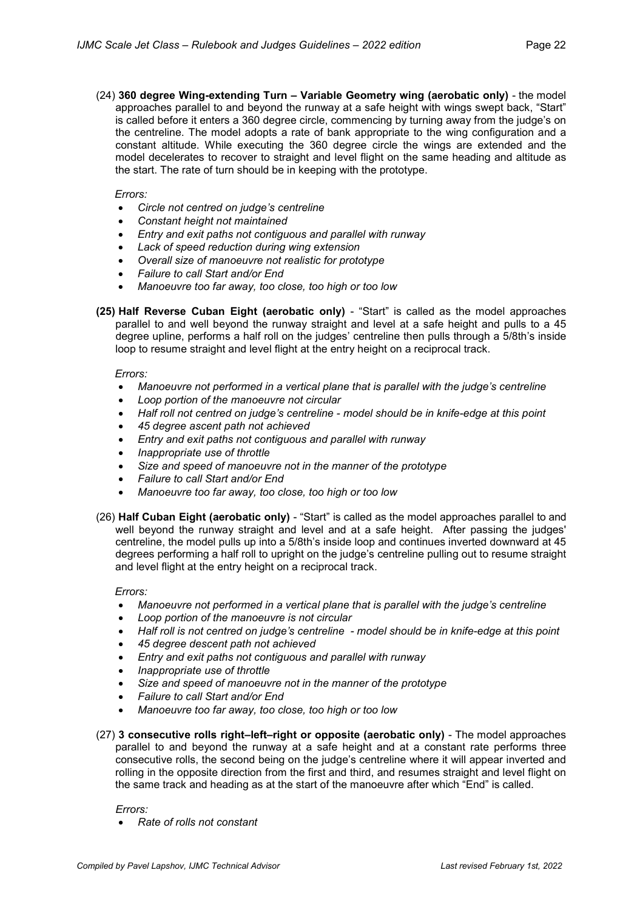(24) **360 degree Wing-extending Turn – Variable Geometry wing (aerobatic only)** - the model approaches parallel to and beyond the runway at a safe height with wings swept back, "Start" is called before it enters a 360 degree circle, commencing by turning away from the judge's on the centreline. The model adopts a rate of bank appropriate to the wing configuration and a constant altitude. While executing the 360 degree circle the wings are extended and the model decelerates to recover to straight and level flight on the same heading and altitude as the start. The rate of turn should be in keeping with the prototype.

*Errors:*

- *Circle not centred on judge's centreline*
- *Constant height not maintained*
- *Entry and exit paths not contiguous and parallel with runway*
- *Lack of speed reduction during wing extension*
- *Overall size of manoeuvre not realistic for prototype*
- *Failure to call Start and/or End*
- *Manoeuvre too far away, too close, too high or too low*

**(25) Half Reverse Cuban Eight (aerobatic only)** - "Start" is called as the model approaches parallel to and well beyond the runway straight and level at a safe height and pulls to a 45 degree upline, performs a half roll on the judges' centreline then pulls through a 5/8th's inside loop to resume straight and level flight at the entry height on a reciprocal track.

*Errors:*

- *Manoeuvre not performed in a vertical plane that is parallel with the judge's centreline*
- *Loop portion of the manoeuvre not circular*
- *Half roll not centred on judge's centreline - model should be in knife-edge at this point*
- *45 degree ascent path not achieved*
- *Entry and exit paths not contiguous and parallel with runway*
- *Inappropriate use of throttle*
- *Size and speed of manoeuvre not in the manner of the prototype*
- *Failure to call Start and/or End*
- *Manoeuvre too far away, too close, too high or too low*

(26) **Half Cuban Eight (aerobatic only)** - "Start" is called as the model approaches parallel to and well beyond the runway straight and level and at a safe height. After passing the judges' centreline, the model pulls up into a 5/8th's inside loop and continues inverted downward at 45 degrees performing a half roll to upright on the judge's centreline pulling out to resume straight and level flight at the entry height on a reciprocal track.

*Errors:*

- *Manoeuvre not performed in a vertical plane that is parallel with the judge's centreline*
- *Loop portion of the manoeuvre is not circular*
- *Half roll is not centred on judge's centreline - model should be in knife-edge at this point*
- *45 degree descent path not achieved*
- *Entry and exit paths not contiguous and parallel with runway*
- *Inappropriate use of throttle*
- *Size and speed of manoeuvre not in the manner of the prototype*
- *Failure to call Start and/or End*
- *Manoeuvre too far away, too close, too high or too low*

(27) **3 consecutive rolls right–left–right or opposite (aerobatic only)** - The model approaches parallel to and beyond the runway at a safe height and at a constant rate performs three consecutive rolls, the second being on the judge's centreline where it will appear inverted and rolling in the opposite direction from the first and third, and resumes straight and level flight on the same track and heading as at the start of the manoeuvre after which "End" is called.

*Errors:*

- *Rate of rolls not constant*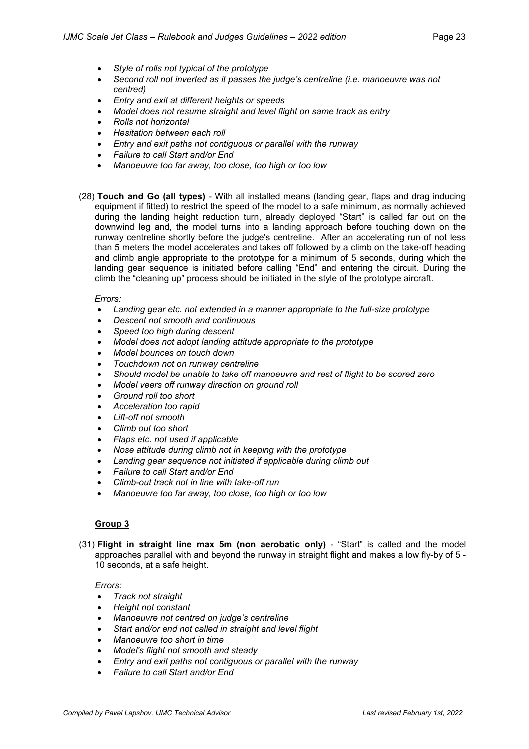- *Style of rolls not typical of the prototype*
- *Second roll not inverted as it passes the judge's centreline (i.e. manoeuvre was not centred)*
- *Entry and exit at different heights or speeds*
- *Model does not resume straight and level flight on same track as entry*
- *Rolls not horizontal*
- *Hesitation between each roll*
- *Entry and exit paths not contiguous or parallel with the runway*
- *Failure to call Start and/or End*
- *Manoeuvre too far away, too close, too high or too low*

(28) **Touch and Go (all types)** - With all installed means (landing gear, flaps and drag inducing equipment if fitted) to restrict the speed of the model to a safe minimum, as normally achieved during the landing height reduction turn, already deployed "Start" is called far out on the downwind leg and, the model turns into a landing approach before touching down on the runway centreline shortly before the judge's centreline. After an accelerating run of not less than 5 meters the model accelerates and takes off followed by a climb on the take-off heading and climb angle appropriate to the prototype for a minimum of 5 seconds, during which the landing gear sequence is initiated before calling "End" and entering the circuit. During the climb the "cleaning up" process should be initiated in the style of the prototype aircraft.

*Errors:*

- *Landing gear etc. not extended in a manner appropriate to the full-size prototype*
- *Descent not smooth and continuous*
- *Speed too high during descent*
- *Model does not adopt landing attitude appropriate to the prototype*
- *Model bounces on touch down*
- *Touchdown not on runway centreline*
- *Should model be unable to take off manoeuvre and rest of flight to be scored zero*
- *Model veers off runway direction on ground roll*
- *Ground roll too short*
- *Acceleration too rapid*
- *Lift-off not smooth*
- *Climb out too short*
- *Flaps etc. not used if applicable*
- *Nose attitude during climb not in keeping with the prototype*
- *Landing gear sequence not initiated if applicable during climb out*
- *Failure to call Start and/or End*
- *Climb-out track not in line with take-off run*
- *Manoeuvre too far away, too close, too high or too low*

## Group 3

(31) **Flight in straight line max 5m (non aerobatic only)** - "Start" is called and the model approaches parallel with and beyond the runway in straight flight and makes a low fly-by of 5 - 10 seconds, at a safe height.

*Errors:*

- *Track not straight*
- *Height not constant*
- *Manoeuvre not centred on judge's centreline*
- *Start and/or end not called in straight and level flight*
- *Manoeuvre too short in time*
- *Model's flight not smooth and steady*
- *Entry and exit paths not contiguous or parallel with the runway*
- *Failure to call Start and/or End*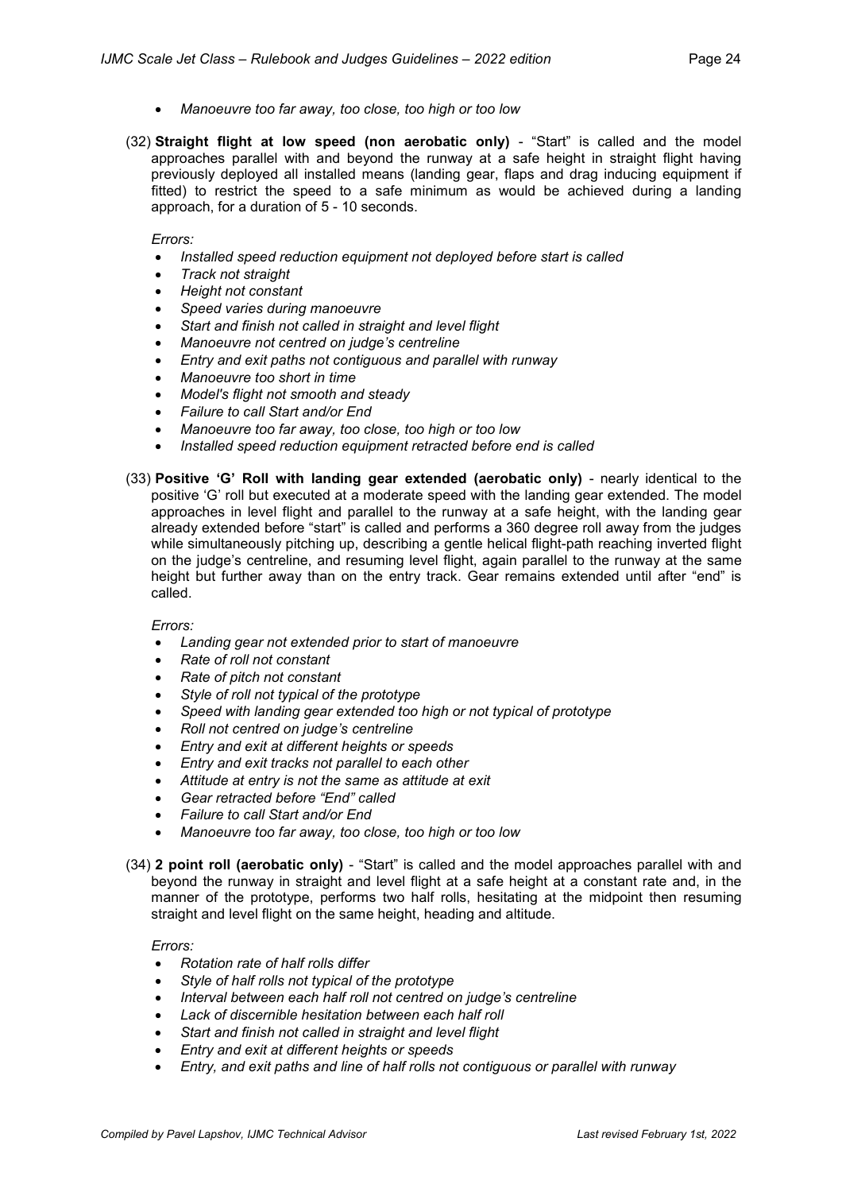- *Manoeuvre too far away, too close, too high or too low*

(32) **Straight flight at low speed (non aerobatic only)** - "Start" is called and the model approaches parallel with and beyond the runway at a safe height in straight flight having previously deployed all installed means (landing gear, flaps and drag inducing equipment if fitted) to restrict the speed to a safe minimum as would be achieved during a landing approach, for a duration of 5 - 10 seconds.

*Errors:*

- *Installed speed reduction equipment not deployed before start is called*
- *Track not straight*
- *Height not constant*
- *Speed varies during manoeuvre*
- *Start and finish not called in straight and level flight*
- *Manoeuvre not centred on judge's centreline*
- *Entry and exit paths not contiguous and parallel with runway*
- *Manoeuvre too short in time*
- *Model's flight not smooth and steady*
- *Failure to call Start and/or End*
- *Manoeuvre too far away, too close, too high or too low*
- *Installed speed reduction equipment retracted before end is called*

(33) **Positive 'G' Roll with landing gear extended (aerobatic only)** - nearly identical to the positive 'G' roll but executed at a moderate speed with the landing gear extended. The model approaches in level flight and parallel to the runway at a safe height, with the landing gear already extended before "start" is called and performs a 360 degree roll away from the judges while simultaneously pitching up, describing a gentle helical flight-path reaching inverted flight on the judge's centreline, and resuming level flight, again parallel to the runway at the same height but further away than on the entry track. Gear remains extended until after "end" is called.

*Errors:*

- *Landing gear not extended prior to start of manoeuvre*
- *Rate of roll not constant*
- *Rate of pitch not constant*
- *Style of roll not typical of the prototype*
- *Speed with landing gear extended too high or not typical of prototype*
- *Roll not centred on judge's centreline*
- *Entry and exit at different heights or speeds*
- *Entry and exit tracks not parallel to each other*
- *Attitude at entry is not the same as attitude at exit*
- *Gear retracted before "End" called*
- *Failure to call Start and/or End*
- *Manoeuvre too far away, too close, too high or too low*

(34) **2 point roll (aerobatic only)** - "Start" is called and the model approaches parallel with and beyond the runway in straight and level flight at a safe height at a constant rate and, in the manner of the prototype, performs two half rolls, hesitating at the midpoint then resuming straight and level flight on the same height, heading and altitude.

*Errors:*

- *Rotation rate of half rolls differ*
- *Style of half rolls not typical of the prototype*
- *Interval between each half roll not centred on judge's centreline*
- *Lack of discernible hesitation between each half roll*
- *Start and finish not called in straight and level flight*
- *Entry and exit at different heights or speeds*
- *Entry, and exit paths and line of half rolls not contiguous or parallel with runway*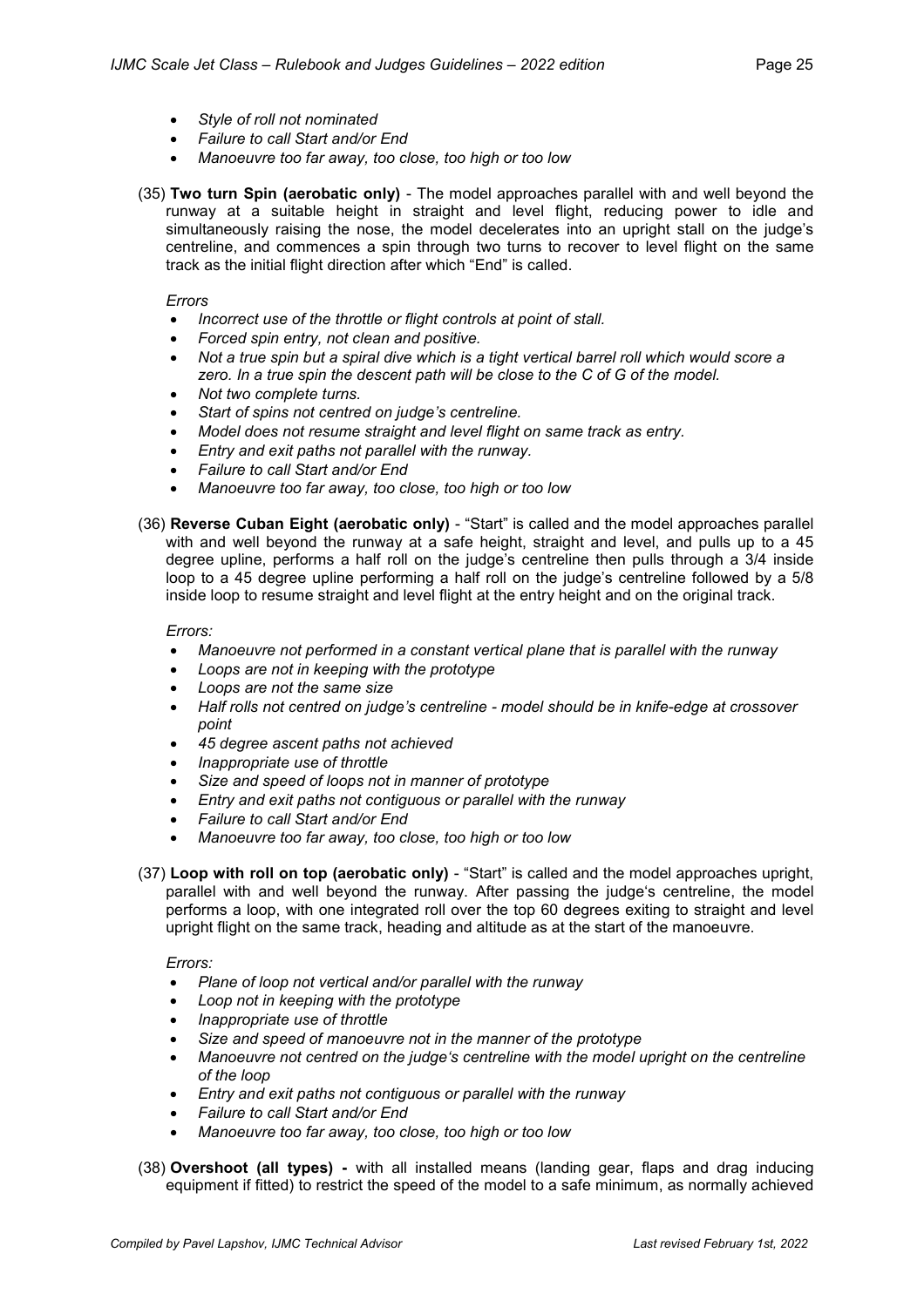- *Style of roll not nominated*
- *Failure to call Start and/or End*
- *Manoeuvre too far away, too close, too high or too low*

(35) **Two turn Spin (aerobatic only)** - The model approaches parallel with and well beyond the runway at a suitable height in straight and level flight, reducing power to idle and simultaneously raising the nose, the model decelerates into an upright stall on the judge's centreline, and commences a spin through two turns to recover to level flight on the same track as the initial flight direction after which "End" is called.

*Errors*

- *Incorrect use of the throttle or flight controls at point of stall.*
- *Forced spin entry, not clean and positive.*
- *Not a true spin but a spiral dive which is a tight vertical barrel roll which would score a zero. In a true spin the descent path will be close to the C of G of the model.*
- *Not two complete turns.*
- *Start of spins not centred on judge's centreline.*
- *Model does not resume straight and level flight on same track as entry.*
- *Entry and exit paths not parallel with the runway.*
- *Failure to call Start and/or End*
- *Manoeuvre too far away, too close, too high or too low*

(36) **Reverse Cuban Eight (aerobatic only)** - "Start" is called and the model approaches parallel with and well beyond the runway at a safe height, straight and level, and pulls up to a 45 degree upline, performs a half roll on the judge's centreline then pulls through a 3/4 inside loop to a 45 degree upline performing a half roll on the judge's centreline followed by a 5/8 inside loop to resume straight and level flight at the entry height and on the original track.

*Errors:*

- *Manoeuvre not performed in a constant vertical plane that is parallel with the runway*
- *Loops are not in keeping with the prototype*
- *Loops are not the same size*
- *Half rolls not centred on judge's centreline - model should be in knife-edge at crossover point*
- *45 degree ascent paths not achieved*
- *Inappropriate use of throttle*
- *Size and speed of loops not in manner of prototype*
- *Entry and exit paths not contiguous or parallel with the runway*
- *Failure to call Start and/or End*
- *Manoeuvre too far away, too close, too high or too low*

(37) **Loop with roll on top (aerobatic only)** - "Start" is called and the model approaches upright, parallel with and well beyond the runway. After passing the judge's centreline, the model performs a loop, with one integrated roll over the top 60 degrees exiting to straight and level upright flight on the same track, heading and altitude as at the start of the manoeuvre.

*Errors:*

- *Plane of loop not vertical and/or parallel with the runway*
- *Loop not in keeping with the prototype*
- *Inappropriate use of throttle*
- *Size and speed of manoeuvre not in the manner of the prototype*
- *Manoeuvre not centred on the judge's centreline with the model upright on the centreline of the loop*
- *Entry and exit paths not contiguous or parallel with the runway*
- *Failure to call Start and/or End*
- *Manoeuvre too far away, too close, too high or too low*

(38) **Overshoot (all types) -** with all installed means (landing gear, flaps and drag inducing equipment if fitted) to restrict the speed of the model to a safe minimum, as normally achieved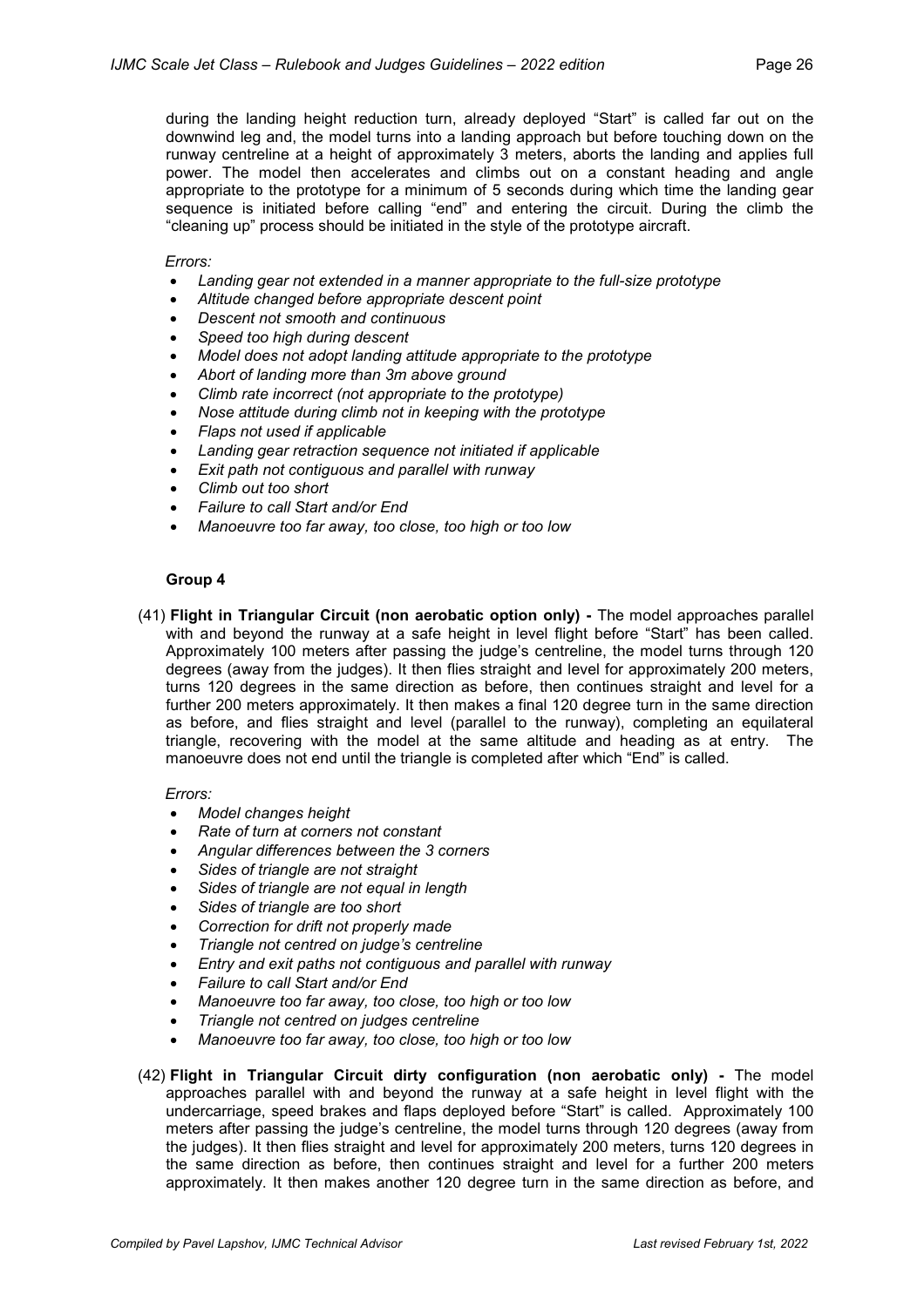during the landing height reduction turn, already deployed "Start" is called far out on the downwind leg and, the model turns into a landing approach but before touching down on the runway centreline at a height of approximately 3 meters, aborts the landing and applies full power. The model then accelerates and climbs out on a constant heading and angle appropriate to the prototype for a minimum of 5 seconds during which time the landing gear sequence is initiated before calling "end" and entering the circuit. During the climb the "cleaning up" process should be initiated in the style of the prototype aircraft.

*Errors:*

- *Landing gear not extended in a manner appropriate to the full-size prototype*
- *Altitude changed before appropriate descent point*
- *Descent not smooth and continuous*
- *Speed too high during descent*
- *Model does not adopt landing attitude appropriate to the prototype*
- *Abort of landing more than 3m above ground*
- *Climb rate incorrect (not appropriate to the prototype)*
- *Nose attitude during climb not in keeping with the prototype*
- *Flaps not used if applicable*
- *Landing gear retraction sequence not initiated if applicable*
- *Exit path not contiguous and parallel with runway*
- *Climb out too short*
- *Failure to call Start and/or End*
- *Manoeuvre too far away, too close, too high or too low*

### Group 4

(41) **Flight in Triangular Circuit (non aerobatic option only) -** The model approaches parallel with and beyond the runway at a safe height in level flight before "Start" has been called. Approximately 100 meters after passing the judge's centreline, the model turns through 120 degrees (away from the judges). It then flies straight and level for approximately 200 meters, turns 120 degrees in the same direction as before, then continues straight and level for a further 200 meters approximately. It then makes a final 120 degree turn in the same direction as before, and flies straight and level (parallel to the runway), completing an equilateral triangle, recovering with the model at the same altitude and heading as at entry. The manoeuvre does not end until the triangle is completed after which "End" is called.

*Errors:*

- *Model changes height*
- *Rate of turn at corners not constant*
- *Angular differences between the 3 corners*
- *Sides of triangle are not straight*
- *Sides of triangle are not equal in length*
- *Sides of triangle are too short*
- *Correction for drift not properly made*
- *Triangle not centred on judge's centreline*
- *Entry and exit paths not contiguous and parallel with runway*
- *Failure to call Start and/or End*
- *Manoeuvre too far away, too close, too high or too low*
- *Triangle not centred on judges centreline*
- *Manoeuvre too far away, too close, too high or too low*

(42) **Flight in Triangular Circuit dirty configuration (non aerobatic only) -** The model approaches parallel with and beyond the runway at a safe height in level flight with the undercarriage, speed brakes and flaps deployed before "Start" is called. Approximately 100 meters after passing the judge's centreline, the model turns through 120 degrees (away from the judges). It then flies straight and level for approximately 200 meters, turns 120 degrees in the same direction as before, then continues straight and level for a further 200 meters approximately. It then makes another 120 degree turn in the same direction as before, and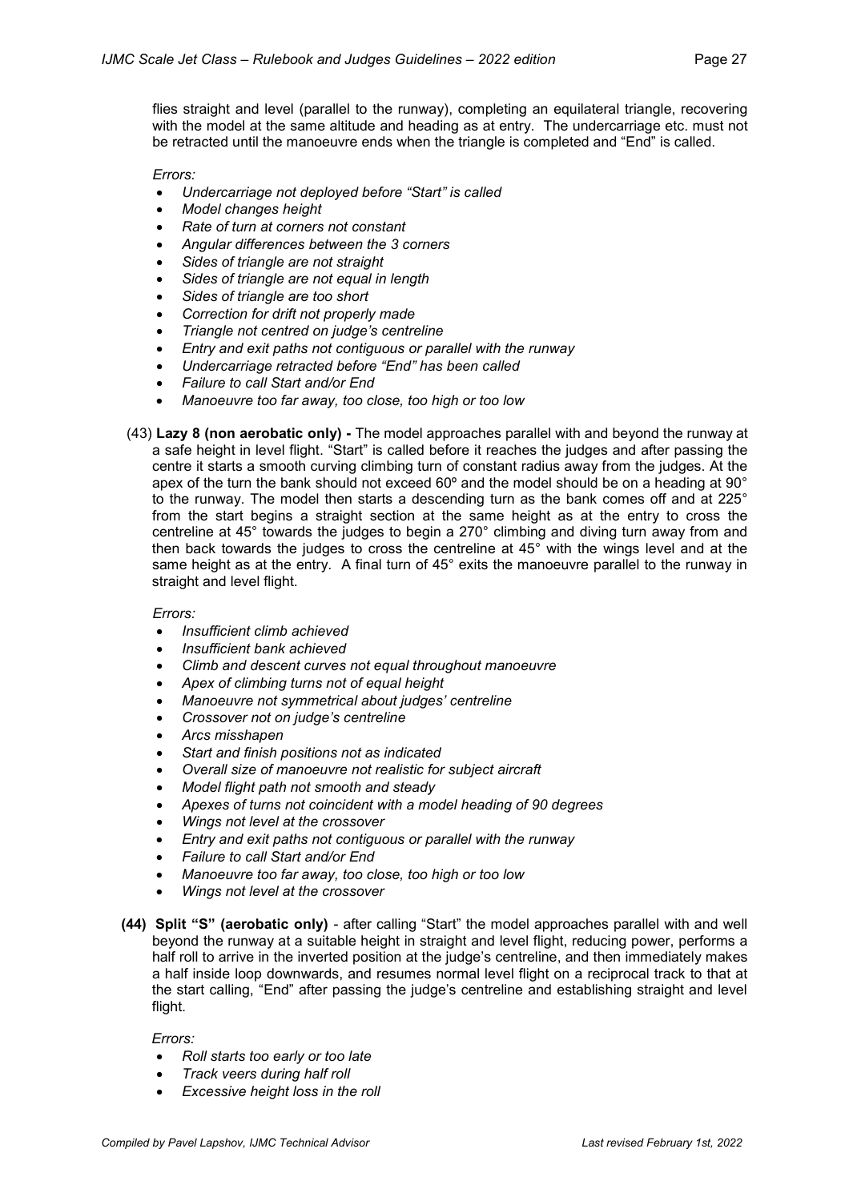flies straight and level (parallel to the runway), completing an equilateral triangle, recovering with the model at the same altitude and heading as at entry. The undercarriage etc. must not be retracted until the manoeuvre ends when the triangle is completed and “End” is called.

*Errors:*

- *Undercarriage not deployed before “Start” is called*
- *Model changes height*
- *Rate of turn at corners not constant*
- *Angular differences between the 3 corners*
- *Sides of triangle are not straight*
- *Sides of triangle are not equal in length*
- *Sides of triangle are too short*
- *Correction for drift not properly made*
- *Triangle not centred on judge’s centreline*
- *Entry and exit paths not contiguous or parallel with the runway*
- *Undercarriage retracted before “End” has been called*
- *Failure to call Start and/or End*
- *Manoeuvre too far away, too close, too high or too low*

(43) **Lazy 8 (non aerobatic only) -** The model approaches parallel with and beyond the runway at a safe height in level flight. “Start” is called before it reaches the judges and after passing the centre it starts a smooth curving climbing turn of constant radius away from the judges. At the apex of the turn the bank should not exceed 60º and the model should be on a heading at 90° to the runway. The model then starts a descending turn as the bank comes off and at 225° from the start begins a straight section at the same height as at the entry to cross the centreline at 45° towards the judges to begin a 270° climbing and diving turn away from and then back towards the judges to cross the centreline at 45° with the wings level and at the same height as at the entry. A final turn of 45° exits the manoeuvre parallel to the runway in straight and level flight.

*Errors:*

- *Insufficient climb achieved*
- *Insufficient bank achieved*
- *Climb and descent curves not equal throughout manoeuvre*
- *Apex of climbing turns not of equal height*
- *Manoeuvre not symmetrical about judges’ centreline*
- *Crossover not on judge’s centreline*
- *Arcs misshapen*
- *Start and finish positions not as indicated*
- *Overall size of manoeuvre not realistic for subject aircraft*
- *Model flight path not smooth and steady*
- *Apexes of turns not coincident with a model heading of 90 degrees*
- *Wings not level at the crossover*
- *Entry and exit paths not contiguous or parallel with the runway*
- *Failure to call Start and/or End*
- *Manoeuvre too far away, too close, too high or too low*
- *Wings not level at the crossover*

**(44) Split “S” (aerobatic only)** - after calling “Start” the model approaches parallel with and well beyond the runway at a suitable height in straight and level flight, reducing power, performs a half roll to arrive in the inverted position at the judge’s centreline, and then immediately makes a half inside loop downwards, and resumes normal level flight on a reciprocal track to that at the start calling, “End” after passing the judge’s centreline and establishing straight and level flight.

*Errors:*

- *Roll starts too early or too late*
- *Track veers during half roll*
- *Excessive height loss in the roll*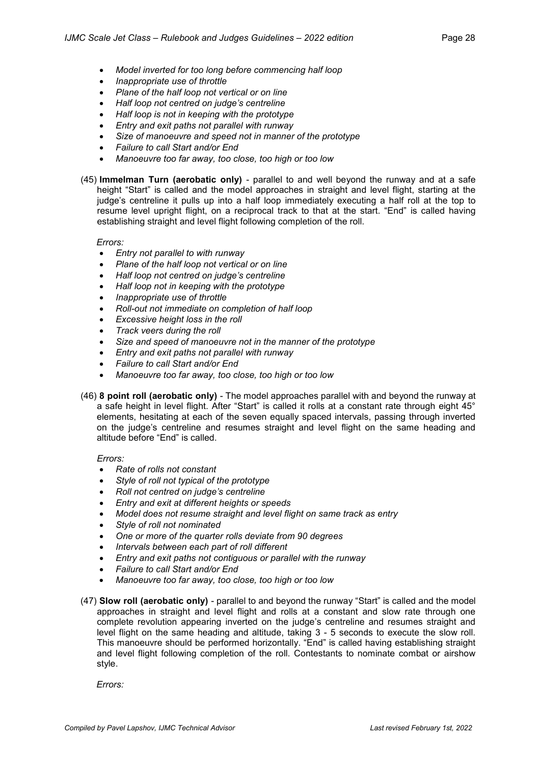- *Model inverted for too long before commencing half loop*
- *Inappropriate use of throttle*
- *Plane of the half loop not vertical or on line*
- *Half loop not centred on judge's centreline*
- *Half loop is not in keeping with the prototype*
- *Entry and exit paths not parallel with runway*
- *Size of manoeuvre and speed not in manner of the prototype*
- *Failure to call Start and/or End*
- *Manoeuvre too far away, too close, too high or too low*

(45) **Immelman Turn (aerobatic only)** - parallel to and well beyond the runway and at a safe height "Start" is called and the model approaches in straight and level flight, starting at the judge's centreline it pulls up into a half loop immediately executing a half roll at the top to resume level upright flight, on a reciprocal track to that at the start. "End" is called having establishing straight and level flight following completion of the roll.

*Errors:*

- *Entry not parallel to with runway*
- *Plane of the half loop not vertical or on line*
- *Half loop not centred on judge's centreline*
- *Half loop not in keeping with the prototype*
- *Inappropriate use of throttle*
- *Roll-out not immediate on completion of half loop*
- *Excessive height loss in the roll*
- *Track veers during the roll*
- *Size and speed of manoeuvre not in the manner of the prototype*
- *Entry and exit paths not parallel with runway*
- *Failure to call Start and/or End*
- *Manoeuvre too far away, too close, too high or too low*

(46) **8 point roll (aerobatic only)** - The model approaches parallel with and beyond the runway at a safe height in level flight. After "Start" is called it rolls at a constant rate through eight 45° elements, hesitating at each of the seven equally spaced intervals, passing through inverted on the judge's centreline and resumes straight and level flight on the same heading and altitude before "End" is called.

*Errors:*

- *Rate of rolls not constant*
- *Style of roll not typical of the prototype*
- *Roll not centred on judge's centreline*
- *Entry and exit at different heights or speeds*
- *Model does not resume straight and level flight on same track as entry*
- *Style of roll not nominated*
- *One or more of the quarter rolls deviate from 90 degrees*
- *Intervals between each part of roll different*
- *Entry and exit paths not contiguous or parallel with the runway*
- *Failure to call Start and/or End*
- *Manoeuvre too far away, too close, too high or too low*

(47) **Slow roll (aerobatic only)** - parallel to and beyond the runway "Start" is called and the model approaches in straight and level flight and rolls at a constant and slow rate through one complete revolution appearing inverted on the judge's centreline and resumes straight and level flight on the same heading and altitude, taking 3 - 5 seconds to execute the slow roll. This manoeuvre should be performed horizontally. "End" is called having establishing straight and level flight following completion of the roll. Contestants to nominate combat or airshow style.

*Errors:*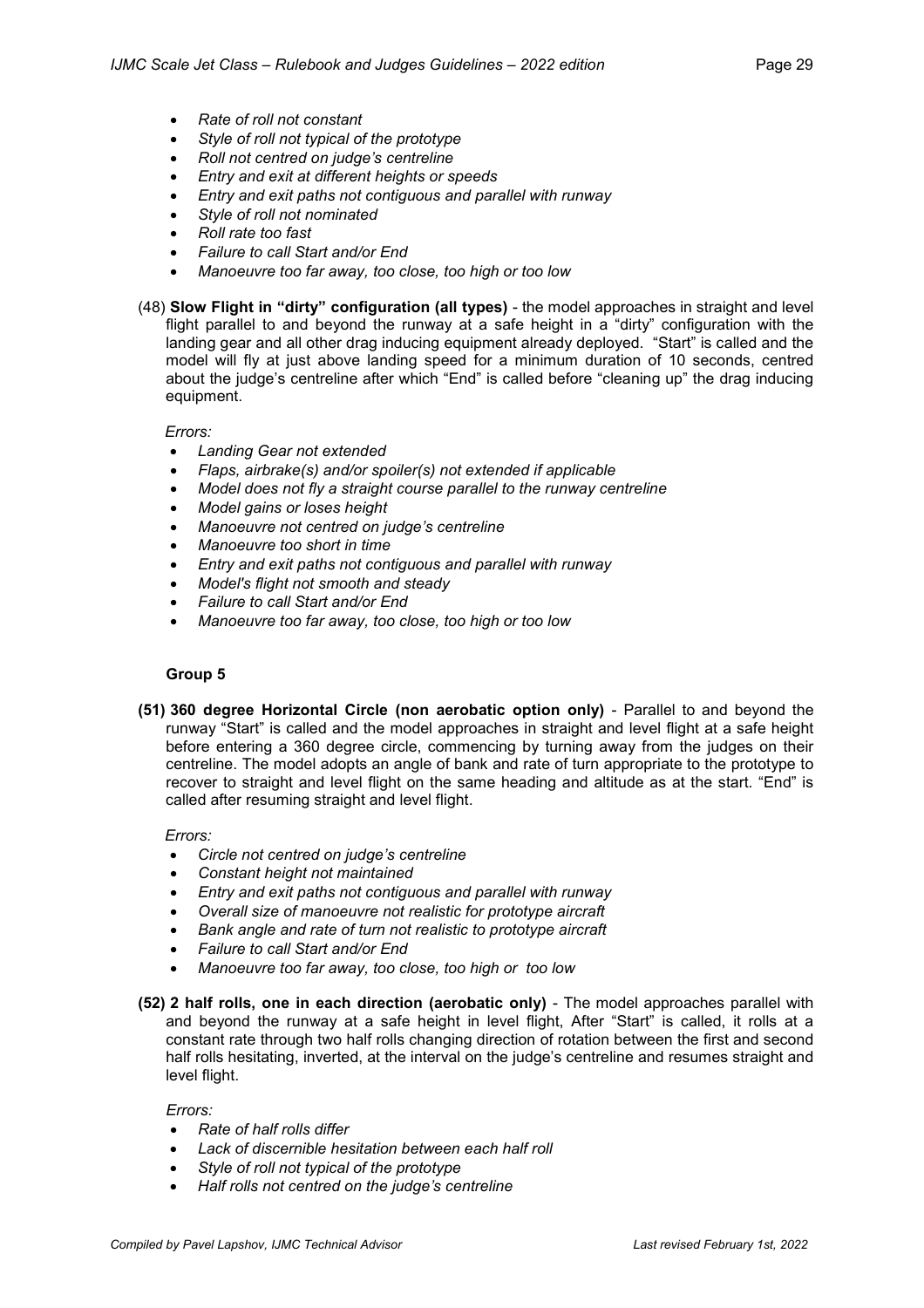- *Rate of roll not constant*
- *Style of roll not typical of the prototype*
- *Roll not centred on judge's centreline*
- *Entry and exit at different heights or speeds*
- *Entry and exit paths not contiguous and parallel with runway*
- *Style of roll not nominated*
- *Roll rate too fast*
- *Failure to call Start and/or End*
- *Manoeuvre too far away, too close, too high or too low*

(48) **Slow Flight in "dirty" configuration (all types)** - the model approaches in straight and level flight parallel to and beyond the runway at a safe height in a "dirty" configuration with the landing gear and all other drag inducing equipment already deployed. "Start" is called and the model will fly at just above landing speed for a minimum duration of 10 seconds, centred about the judge's centreline after which "End" is called before "cleaning up" the drag inducing equipment.

*Errors:*

- *Landing Gear not extended*
- *Flaps, airbrake(s) and/or spoiler(s) not extended if applicable*
- *Model does not fly a straight course parallel to the runway centreline*
- *Model gains or loses height*
- *Manoeuvre not centred on judge's centreline*
- *Manoeuvre too short in time*
- *Entry and exit paths not contiguous and parallel with runway*
- *Model's flight not smooth and steady*
- *Failure to call Start and/or End*
- *Manoeuvre too far away, too close, too high or too low*

### Group 5

**(51) 360 degree Horizontal Circle (non aerobatic option only)** - Parallel to and beyond the runway "Start" is called and the model approaches in straight and level flight at a safe height before entering a 360 degree circle, commencing by turning away from the judges on their centreline. The model adopts an angle of bank and rate of turn appropriate to the prototype to recover to straight and level flight on the same heading and altitude as at the start. "End" is called after resuming straight and level flight.

*Errors:*

- *Circle not centred on judge's centreline*
- *Constant height not maintained*
- *Entry and exit paths not contiguous and parallel with runway*
- *Overall size of manoeuvre not realistic for prototype aircraft*
- *Bank angle and rate of turn not realistic to prototype aircraft*
- *Failure to call Start and/or End*
- *Manoeuvre too far away, too close, too high or too low*

**(52) 2 half rolls, one in each direction (aerobatic only)** - The model approaches parallel with and beyond the runway at a safe height in level flight, After "Start" is called, it rolls at a constant rate through two half rolls changing direction of rotation between the first and second half rolls hesitating, inverted, at the interval on the judge's centreline and resumes straight and level flight.

*Errors:*

- *Rate of half rolls differ*
- *Lack of discernible hesitation between each half roll*
- *Style of roll not typical of the prototype*
- *Half rolls not centred on the judge's centreline*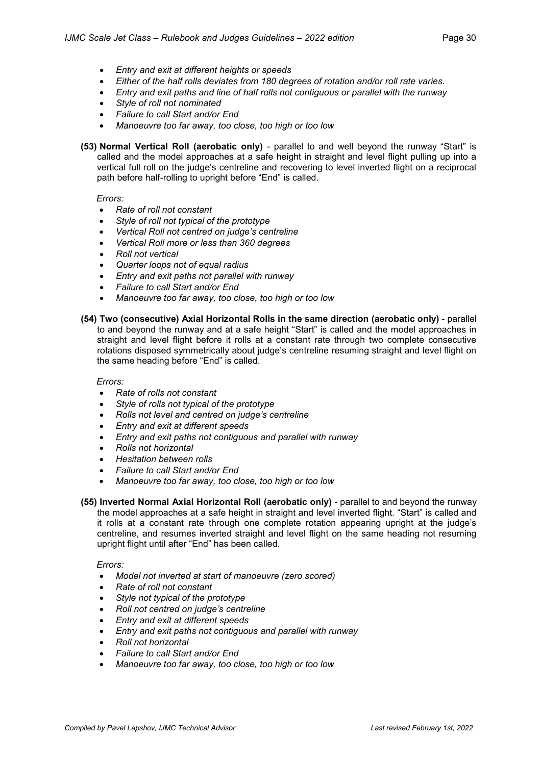- *Entry and exit at different heights or speeds*
- *Either of the half rolls deviates from 180 degrees of rotation and/or roll rate varies.*
- *Entry and exit paths and line of half rolls not contiguous or parallel with the runway*
- *Style of roll not nominated*
- *Failure to call Start and/or End*
- *Manoeuvre too far away, too close, too high or too low*

**(53) Normal Vertical Roll (aerobatic only)** - parallel to and well beyond the runway "Start" is called and the model approaches at a safe height in straight and level flight pulling up into a vertical full roll on the judge's centreline and recovering to level inverted flight on a reciprocal path before half-rolling to upright before "End" is called.

*Errors:*

- *Rate of roll not constant*
- *Style of roll not typical of the prototype*
- *Vertical Roll not centred on judge's centreline*
- *Vertical Roll more or less than 360 degrees*
- *Roll not vertical*
- *Quarter loops not of equal radius*
- *Entry and exit paths not parallel with runway*
- *Failure to call Start and/or End*
- *Manoeuvre too far away, too close, too high or too low*

**(54) Two (consecutive) Axial Horizontal Rolls in the same direction (aerobatic only)** - parallel to and beyond the runway and at a safe height "Start" is called and the model approaches in straight and level flight before it rolls at a constant rate through two complete consecutive rotations disposed symmetrically about judge's centreline resuming straight and level flight on the same heading before "End" is called.

*Errors:*

- *Rate of rolls not constant*
- *Style of rolls not typical of the prototype*
- *Rolls not level and centred on judge's centreline*
- *Entry and exit at different speeds*
- *Entry and exit paths not contiguous and parallel with runway*
- *Rolls not horizontal*
- *Hesitation between rolls*
- *Failure to call Start and/or End*
- *Manoeuvre too far away, too close, too high or too low*

**(55) Inverted Normal Axial Horizontal Roll (aerobatic only)** - parallel to and beyond the runway the model approaches at a safe height in straight and level inverted flight. "Start" is called and it rolls at a constant rate through one complete rotation appearing upright at the judge's centreline, and resumes inverted straight and level flight on the same heading not resuming upright flight until after "End" has been called.

*Errors:*

- *Model not inverted at start of manoeuvre (zero scored)*
- *Rate of roll not constant*
- *Style not typical of the prototype*
- *Roll not centred on judge's centreline*
- *Entry and exit at different speeds*
- *Entry and exit paths not contiguous and parallel with runway*
- *Roll not horizontal*
- *Failure to call Start and/or End*
- *Manoeuvre too far away, too close, too high or too low*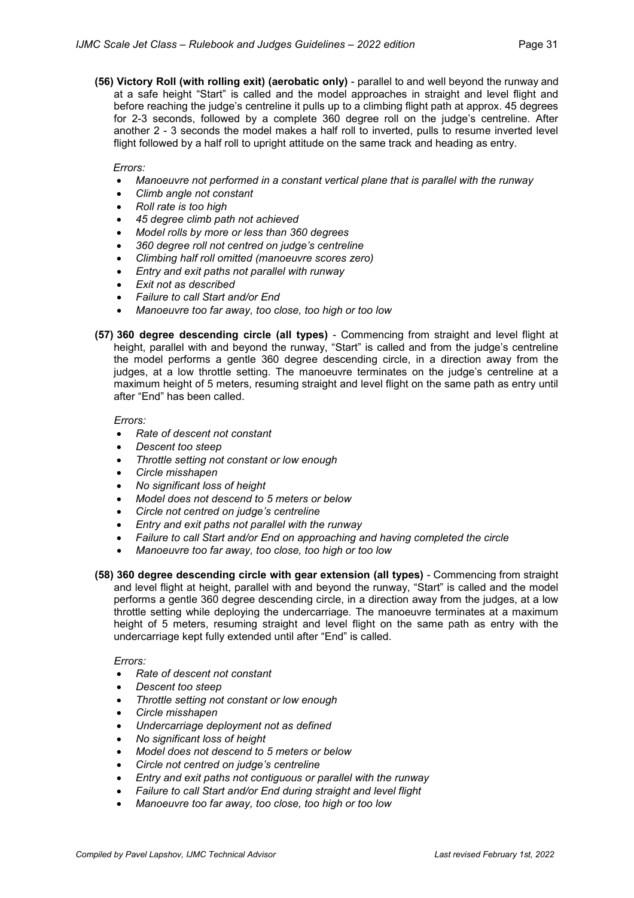**(56) Victory Roll (with rolling exit) (aerobatic only)** - parallel to and well beyond the runway and at a safe height "Start" is called and the model approaches in straight and level flight and before reaching the judge's centreline it pulls up to a climbing flight path at approx. 45 degrees for 2-3 seconds, followed by a complete 360 degree roll on the judge's centreline. After another 2 - 3 seconds the model makes a half roll to inverted, pulls to resume inverted level flight followed by a half roll to upright attitude on the same track and heading as entry.

*Errors:*

- *Manoeuvre not performed in a constant vertical plane that is parallel with the runway*
- *Climb angle not constant*
- *Roll rate is too high*
- *45 degree climb path not achieved*
- *Model rolls by more or less than 360 degrees*
- *360 degree roll not centred on judge's centreline*
- *Climbing half roll omitted (manoeuvre scores zero)*
- *Entry and exit paths not parallel with runway*
- *Exit not as described*
- *Failure to call Start and/or End*
- *Manoeuvre too far away, too close, too high or too low*

**(57) 360 degree descending circle (all types)** - Commencing from straight and level flight at height, parallel with and beyond the runway, "Start" is called and from the judge's centreline the model performs a gentle 360 degree descending circle, in a direction away from the judges, at a low throttle setting. The manoeuvre terminates on the judge's centreline at a maximum height of 5 meters, resuming straight and level flight on the same path as entry until after "End" has been called.

*Errors:*

- *Rate of descent not constant*
- *Descent too steep*
- *Throttle setting not constant or low enough*
- *Circle misshapen*
- *No significant loss of height*
- *Model does not descend to 5 meters or below*
- *Circle not centred on judge's centreline*
- *Entry and exit paths not parallel with the runway*
- *Failure to call Start and/or End on approaching and having completed the circle*
- *Manoeuvre too far away, too close, too high or too low*

**(58) 360 degree descending circle with gear extension (all types)** - Commencing from straight and level flight at height, parallel with and beyond the runway, "Start" is called and the model performs a gentle 360 degree descending circle, in a direction away from the judges, at a low throttle setting while deploying the undercarriage. The manoeuvre terminates at a maximum height of 5 meters, resuming straight and level flight on the same path as entry with the undercarriage kept fully extended until after "End" is called.

*Errors:*

- *Rate of descent not constant*
- *Descent too steep*
- *Throttle setting not constant or low enough*
- *Circle misshapen*
- *Undercarriage deployment not as defined*
- *No significant loss of height*
- *Model does not descend to 5 meters or below*
- *Circle not centred on judge's centreline*
- *Entry and exit paths not contiguous or parallel with the runway*
- *Failure to call Start and/or End during straight and level flight*
- *Manoeuvre too far away, too close, too high or too low*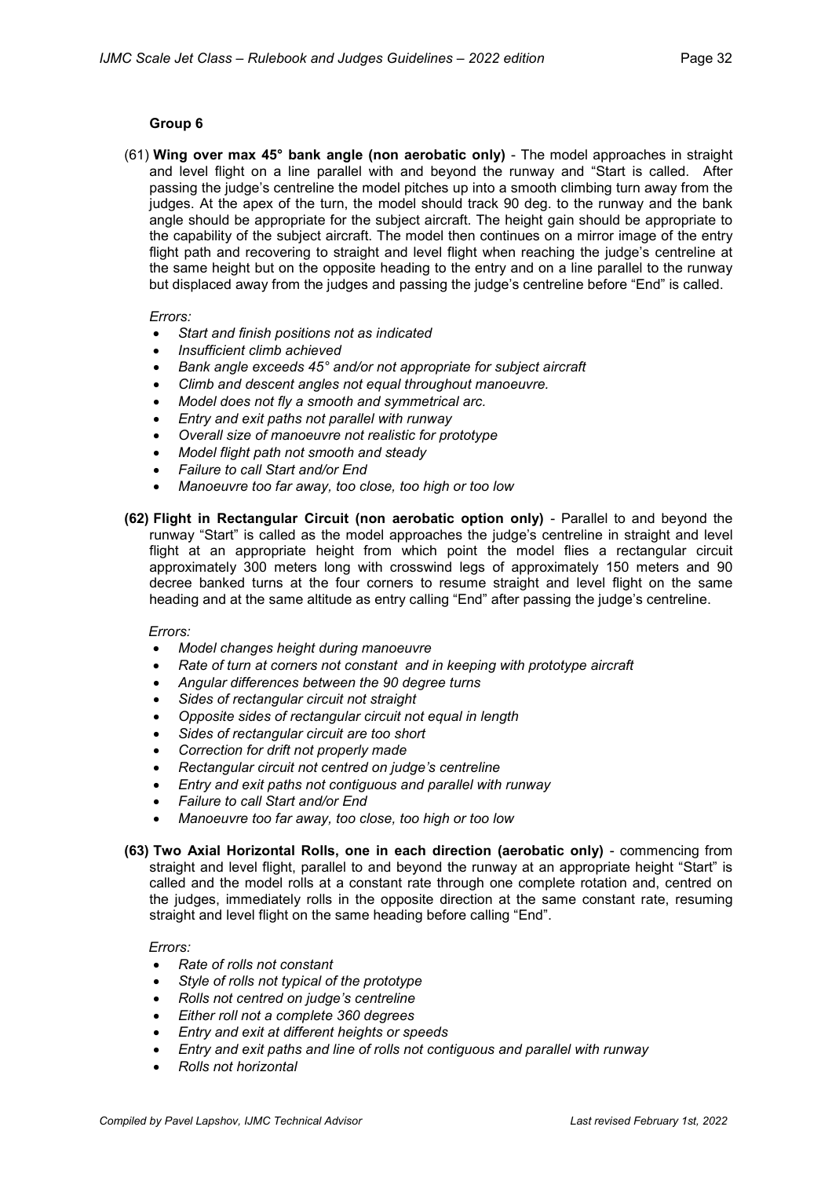### Group 6

(61) **Wing over max 45° bank angle (non aerobatic only)** - The model approaches in straight and level flight on a line parallel with and beyond the runway and "Start is called. After passing the judge's centreline the model pitches up into a smooth climbing turn away from the judges. At the apex of the turn, the model should track 90 deg. to the runway and the bank angle should be appropriate for the subject aircraft. The height gain should be appropriate to the capability of the subject aircraft. The model then continues on a mirror image of the entry flight path and recovering to straight and level flight when reaching the judge's centreline at the same height but on the opposite heading to the entry and on a line parallel to the runway but displaced away from the judges and passing the judge's centreline before "End" is called.

*Errors:*

- *Start and finish positions not as indicated*
- *Insufficient climb achieved*
- *Bank angle exceeds 45° and/or not appropriate for subject aircraft*
- *Climb and descent angles not equal throughout manoeuvre.*
- *Model does not fly a smooth and symmetrical arc.*
- *Entry and exit paths not parallel with runway*
- *Overall size of manoeuvre not realistic for prototype*
- *Model flight path not smooth and steady*
- *Failure to call Start and/or End*
- *Manoeuvre too far away, too close, too high or too low*

**(62) Flight in Rectangular Circuit (non aerobatic option only)** - Parallel to and beyond the runway "Start" is called as the model approaches the judge's centreline in straight and level flight at an appropriate height from which point the model flies a rectangular circuit approximately 300 meters long with crosswind legs of approximately 150 meters and 90 decree banked turns at the four corners to resume straight and level flight on the same heading and at the same altitude as entry calling "End" after passing the judge's centreline.

*Errors:*

- *Model changes height during manoeuvre*
- *Rate of turn at corners not constant and in keeping with prototype aircraft*
- *Angular differences between the 90 degree turns*
- *Sides of rectangular circuit not straight*
- *Opposite sides of rectangular circuit not equal in length*
- *Sides of rectangular circuit are too short*
- *Correction for drift not properly made*
- *Rectangular circuit not centred on judge's centreline*
- *Entry and exit paths not contiguous and parallel with runway*
- *Failure to call Start and/or End*
- *Manoeuvre too far away, too close, too high or too low*

**(63) Two Axial Horizontal Rolls, one in each direction (aerobatic only)** - commencing from straight and level flight, parallel to and beyond the runway at an appropriate height "Start" is called and the model rolls at a constant rate through one complete rotation and, centred on the judges, immediately rolls in the opposite direction at the same constant rate, resuming straight and level flight on the same heading before calling "End".

*Errors:*

- *Rate of rolls not constant*
- *Style of rolls not typical of the prototype*
- *Rolls not centred on judge's centreline*
- *Either roll not a complete 360 degrees*
- *Entry and exit at different heights or speeds*
- *Entry and exit paths and line of rolls not contiguous and parallel with runway*
- *Rolls not horizontal*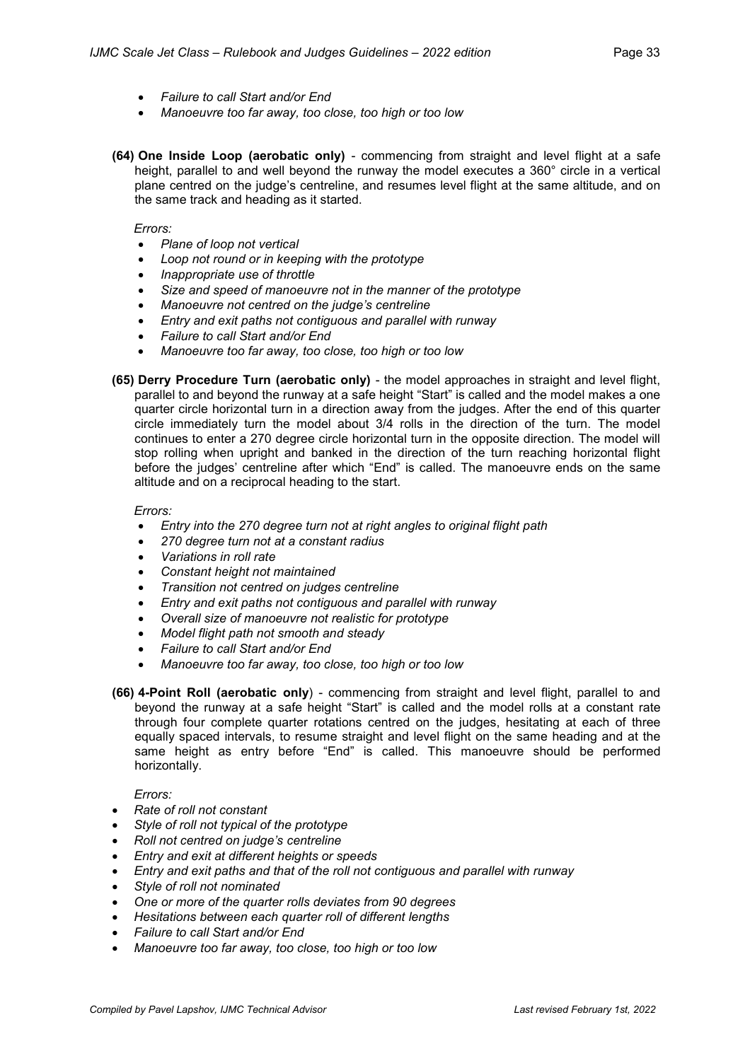- *Failure to call Start and/or End*
- *Manoeuvre too far away, too close, too high or too low*

**(64) One Inside Loop (aerobatic only)** - commencing from straight and level flight at a safe height, parallel to and well beyond the runway the model executes a 360° circle in a vertical plane centred on the judge's centreline, and resumes level flight at the same altitude, and on the same track and heading as it started.

*Errors:*

- *Plane of loop not vertical*
- *Loop not round or in keeping with the prototype*
- *Inappropriate use of throttle*
- *Size and speed of manoeuvre not in the manner of the prototype*
- *Manoeuvre not centred on the judge's centreline*
- *Entry and exit paths not contiguous and parallel with runway*
- *Failure to call Start and/or End*
- *Manoeuvre too far away, too close, too high or too low*

**(65) Derry Procedure Turn (aerobatic only)** - the model approaches in straight and level flight, parallel to and beyond the runway at a safe height "Start" is called and the model makes a one quarter circle horizontal turn in a direction away from the judges. After the end of this quarter circle immediately turn the model about 3/4 rolls in the direction of the turn. The model continues to enter a 270 degree circle horizontal turn in the opposite direction. The model will stop rolling when upright and banked in the direction of the turn reaching horizontal flight before the judges' centreline after which "End" is called. The manoeuvre ends on the same altitude and on a reciprocal heading to the start.

*Errors:*

- *Entry into the 270 degree turn not at right angles to original flight path*
- *270 degree turn not at a constant radius*
- *Variations in roll rate*
- *Constant height not maintained*
- *Transition not centred on judges centreline*
- *Entry and exit paths not contiguous and parallel with runway*
- *Overall size of manoeuvre not realistic for prototype*
- *Model flight path not smooth and steady*
- *Failure to call Start and/or End*
- *Manoeuvre too far away, too close, too high or too low*

**(66) 4-Point Roll (aerobatic only**) - commencing from straight and level flight, parallel to and beyond the runway at a safe height "Start" is called and the model rolls at a constant rate through four complete quarter rotations centred on the judges, hesitating at each of three equally spaced intervals, to resume straight and level flight on the same heading and at the same height as entry before "End" is called. This manoeuvre should be performed horizontally.

*Errors:*

- *Rate of roll not constant*
- *Style of roll not typical of the prototype*
- *Roll not centred on judge's centreline*
- *Entry and exit at different heights or speeds*
- *Entry and exit paths and that of the roll not contiguous and parallel with runway*
- *Style of roll not nominated*
- *One or more of the quarter rolls deviates from 90 degrees*
- *Hesitations between each quarter roll of different lengths*
- *Failure to call Start and/or End*
- *Manoeuvre too far away, too close, too high or too low*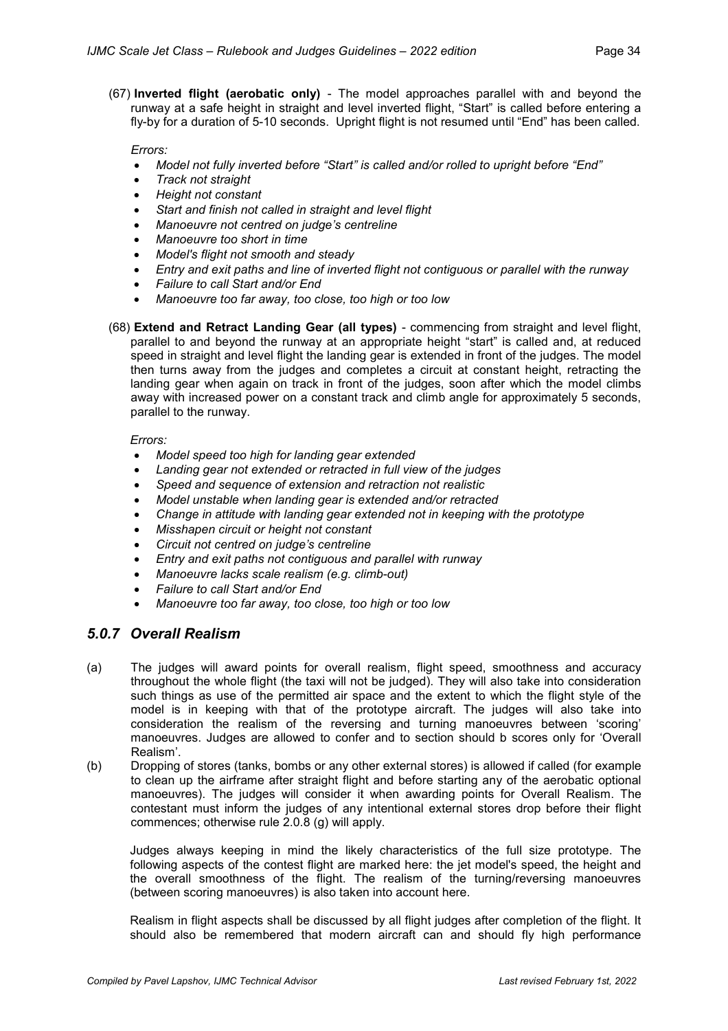(67) **Inverted flight (aerobatic only)** - The model approaches parallel with and beyond the runway at a safe height in straight and level inverted flight, "Start" is called before entering a fly-by for a duration of 5-10 seconds. Upright flight is not resumed until "End" has been called.

*Errors:*

- *Model not fully inverted before "Start" is called and/or rolled to upright before "End"*
- *Track not straight*
- *Height not constant*
- *Start and finish not called in straight and level flight*
- *Manoeuvre not centred on judge's centreline*
- *Manoeuvre too short in time*
- *Model's flight not smooth and steady*
- *Entry and exit paths and line of inverted flight not contiguous or parallel with the runway*
- *Failure to call Start and/or End*
- *Manoeuvre too far away, too close, too high or too low*

(68) **Extend and Retract Landing Gear (all types)** - commencing from straight and level flight, parallel to and beyond the runway at an appropriate height "start" is called and, at reduced speed in straight and level flight the landing gear is extended in front of the judges. The model then turns away from the judges and completes a circuit at constant height, retracting the landing gear when again on track in front of the judges, soon after which the model climbs away with increased power on a constant track and climb angle for approximately 5 seconds, parallel to the runway.

*Errors:*

- *Model speed too high for landing gear extended*
- *Landing gear not extended or retracted in full view of the judges*
- *Speed and sequence of extension and retraction not realistic*
- *Model unstable when landing gear is extended and/or retracted*
- *Change in attitude with landing gear extended not in keeping with the prototype*
- *Misshapen circuit or height not constant*
- *Circuit not centred on judge's centreline*
- *Entry and exit paths not contiguous and parallel with runway*
- *Manoeuvre lacks scale realism (e.g. climb-out)*
- *Failure to call Start and/or End*
- *Manoeuvre too far away, too close, too high or too low*

### *5.0.7 Overall Realism*

(a) The judges will award points for overall realism, flight speed, smoothness and accuracy throughout the whole flight (the taxi will not be judged). They will also take into consideration such things as use of the permitted air space and the extent to which the flight style of the model is in keeping with that of the prototype aircraft. The judges will also take into consideration the realism of the reversing and turning manoeuvres between 'scoring' manoeuvres. Judges are allowed to confer and to section should b scores only for 'Overall Realism'.

(b) Dropping of stores (tanks, bombs or any other external stores) is allowed if called (for example to clean up the airframe after straight flight and before starting any of the aerobatic optional manoeuvres). The judges will consider it when awarding points for Overall Realism. The contestant must inform the judges of any intentional external stores drop before their flight commences; otherwise rule 2.0.8 (g) will apply.

Judges always keeping in mind the likely characteristics of the full size prototype. The following aspects of the contest flight are marked here: the jet model's speed, the height and the overall smoothness of the flight. The realism of the turning/reversing manoeuvres (between scoring manoeuvres) is also taken into account here.

Realism in flight aspects shall be discussed by all flight judges after completion of the flight. It should also be remembered that modern aircraft can and should fly high performance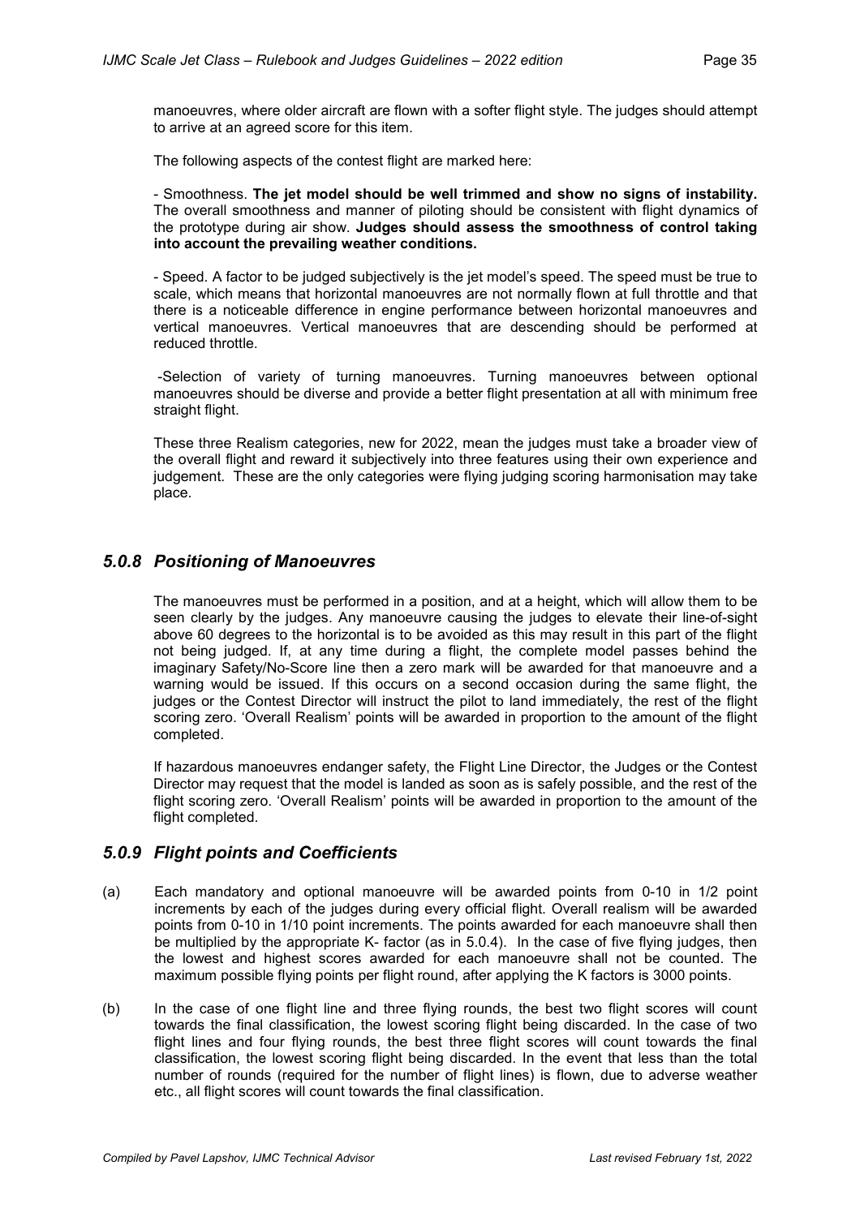manoeuvres, where older aircraft are flown with a softer flight style. The judges should attempt to arrive at an agreed score for this item.

The following aspects of the contest flight are marked here:

- Smoothness. **The jet model should be well trimmed and show no signs of instability.** The overall smoothness and manner of piloting should be consistent with flight dynamics of the prototype during air show. **Judges should assess the smoothness of control taking into account the prevailing weather conditions.**

- Speed. A factor to be judged subjectively is the jet model's speed. The speed must be true to scale, which means that horizontal manoeuvres are not normally flown at full throttle and that there is a noticeable difference in engine performance between horizontal manoeuvres and vertical manoeuvres. Vertical manoeuvres that are descending should be performed at reduced throttle.

-Selection of variety of turning manoeuvres. Turning manoeuvres between optional manoeuvres should be diverse and provide a better flight presentation at all with minimum free straight flight.

These three Realism categories, new for 2022, mean the judges must take a broader view of the overall flight and reward it subjectively into three features using their own experience and judgement. These are the only categories were flying judging scoring harmonisation may take place.

### *5.0.8 Positioning of Manoeuvres*

The manoeuvres must be performed in a position, and at a height, which will allow them to be seen clearly by the judges. Any manoeuvre causing the judges to elevate their line-of-sight above 60 degrees to the horizontal is to be avoided as this may result in this part of the flight not being judged. If, at any time during a flight, the complete model passes behind the imaginary Safety/No-Score line then a zero mark will be awarded for that manoeuvre and a warning would be issued. If this occurs on a second occasion during the same flight, the judges or the Contest Director will instruct the pilot to land immediately, the rest of the flight scoring zero. 'Overall Realism' points will be awarded in proportion to the amount of the flight completed.

If hazardous manoeuvres endanger safety, the Flight Line Director, the Judges or the Contest Director may request that the model is landed as soon as is safely possible, and the rest of the flight scoring zero. 'Overall Realism' points will be awarded in proportion to the amount of the flight completed.

### *5.0.9 Flight points and Coefficients*

(a) Each mandatory and optional manoeuvre will be awarded points from 0-10 in 1/2 point increments by each of the judges during every official flight. Overall realism will be awarded points from 0-10 in 1/10 point increments. The points awarded for each manoeuvre shall then be multiplied by the appropriate K- factor (as in 5.0.4). In the case of five flying judges, then the lowest and highest scores awarded for each manoeuvre shall not be counted. The maximum possible flying points per flight round, after applying the K factors is 3000 points.

(b) In the case of one flight line and three flying rounds, the best two flight scores will count towards the final classification, the lowest scoring flight being discarded. In the case of two flight lines and four flying rounds, the best three flight scores will count towards the final classification, the lowest scoring flight being discarded. In the event that less than the total number of rounds (required for the number of flight lines) is flown, due to adverse weather etc., all flight scores will count towards the final classification.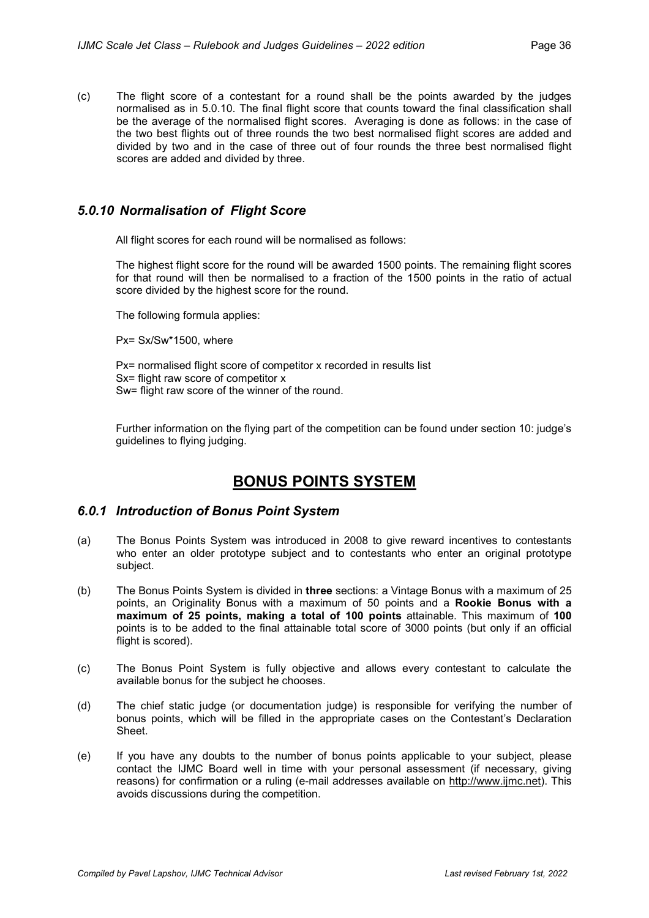(c) The flight score of a contestant for a round shall be the points awarded by the judges normalised as in 5.0.10. The final flight score that counts toward the final classification shall be the average of the normalised flight scores. Averaging is done as follows: in the case of the two best flights out of three rounds the two best normalised flight scores are added and divided by two and in the case of three out of four rounds the three best normalised flight scores are added and divided by three.

### *5.0.10 Normalisation of Flight Score*

All flight scores for each round will be normalised as follows:

The highest flight score for the round will be awarded 1500 points. The remaining flight scores for that round will then be normalised to a fraction of the 1500 points in the ratio of actual score divided by the highest score for the round.

The following formula applies:

$P_x = S_x / S_w * 1500$, where

$P_x$ = normalised flight score of competitor x recorded in results list
$S_x$ = flight raw score of competitor x
$S_w$ = flight raw score of the winner of the round.

Further information on the flying part of the competition can be found under section 10: judge's guidelines to flying judging.

## BONUS POINTS SYSTEM

### *6.0.1 Introduction of Bonus Point System*

(a) The Bonus Points System was introduced in 2008 to give reward incentives to contestants who enter an older prototype subject and to contestants who enter an original prototype subject.

(b) The Bonus Points System is divided in **three** sections: a Vintage Bonus with a maximum of 25 points, an Originality Bonus with a maximum of 50 points and a **Rookie Bonus with a maximum of 25 points, making a total of 100 points** attainable. This maximum of **100** points is to be added to the final attainable total score of 3000 points (but only if an official flight is scored).

(c) The Bonus Point System is fully objective and allows every contestant to calculate the available bonus for the subject he chooses.

(d) The chief static judge (or documentation judge) is responsible for verifying the number of bonus points, which will be filled in the appropriate cases on the Contestant's Declaration Sheet.

(e) If you have any doubts to the number of bonus points applicable to your subject, please contact the IJMC Board well in time with your personal assessment (if necessary, giving reasons) for confirmation or a ruling (e-mail addresses available on http://www.ijmc.net). This avoids discussions during the competition.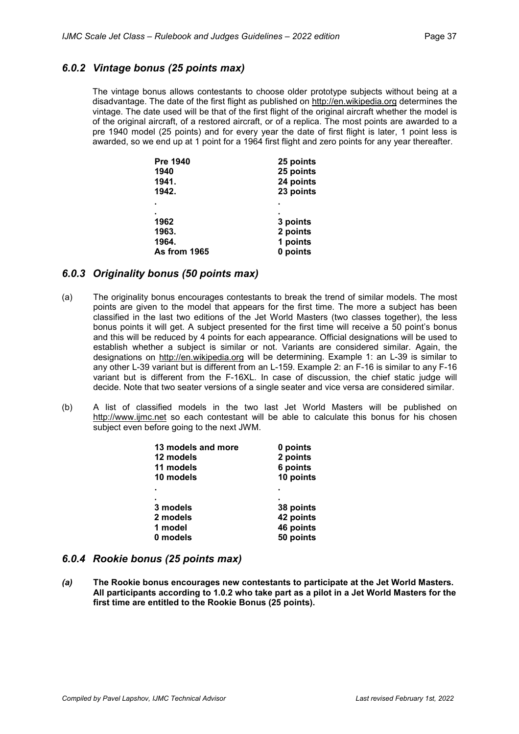### *6.0.2 Vintage bonus (25 points max)*

The vintage bonus allows contestants to choose older prototype subjects without being at a disadvantage. The date of the first flight as published on http://en.wikipedia.org determines the vintage. The date used will be that of the first flight of the original aircraft whether the model is of the original aircraft, of a restored aircraft, or of a replica. The most points are awarded to a pre 1940 model (25 points) and for every year the date of first flight is later, 1 point less is awarded, so we end up at 1 point for a 1964 first flight and zero points for any year thereafter.

| | |
|---|---|
| **Pre 1940** | **25 points** |
| **1940** | **25 points** |
| **1941.** | **24 points** |
| **1942.** | **23 points** |
| **.** | **.** |
| **.** | **.** |
| **1962** | **3 points** |
| **1963.** | **2 points** |
| **1964.** | **1 points** |
| **As from 1965** | **0 points** |

### *6.0.3 Originality bonus (50 points max)*

(a) The originality bonus encourages contestants to break the trend of similar models. The most points are given to the model that appears for the first time. The more a subject has been classified in the last two editions of the Jet World Masters (two classes together), the less bonus points it will get. A subject presented for the first time will receive a 50 point's bonus and this will be reduced by 4 points for each appearance. Official designations will be used to establish whether a subject is similar or not. Variants are considered similar. Again, the designations on http://en.wikipedia.org will be determining. Example 1: an L-39 is similar to any other L-39 variant but is different from an L-159. Example 2: an F-16 is similar to any F-16 variant but is different from the F-16XL. In case of discussion, the chief static judge will decide. Note that two seater versions of a single seater and vice versa are considered similar.

(b) A list of classified models in the two last Jet World Masters will be published on http://www.ijmc.net so each contestant will be able to calculate this bonus for his chosen subject even before going to the next JWM.

| | |
|---|---|
| **13 models and more** | **0 points** |
| **12 models** | **2 points** |
| **11 models** | **6 points** |
| **10 models** | **10 points** |
| **.** | **.** |
| **.** | **.** |
| **3 models** | **38 points** |
| **2 models** | **42 points** |
| **1 model** | **46 points** |
| **0 models** | **50 points** |

### *6.0.4 Rookie bonus (25 points max)*

***(a)*** **The Rookie bonus encourages new contestants to participate at the Jet World Masters. All participants according to 1.0.2 who take part as a pilot in a Jet World Masters for the first time are entitled to the Rookie Bonus (25 points).**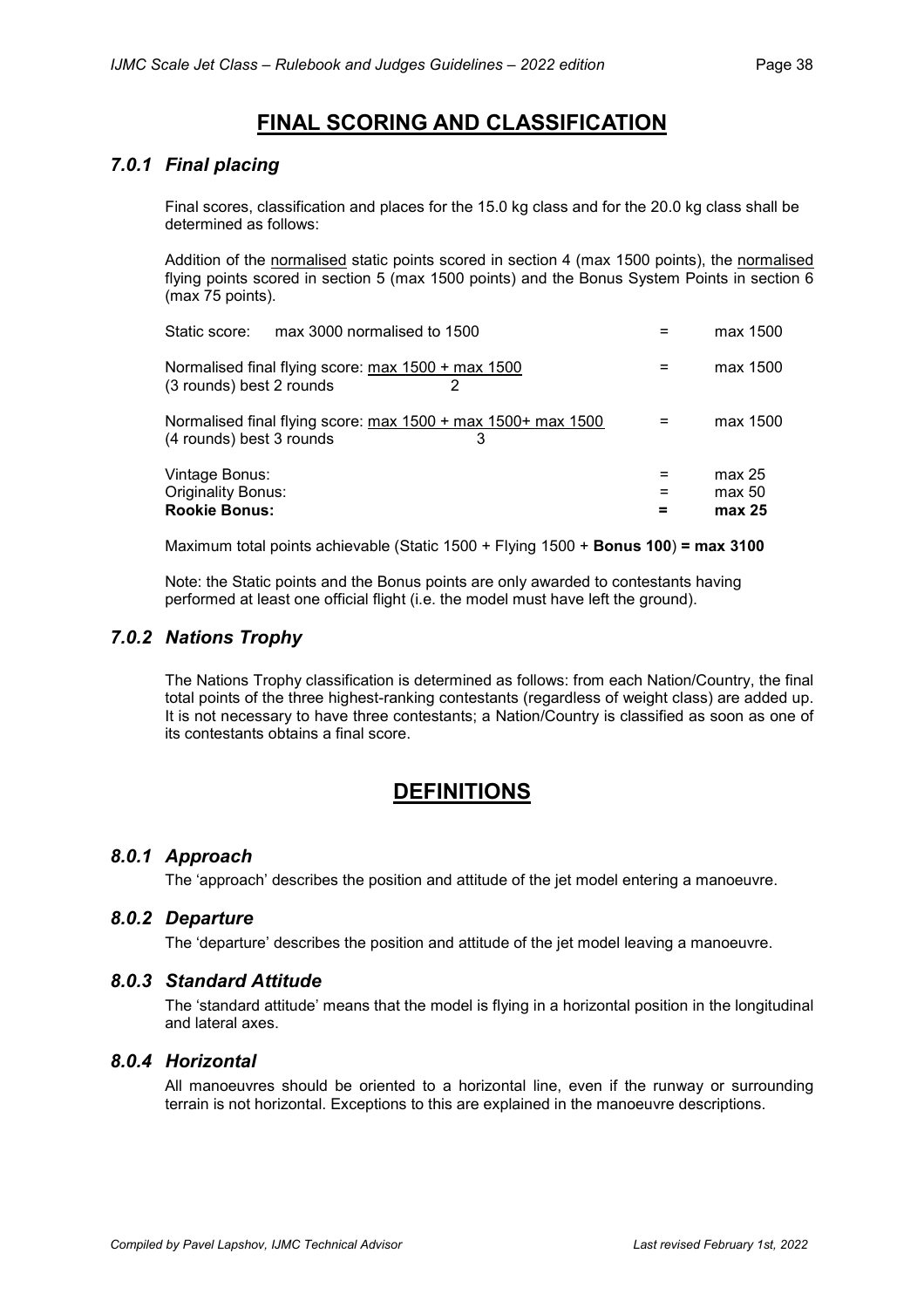# FINAL SCORING AND CLASSIFICATION

## *7.0.1 Final placing*

Final scores, classification and places for the 15.0 kg class and for the 20.0 kg class shall be determined as follows:

Addition of the normalised static points scored in section 4 (max 1500 points), the normalised flying points scored in section 5 (max 1500 points) and the Bonus System Points in section 6 (max 75 points).

| | | |
|---|---|---|
| Static score: max 3000 normalised to 1500 | = | max 1500 |
| Normalised final flying score: $\frac{\text{max } 1500 + \text{max } 1500}{2}$ (3 rounds) best 2 rounds | = | max 1500 |
| Normalised final flying score: $\frac{\text{max } 1500 + \text{max } 1500 + \text{max } 1500}{3}$ (4 rounds) best 3 rounds | = | max 1500 |
| Vintage Bonus: | = | max 25 |
| Originality Bonus: | = | max 50 |
| **Rookie Bonus:** | **=** | **max 25** |

Maximum total points achievable (Static 1500 + Flying 1500 + **Bonus 100**) **= max 3100**

Note: the Static points and the Bonus points are only awarded to contestants having performed at least one official flight (i.e. the model must have left the ground).

## *7.0.2 Nations Trophy*

The Nations Trophy classification is determined as follows: from each Nation/Country, the final total points of the three highest-ranking contestants (regardless of weight class) are added up. It is not necessary to have three contestants; a Nation/Country is classified as soon as one of its contestants obtains a final score.

# DEFINITIONS

## *8.0.1 Approach*

The 'approach' describes the position and attitude of the jet model entering a manoeuvre.

## *8.0.2 Departure*

The 'departure' describes the position and attitude of the jet model leaving a manoeuvre.

## *8.0.3 Standard Attitude*

The 'standard attitude' means that the model is flying in a horizontal position in the longitudinal and lateral axes.

## *8.0.4 Horizontal*

All manoeuvres should be oriented to a horizontal line, even if the runway or surrounding terrain is not horizontal. Exceptions to this are explained in the manoeuvre descriptions.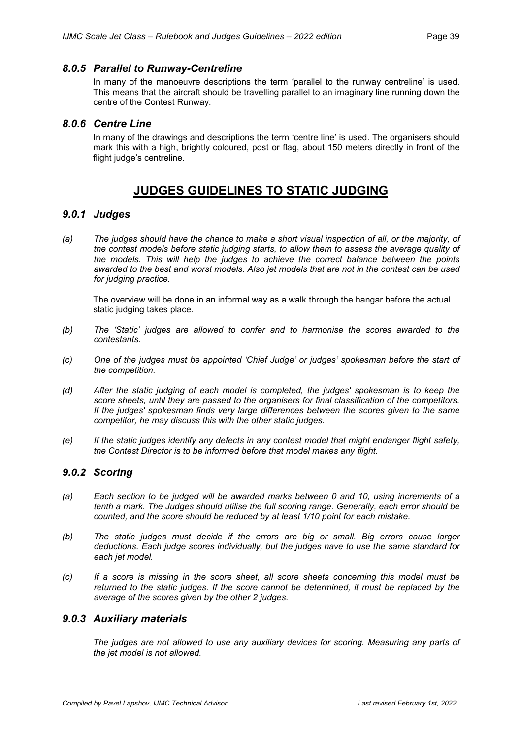### *8.0.5 Parallel to Runway-Centreline*

In many of the manoeuvre descriptions the term 'parallel to the runway centreline' is used. This means that the aircraft should be travelling parallel to an imaginary line running down the centre of the Contest Runway.

### *8.0.6 Centre Line*

In many of the drawings and descriptions the term 'centre line' is used. The organisers should mark this with a high, brightly coloured, post or flag, about 150 meters directly in front of the flight judge's centreline.

## JUDGES GUIDELINES TO STATIC JUDGING

### *9.0.1 Judges*

*(a) The judges should have the chance to make a short visual inspection of all, or the majority, of the contest models before static judging starts, to allow them to assess the average quality of the models. This will help the judges to achieve the correct balance between the points awarded to the best and worst models. Also jet models that are not in the contest can be used for judging practice.*

The overview will be done in an informal way as a walk through the hangar before the actual static judging takes place.

*(b) The 'Static' judges are allowed to confer and to harmonise the scores awarded to the contestants.*

*(c) One of the judges must be appointed 'Chief Judge' or judges' spokesman before the start of the competition.*

*(d) After the static judging of each model is completed, the judges' spokesman is to keep the score sheets, until they are passed to the organisers for final classification of the competitors. If the judges' spokesman finds very large differences between the scores given to the same competitor, he may discuss this with the other static judges.*

*(e) If the static judges identify any defects in any contest model that might endanger flight safety, the Contest Director is to be informed before that model makes any flight.*

### *9.0.2 Scoring*

*(a) Each section to be judged will be awarded marks between 0 and 10, using increments of a tenth a mark. The Judges should utilise the full scoring range. Generally, each error should be counted, and the score should be reduced by at least 1/10 point for each mistake.*

*(b) The static judges must decide if the errors are big or small. Big errors cause larger deductions. Each judge scores individually, but the judges have to use the same standard for each jet model.*

*(c) If a score is missing in the score sheet, all score sheets concerning this model must be returned to the static judges. If the score cannot be determined, it must be replaced by the average of the scores given by the other 2 judges.*

### *9.0.3 Auxiliary materials*

*The judges are not allowed to use any auxiliary devices for scoring. Measuring any parts of the jet model is not allowed.*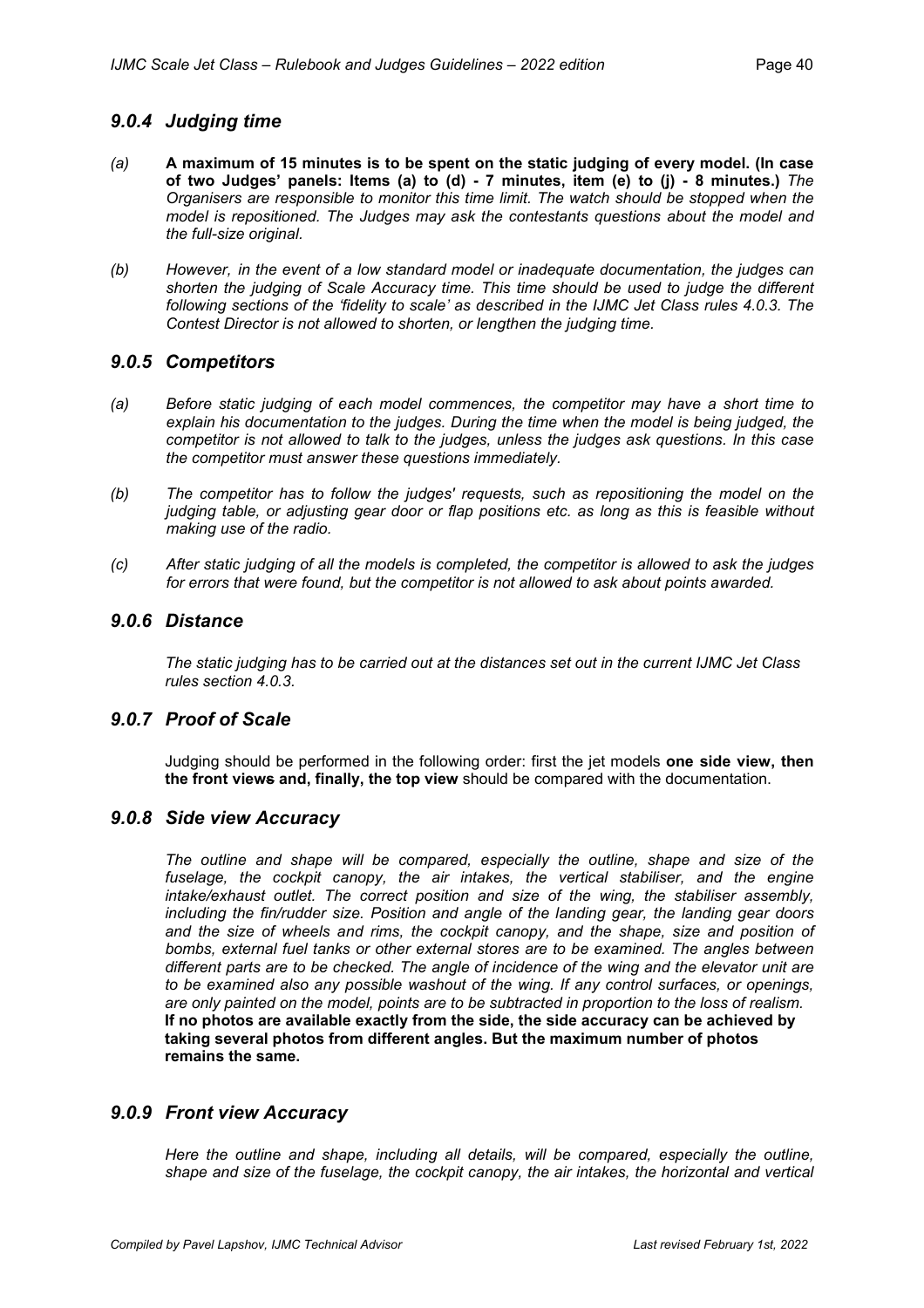### *9.0.4 Judging time*

*(a)* **A maximum of 15 minutes is to be spent on the static judging of every model. (In case of two Judges' panels: Items (a) to (d) - 7 minutes, item (e) to (j) - 8 minutes.)** *The Organisers are responsible to monitor this time limit. The watch should be stopped when the model is repositioned. The Judges may ask the contestants questions about the model and the full-size original.*

*(b) However, in the event of a low standard model or inadequate documentation, the judges can shorten the judging of Scale Accuracy time. This time should be used to judge the different following sections of the 'fidelity to scale' as described in the IJMC Jet Class rules 4.0.3. The Contest Director is not allowed to shorten, or lengthen the judging time.*

### *9.0.5 Competitors*

*(a) Before static judging of each model commences, the competitor may have a short time to explain his documentation to the judges. During the time when the model is being judged, the competitor is not allowed to talk to the judges, unless the judges ask questions. In this case the competitor must answer these questions immediately.*

*(b) The competitor has to follow the judges' requests, such as repositioning the model on the judging table, or adjusting gear door or flap positions etc. as long as this is feasible without making use of the radio.*

*(c) After static judging of all the models is completed, the competitor is allowed to ask the judges for errors that were found, but the competitor is not allowed to ask about points awarded.*

### *9.0.6 Distance*

*The static judging has to be carried out at the distances set out in the current IJMC Jet Class rules section 4.0.3.*

### *9.0.7 Proof of Scale*

Judging should be performed in the following order: first the jet models **one side view, then the front views and, finally, the top view** should be compared with the documentation.

### *9.0.8 Side view Accuracy*

*The outline and shape will be compared, especially the outline, shape and size of the fuselage, the cockpit canopy, the air intakes, the vertical stabiliser, and the engine intake/exhaust outlet. The correct position and size of the wing, the stabiliser assembly, including the fin/rudder size. Position and angle of the landing gear, the landing gear doors and the size of wheels and rims, the cockpit canopy, and the shape, size and position of bombs, external fuel tanks or other external stores are to be examined. The angles between different parts are to be checked. The angle of incidence of the wing and the elevator unit are to be examined also any possible washout of the wing. If any control surfaces, or openings, are only painted on the model, points are to be subtracted in proportion to the loss of realism.*
**If no photos are available exactly from the side, the side accuracy can be achieved by taking several photos from different angles. But the maximum number of photos remains the same.**

### *9.0.9 Front view Accuracy*

*Here the outline and shape, including all details, will be compared, especially the outline, shape and size of the fuselage, the cockpit canopy, the air intakes, the horizontal and vertical*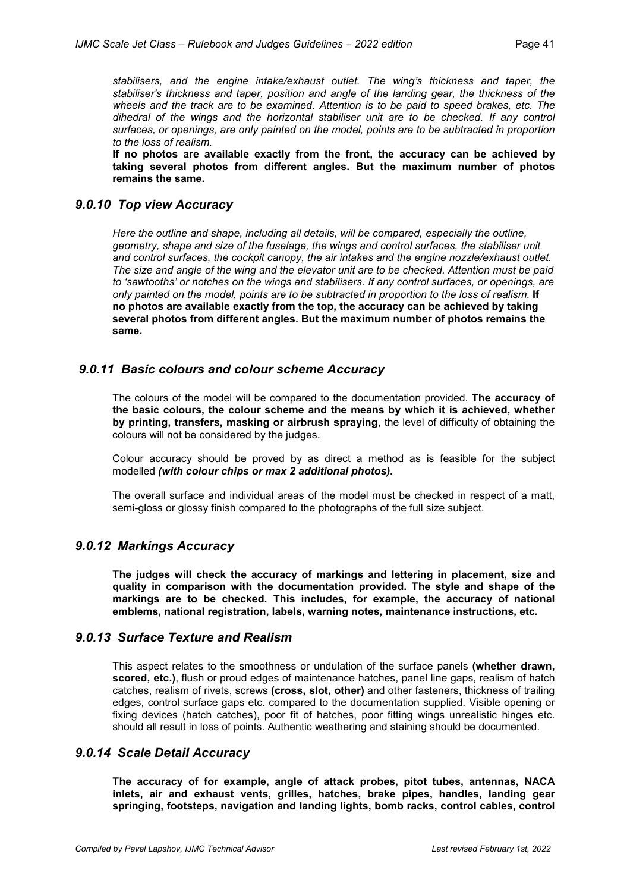*stabilisers, and the engine intake/exhaust outlet. The wing's thickness and taper, the stabiliser's thickness and taper, position and angle of the landing gear, the thickness of the wheels and the track are to be examined. Attention is to be paid to speed brakes, etc. The dihedral of the wings and the horizontal stabiliser unit are to be checked. If any control surfaces, or openings, are only painted on the model, points are to be subtracted in proportion to the loss of realism.*

**If no photos are available exactly from the front, the accuracy can be achieved by taking several photos from different angles. But the maximum number of photos remains the same.**

### *9.0.10 Top view Accuracy*

*Here the outline and shape, including all details, will be compared, especially the outline, geometry, shape and size of the fuselage, the wings and control surfaces, the stabiliser unit and control surfaces, the cockpit canopy, the air intakes and the engine nozzle/exhaust outlet. The size and angle of the wing and the elevator unit are to be checked. Attention must be paid to 'sawtooths' or notches on the wings and stabilisers. If any control surfaces, or openings, are only painted on the model, points are to be subtracted in proportion to the loss of realism.* **If no photos are available exactly from the top, the accuracy can be achieved by taking several photos from different angles. But the maximum number of photos remains the same.**

### *9.0.11 Basic colours and colour scheme Accuracy*

The colours of the model will be compared to the documentation provided. **The accuracy of the basic colours, the colour scheme and the means by which it is achieved, whether by printing, transfers, masking or airbrush spraying**, the level of difficulty of obtaining the colours will not be considered by the judges.

Colour accuracy should be proved by as direct a method as is feasible for the subject modelled ***(with colour chips or max 2 additional photos)*.**

The overall surface and individual areas of the model must be checked in respect of a matt, semi-gloss or glossy finish compared to the photographs of the full size subject.

### *9.0.12 Markings Accuracy*

**The judges will check the accuracy of markings and lettering in placement, size and quality in comparison with the documentation provided. The style and shape of the markings are to be checked. This includes, for example, the accuracy of national emblems, national registration, labels, warning notes, maintenance instructions, etc.**

### *9.0.13 Surface Texture and Realism*

This aspect relates to the smoothness or undulation of the surface panels **(whether drawn, scored, etc.)**, flush or proud edges of maintenance hatches, panel line gaps, realism of hatch catches, realism of rivets, screws **(cross, slot, other)** and other fasteners, thickness of trailing edges, control surface gaps etc. compared to the documentation supplied. Visible opening or fixing devices (hatch catches), poor fit of hatches, poor fitting wings unrealistic hinges etc. should all result in loss of points. Authentic weathering and staining should be documented.

### *9.0.14 Scale Detail Accuracy*

**The accuracy of for example, angle of attack probes, pitot tubes, antennas, NACA inlets, air and exhaust vents, grilles, hatches, brake pipes, handles, landing gear springing, footsteps, navigation and landing lights, bomb racks, control cables, control**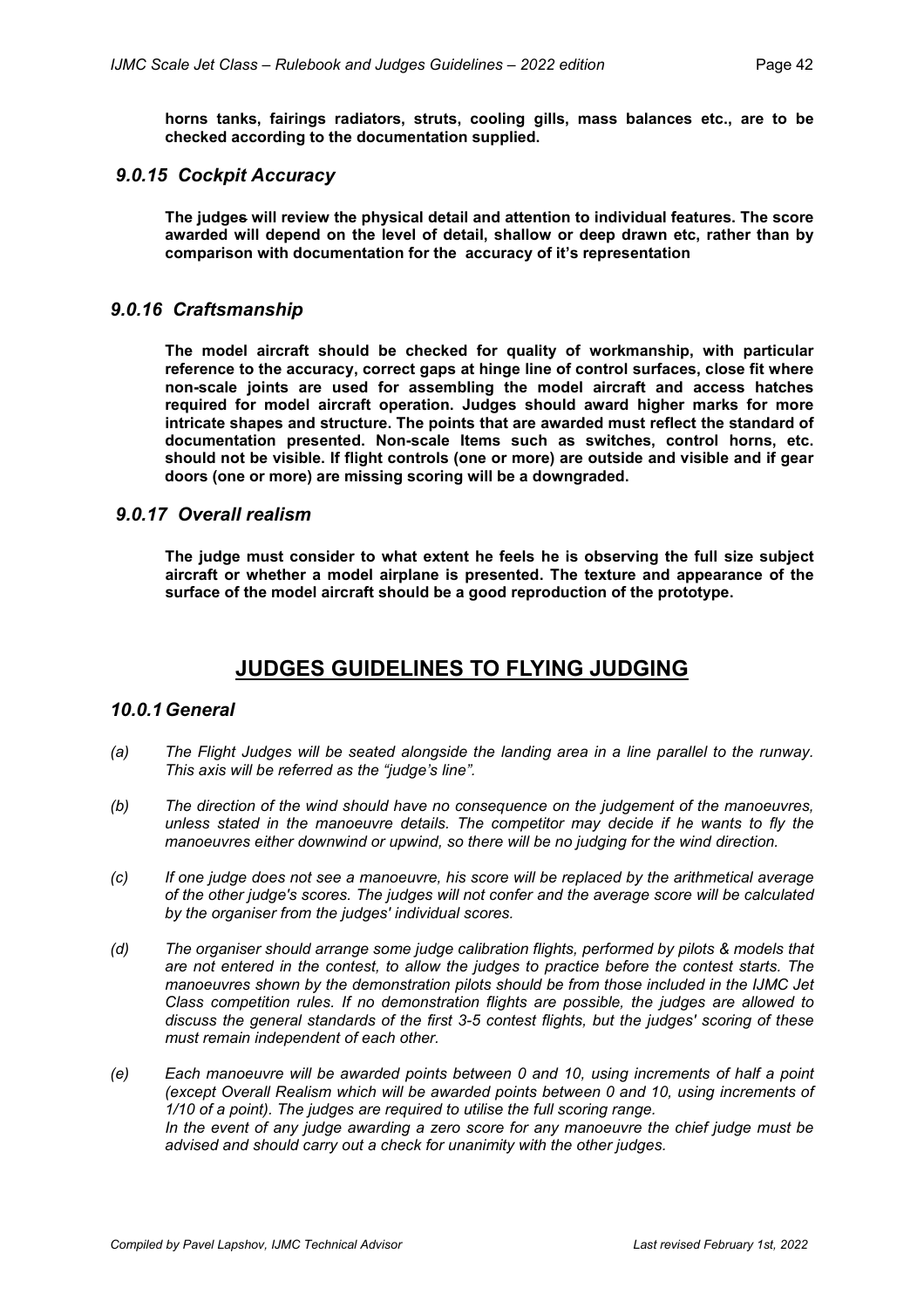**horns tanks, fairings radiators, struts, cooling gills, mass balances etc., are to be checked according to the documentation supplied.**

### *9.0.15 Cockpit Accuracy*

**The judges will review the physical detail and attention to individual features. The score awarded will depend on the level of detail, shallow or deep drawn etc, rather than by comparison with documentation for the accuracy of it's representation**

### *9.0.16 Craftsmanship*

**The model aircraft should be checked for quality of workmanship, with particular reference to the accuracy, correct gaps at hinge line of control surfaces, close fit where non-scale joints are used for assembling the model aircraft and access hatches required for model aircraft operation. Judges should award higher marks for more intricate shapes and structure. The points that are awarded must reflect the standard of documentation presented. Non-scale Items such as switches, control horns, etc. should not be visible. If flight controls (one or more) are outside and visible and if gear doors (one or more) are missing scoring will be a downgraded.**

### *9.0.17 Overall realism*

**The judge must consider to what extent he feels he is observing the full size subject aircraft or whether a model airplane is presented. The texture and appearance of the surface of the model aircraft should be a good reproduction of the prototype.**

## JUDGES GUIDELINES TO FLYING JUDGING

### *10.0.1 General*

*(a) The Flight Judges will be seated alongside the landing area in a line parallel to the runway. This axis will be referred as the "judge's line".*

*(b) The direction of the wind should have no consequence on the judgement of the manoeuvres, unless stated in the manoeuvre details. The competitor may decide if he wants to fly the manoeuvres either downwind or upwind, so there will be no judging for the wind direction.*

*(c) If one judge does not see a manoeuvre, his score will be replaced by the arithmetical average of the other judge's scores. The judges will not confer and the average score will be calculated by the organiser from the judges' individual scores.*

*(d) The organiser should arrange some judge calibration flights, performed by pilots & models that are not entered in the contest, to allow the judges to practice before the contest starts. The manoeuvres shown by the demonstration pilots should be from those included in the IJMC Jet Class competition rules. If no demonstration flights are possible, the judges are allowed to discuss the general standards of the first 3-5 contest flights, but the judges' scoring of these must remain independent of each other.*

*(e) Each manoeuvre will be awarded points between 0 and 10, using increments of half a point (except Overall Realism which will be awarded points between 0 and 10, using increments of 1/10 of a point). The judges are required to utilise the full scoring range.*
*In the event of any judge awarding a zero score for any manoeuvre the chief judge must be advised and should carry out a check for unanimity with the other judges.*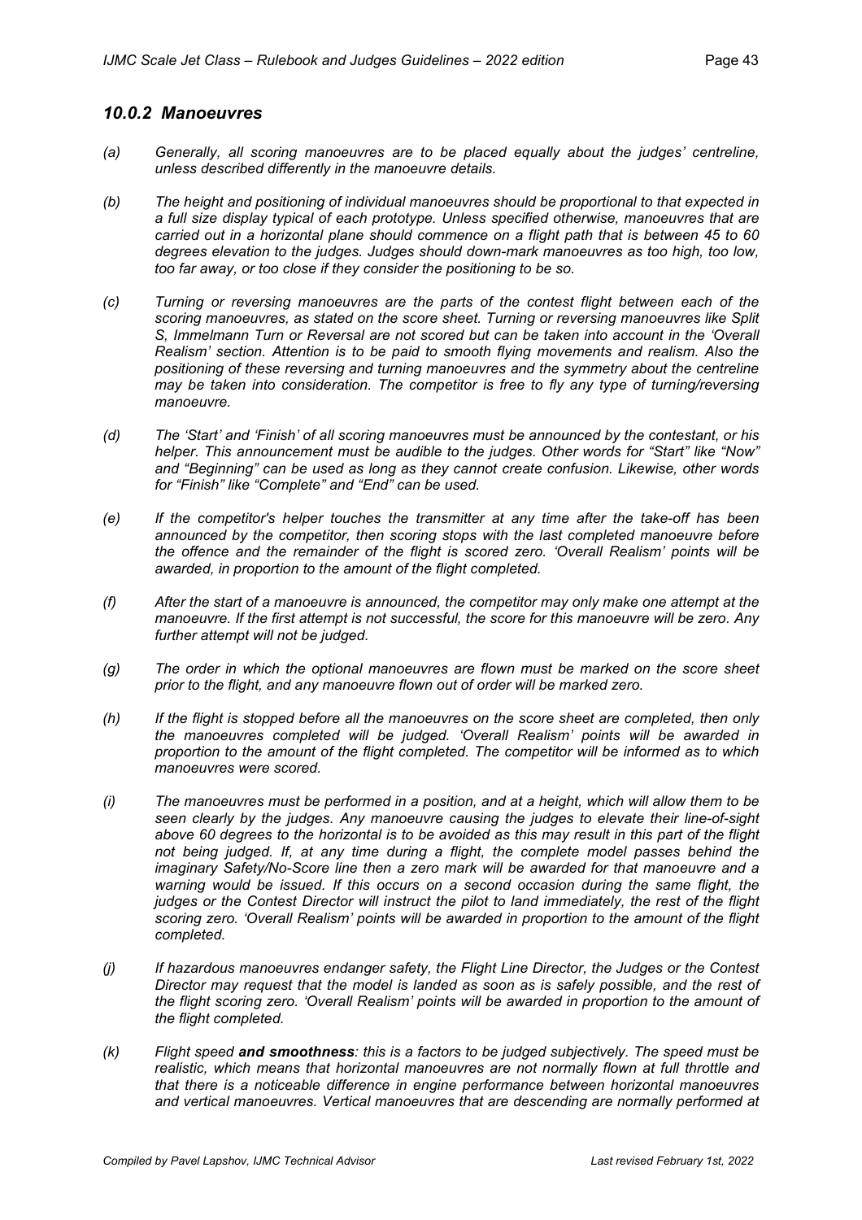### *10.0.2 Manoeuvres*

*(a) Generally, all scoring manoeuvres are to be placed equally about the judges' centreline, unless described differently in the manoeuvre details.*

*(b) The height and positioning of individual manoeuvres should be proportional to that expected in a full size display typical of each prototype. Unless specified otherwise, manoeuvres that are carried out in a horizontal plane should commence on a flight path that is between 45 to 60 degrees elevation to the judges. Judges should down-mark manoeuvres as too high, too low, too far away, or too close if they consider the positioning to be so.*

*(c) Turning or reversing manoeuvres are the parts of the contest flight between each of the scoring manoeuvres, as stated on the score sheet. Turning or reversing manoeuvres like Split S, Immelmann Turn or Reversal are not scored but can be taken into account in the 'Overall Realism' section. Attention is to be paid to smooth flying movements and realism. Also the positioning of these reversing and turning manoeuvres and the symmetry about the centreline may be taken into consideration. The competitor is free to fly any type of turning/reversing manoeuvre.*

*(d) The 'Start' and 'Finish' of all scoring manoeuvres must be announced by the contestant, or his helper. This announcement must be audible to the judges. Other words for "Start" like "Now" and "Beginning" can be used as long as they cannot create confusion. Likewise, other words for "Finish" like "Complete" and "End" can be used.*

*(e) If the competitor's helper touches the transmitter at any time after the take-off has been announced by the competitor, then scoring stops with the last completed manoeuvre before the offence and the remainder of the flight is scored zero. 'Overall Realism' points will be awarded, in proportion to the amount of the flight completed.*

*(f) After the start of a manoeuvre is announced, the competitor may only make one attempt at the manoeuvre. If the first attempt is not successful, the score for this manoeuvre will be zero. Any further attempt will not be judged.*

*(g) The order in which the optional manoeuvres are flown must be marked on the score sheet prior to the flight, and any manoeuvre flown out of order will be marked zero.*

*(h) If the flight is stopped before all the manoeuvres on the score sheet are completed, then only the manoeuvres completed will be judged. 'Overall Realism' points will be awarded in proportion to the amount of the flight completed. The competitor will be informed as to which manoeuvres were scored.*

*(i) The manoeuvres must be performed in a position, and at a height, which will allow them to be seen clearly by the judges. Any manoeuvre causing the judges to elevate their line-of-sight above 60 degrees to the horizontal is to be avoided as this may result in this part of the flight not being judged. If, at any time during a flight, the complete model passes behind the imaginary Safety/No-Score line then a zero mark will be awarded for that manoeuvre and a warning would be issued. If this occurs on a second occasion during the same flight, the judges or the Contest Director will instruct the pilot to land immediately, the rest of the flight scoring zero. 'Overall Realism' points will be awarded in proportion to the amount of the flight completed.*

*(j) If hazardous manoeuvres endanger safety, the Flight Line Director, the Judges or the Contest Director may request that the model is landed as soon as is safely possible, and the rest of the flight scoring zero. 'Overall Realism' points will be awarded in proportion to the amount of the flight completed.*

*(k) Flight speed **and smoothness**: this is a factors to be judged subjectively. The speed must be realistic, which means that horizontal manoeuvres are not normally flown at full throttle and that there is a noticeable difference in engine performance between horizontal manoeuvres and vertical manoeuvres. Vertical manoeuvres that are descending are normally performed at*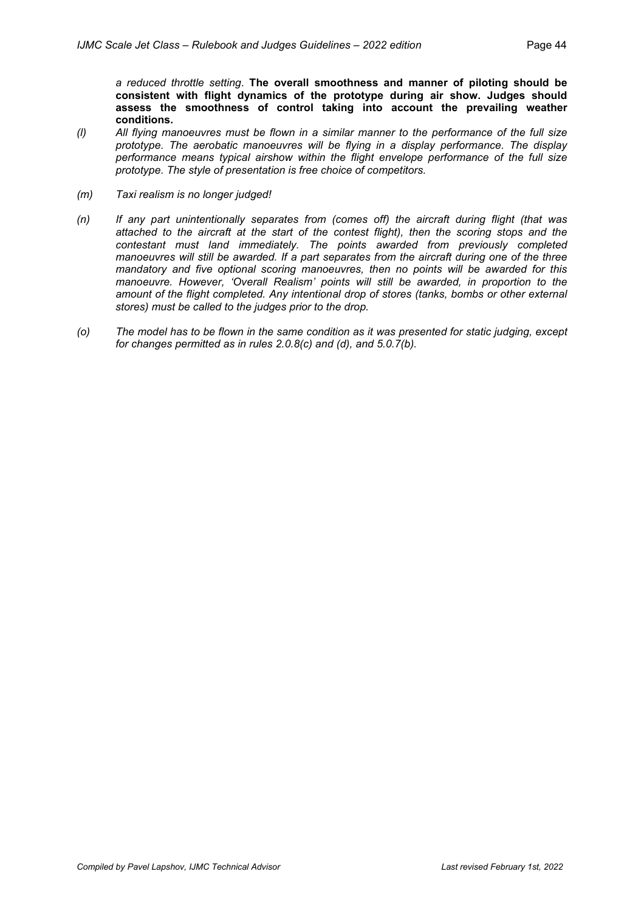*a reduced throttle setting*. **The overall smoothness and manner of piloting should be consistent with flight dynamics of the prototype during air show. Judges should assess the smoothness of control taking into account the prevailing weather conditions.**

*(l) All flying manoeuvres must be flown in a similar manner to the performance of the full size prototype. The aerobatic manoeuvres will be flying in a display performance. The display performance means typical airshow within the flight envelope performance of the full size prototype. The style of presentation is free choice of competitors.*

*(m) Taxi realism is no longer judged!*

*(n) If any part unintentionally separates from (comes off) the aircraft during flight (that was attached to the aircraft at the start of the contest flight), then the scoring stops and the contestant must land immediately. The points awarded from previously completed manoeuvres will still be awarded. If a part separates from the aircraft during one of the three mandatory and five optional scoring manoeuvres, then no points will be awarded for this manoeuvre. However, 'Overall Realism' points will still be awarded, in proportion to the amount of the flight completed. Any intentional drop of stores (tanks, bombs or other external stores) must be called to the judges prior to the drop.*

*(o) The model has to be flown in the same condition as it was presented for static judging, except for changes permitted as in rules 2.0.8(c) and (d), and 5.0.7(b).*